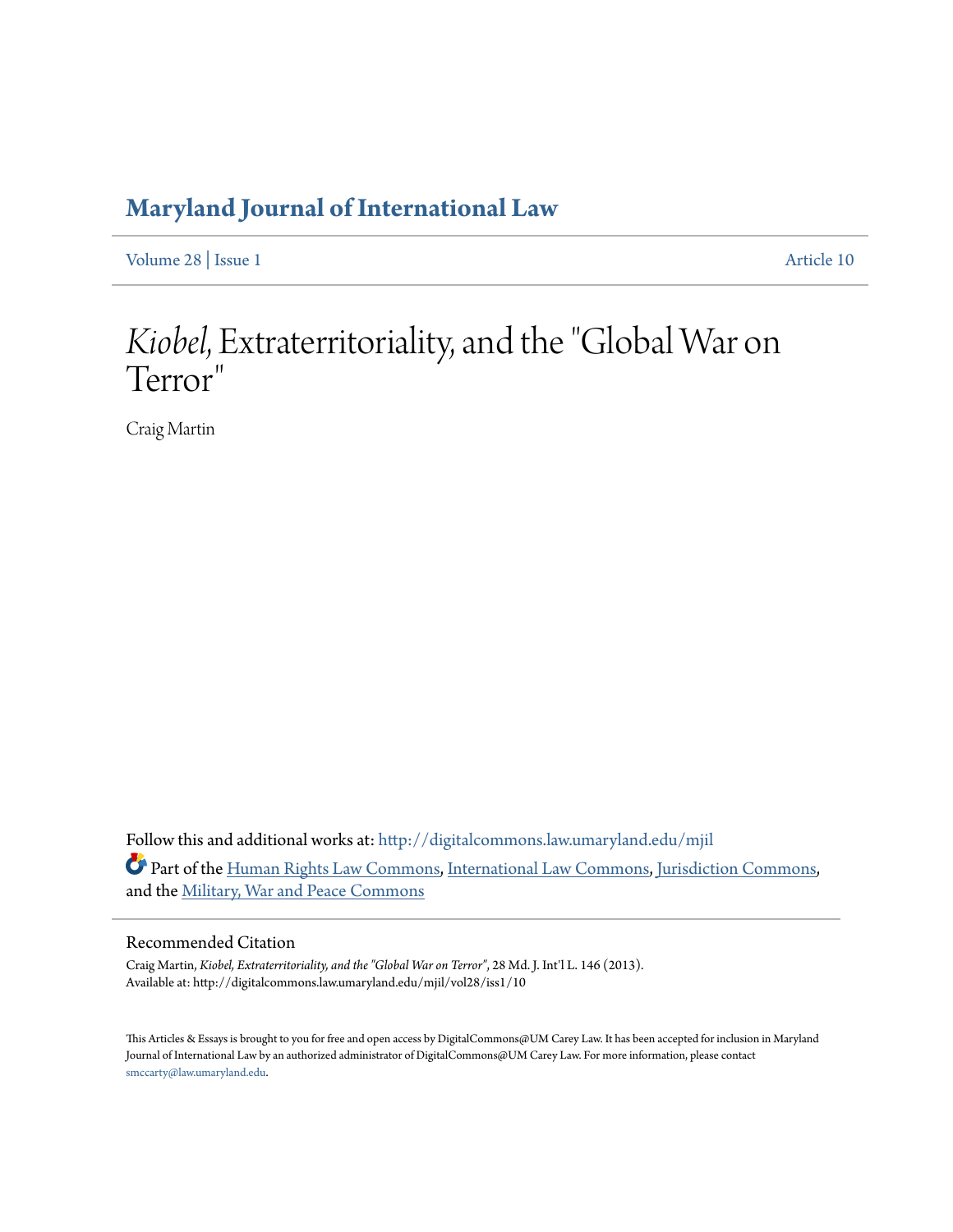# Maryland Journal of International Law

Volume 28 | Issue 1 Article 10

# *Kiobel*, Extraterritoriality, and the "Global War on Terror"

Craig Martin

Follow this and additional works at: http://digitalcommons.law.umaryland.edu/mjil

Part of the Human Rights Law Commons, International Law Commons, Jurisdiction Commons, and the Military, War and Peace Commons

## Recommended Citation

Craig Martin, *Kiobel, Extraterritoriality, and the "Global War on Terror"*, 28 Md. J. Int'l L. 146 (2013).
Available at: http://digitalcommons.law.umaryland.edu/mjil/vol28/iss1/10

This Articles & Essays is brought to you for free and open access by DigitalCommons@UM Carey Law. It has been accepted for inclusion in Maryland Journal of International Law by an authorized administrator of DigitalCommons@UM Carey Law. For more information, please contact smccarty@law.umaryland.edu.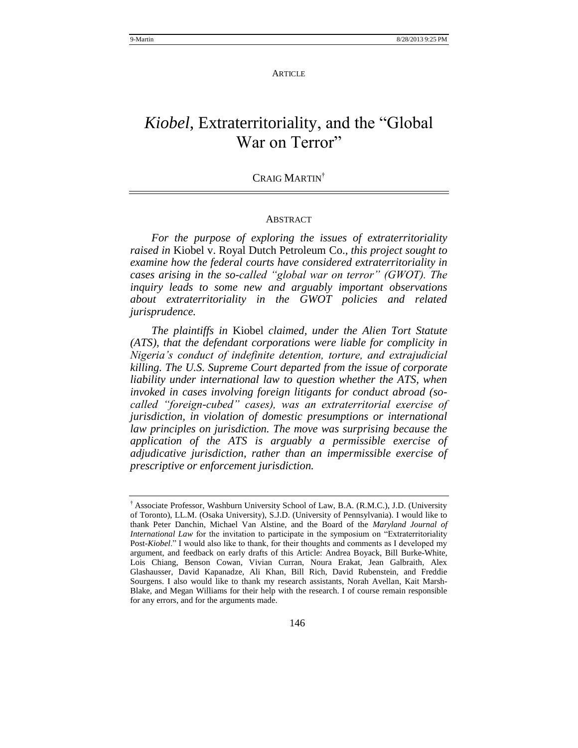ARTICLE

# *Kiobel*, Extraterritoriality, and the "Global War on Terror"

CRAIG MARTIN[†]

## ABSTRACT

*For the purpose of exploring the issues of extraterritoriality raised in* Kiobel v. Royal Dutch Petroleum Co.*, this project sought to examine how the federal courts have considered extraterritoriality in cases arising in the so-called "global war on terror" (GWOT). The inquiry leads to some new and arguably important observations about extraterritoriality in the GWOT policies and related jurisprudence.*

*The plaintiffs in* Kiobel *claimed, under the Alien Tort Statute (ATS), that the defendant corporations were liable for complicity in Nigeria's conduct of indefinite detention, torture, and extrajudicial killing. The U.S. Supreme Court departed from the issue of corporate liability under international law to question whether the ATS, when invoked in cases involving foreign litigants for conduct abroad (so-called "foreign-cubed" cases), was an extraterritorial exercise of jurisdiction, in violation of domestic presumptions or international law principles on jurisdiction. The move was surprising because the application of the ATS is arguably a permissible exercise of adjudicative jurisdiction, rather than an impermissible exercise of prescriptive or enforcement jurisdiction.*

---

[†] Associate Professor, Washburn University School of Law, B.A. (R.M.C.), J.D. (University of Toronto), LL.M. (Osaka University), S.J.D. (University of Pennsylvania). I would like to thank Peter Danchin, Michael Van Alstine, and the Board of the *Maryland Journal of International Law* for the invitation to participate in the symposium on "Extraterritoriality Post-*Kiobel*." I would also like to thank, for their thoughts and comments as I developed my argument, and feedback on early drafts of this Article: Andrea Boyack, Bill Burke-White, Lois Chiang, Benson Cowan, Vivian Curran, Noura Erakat, Jean Galbraith, Alex Glashausser, David Kapanadze, Ali Khan, Bill Rich, David Rubenstein, and Freddie Sourgens. I also would like to thank my research assistants, Norah Avellan, Kait Marsh-Blake, and Megan Williams for their help with the research. I of course remain responsible for any errors, and for the arguments made.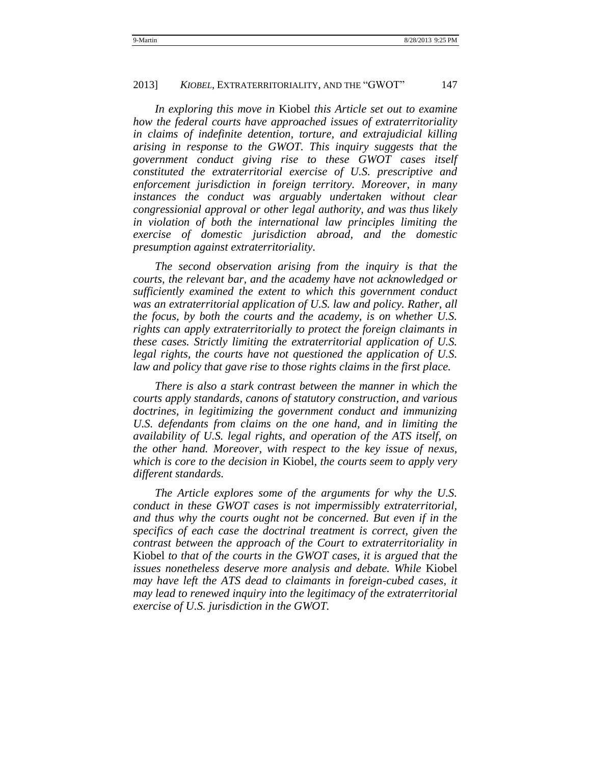*In exploring this move in* Kiobel *this Article set out to examine how the federal courts have approached issues of extraterritoriality in claims of indefinite detention, torture, and extrajudicial killing arising in response to the GWOT. This inquiry suggests that the government conduct giving rise to these GWOT cases itself constituted the extraterritorial exercise of U.S. prescriptive and enforcement jurisdiction in foreign territory. Moreover, in many instances the conduct was arguably undertaken without clear congressionial approval or other legal authority, and was thus likely in violation of both the international law principles limiting the exercise of domestic jurisdiction abroad, and the domestic presumption against extraterritoriality.*

*The second observation arising from the inquiry is that the courts, the relevant bar, and the academy have not acknowledged or sufficiently examined the extent to which this government conduct was an extraterritorial application of U.S. law and policy. Rather, all the focus, by both the courts and the academy, is on whether U.S. rights can apply extraterritorially to protect the foreign claimants in these cases. Strictly limiting the extraterritorial application of U.S. legal rights, the courts have not questioned the application of U.S. law and policy that gave rise to those rights claims in the first place.*

*There is also a stark contrast between the manner in which the courts apply standards, canons of statutory construction, and various doctrines, in legitimizing the government conduct and immunizing U.S. defendants from claims on the one hand, and in limiting the availability of U.S. legal rights, and operation of the ATS itself, on the other hand. Moreover, with respect to the key issue of nexus, which is core to the decision in* Kiobel*, the courts seem to apply very different standards.*

*The Article explores some of the arguments for why the U.S. conduct in these GWOT cases is not impermissibly extraterritorial, and thus why the courts ought not be concerned. But even if in the specifics of each case the doctrinal treatment is correct, given the contrast between the approach of the Court to extraterritoriality in* Kiobel *to that of the courts in the GWOT cases, it is argued that the issues nonetheless deserve more analysis and debate. While* Kiobel *may have left the ATS dead to claimants in foreign-cubed cases, it may lead to renewed inquiry into the legitimacy of the extraterritorial exercise of U.S. jurisdiction in the GWOT.*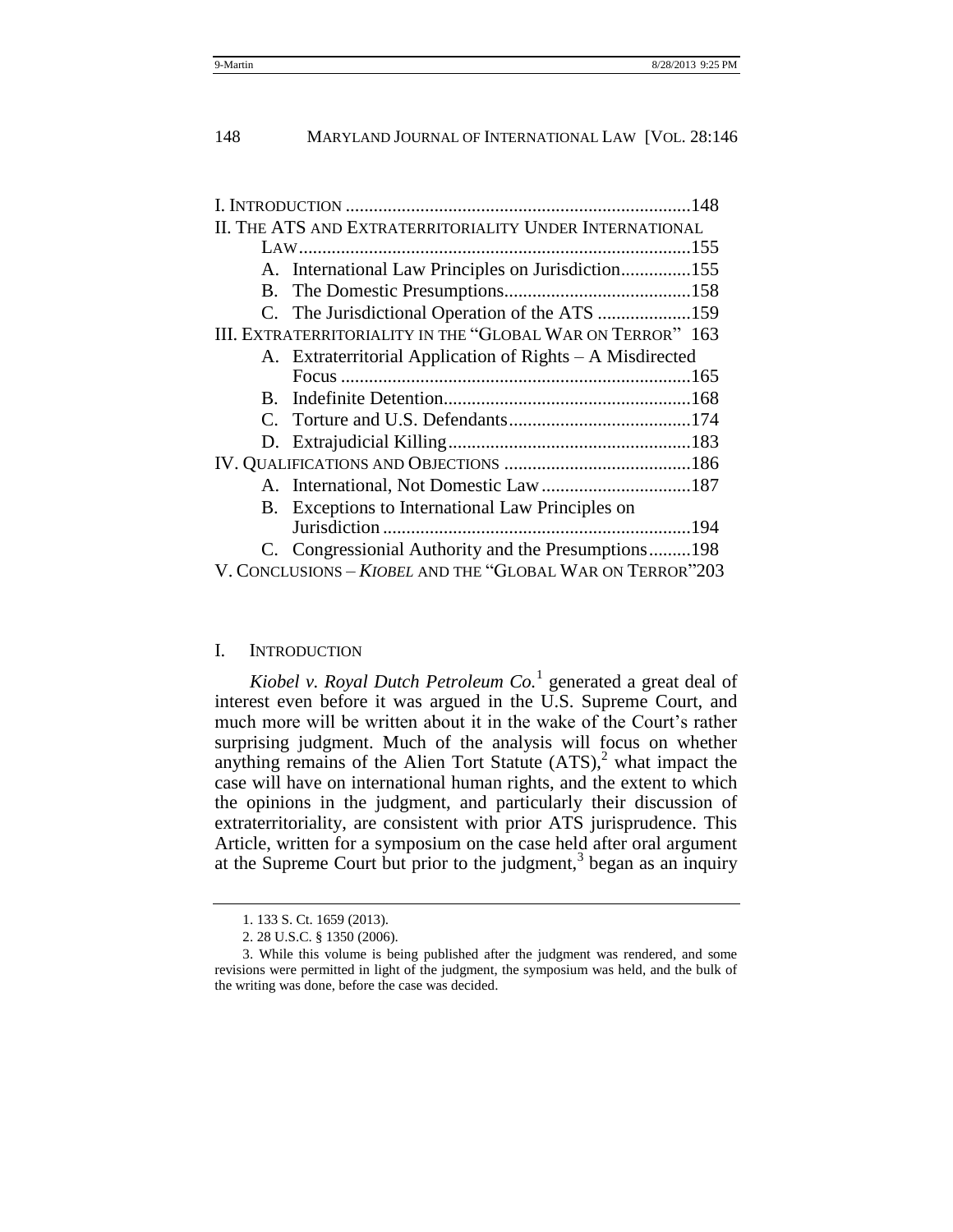I. INTRODUCTION ..........................................................................148
II. THE ATS AND EXTRATERRITORIALITY UNDER INTERNATIONAL LAW....................................................................................155
- A. International Law Principles on Jurisdiction...............155
- B. The Domestic Presumptions........................................158
- C. The Jurisdictional Operation of the ATS ....................159

III. EXTRATERRITORIALITY IN THE "GLOBAL WAR ON TERROR" 163
- A. Extraterritorial Application of Rights – A Misdirected Focus ..........................................................................165
- B. Indefinite Detention.....................................................168
- C. Torture and U.S. Defendants.......................................174
- D. Extrajudicial Killing....................................................183

IV. QUALIFICATIONS AND OBJECTIONS ........................................186
- A. International, Not Domestic Law ................................187
- B. Exceptions to International Law Principles on Jurisdiction ..................................................................194
- C. Congressional Authority and the Presumptions.........198

V. CONCLUSIONS – *KIOBEL* AND THE "GLOBAL WAR ON TERROR"203

## I. INTRODUCTION

*Kiobel v. Royal Dutch Petroleum Co.*[1] generated a great deal of interest even before it was argued in the U.S. Supreme Court, and much more will be written about it in the wake of the Court's rather surprising judgment. Much of the analysis will focus on whether anything remains of the Alien Tort Statute (ATS),[2] what impact the case will have on international human rights, and the extent to which the opinions in the judgment, and particularly their discussion of extraterritoriality, are consistent with prior ATS jurisprudence. This Article, written for a symposium on the case held after oral argument at the Supreme Court but prior to the judgment,[3] began as an inquiry

---

1. 133 S. Ct. 1659 (2013).

2. 28 U.S.C. § 1350 (2006).

3. While this volume is being published after the judgment was rendered, and some revisions were permitted in light of the judgment, the symposium was held, and the bulk of the writing was done, before the case was decided.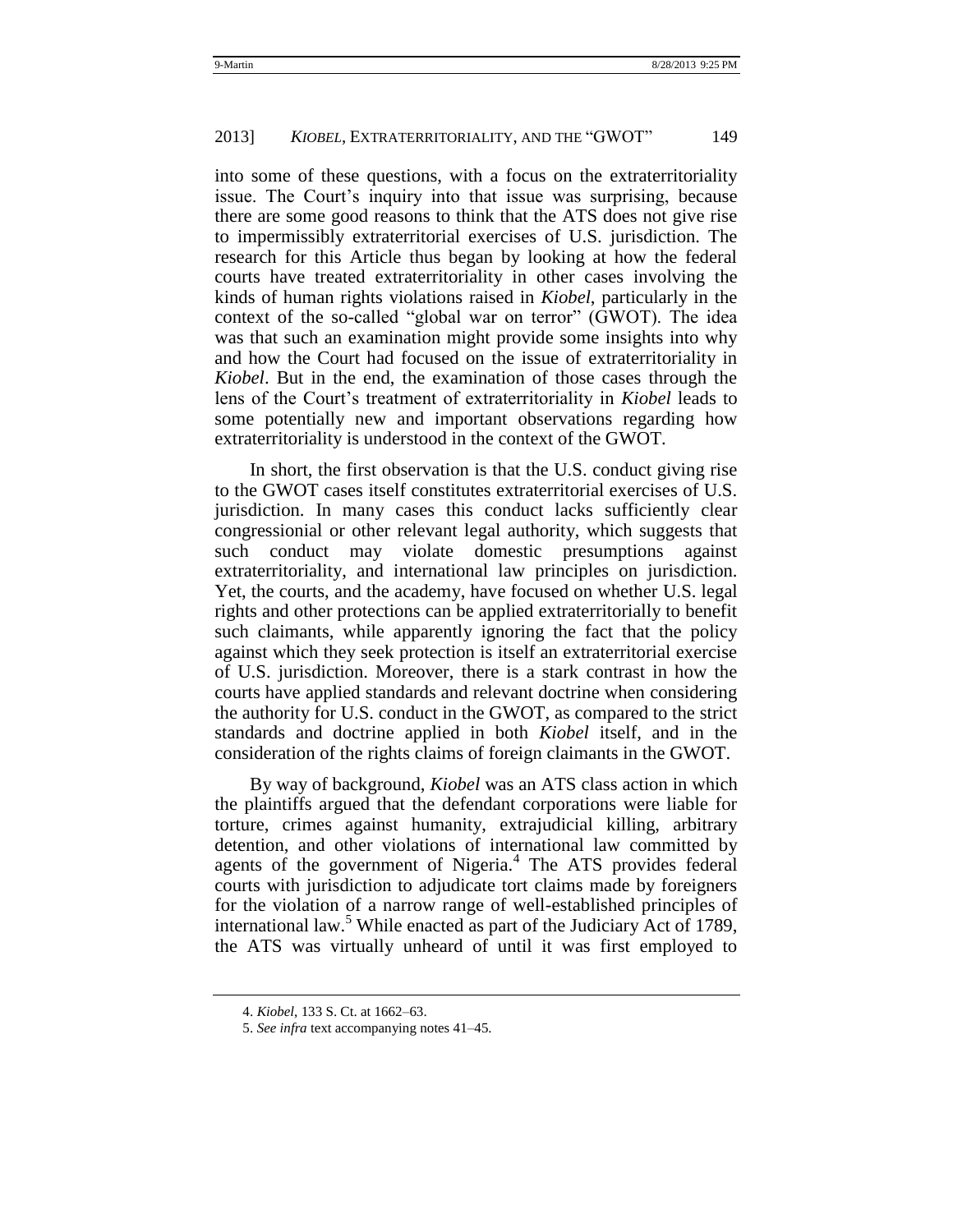into some of these questions, with a focus on the extraterritoriality issue. The Court's inquiry into that issue was surprising, because there are some good reasons to think that the ATS does not give rise to impermissibly extraterritorial exercises of U.S. jurisdiction. The research for this Article thus began by looking at how the federal courts have treated extraterritoriality in other cases involving the kinds of human rights violations raised in *Kiobel*, particularly in the context of the so-called "global war on terror" (GWOT). The idea was that such an examination might provide some insights into why and how the Court had focused on the issue of extraterritoriality in *Kiobel*. But in the end, the examination of those cases through the lens of the Court's treatment of extraterritoriality in *Kiobel* leads to some potentially new and important observations regarding how extraterritoriality is understood in the context of the GWOT.

In short, the first observation is that the U.S. conduct giving rise to the GWOT cases itself constitutes extraterritorial exercises of U.S. jurisdiction. In many cases this conduct lacks sufficiently clear congressionial or other relevant legal authority, which suggests that such conduct may violate domestic presumptions against extraterritoriality, and international law principles on jurisdiction. Yet, the courts, and the academy, have focused on whether U.S. legal rights and other protections can be applied extraterritorially to benefit such claimants, while apparently ignoring the fact that the policy against which they seek protection is itself an extraterritorial exercise of U.S. jurisdiction. Moreover, there is a stark contrast in how the courts have applied standards and relevant doctrine when considering the authority for U.S. conduct in the GWOT, as compared to the strict standards and doctrine applied in both *Kiobel* itself, and in the consideration of the rights claims of foreign claimants in the GWOT.

By way of background, *Kiobel* was an ATS class action in which the plaintiffs argued that the defendant corporations were liable for torture, crimes against humanity, extrajudicial killing, arbitrary detention, and other violations of international law committed by agents of the government of Nigeria.[4] The ATS provides federal courts with jurisdiction to adjudicate tort claims made by foreigners for the violation of a narrow range of well-established principles of international law.[5] While enacted as part of the Judiciary Act of 1789, the ATS was virtually unheard of until it was first employed to

4. *Kiobel*, 133 S. Ct. at 1662–63.

5. *See infra* text accompanying notes 41–45.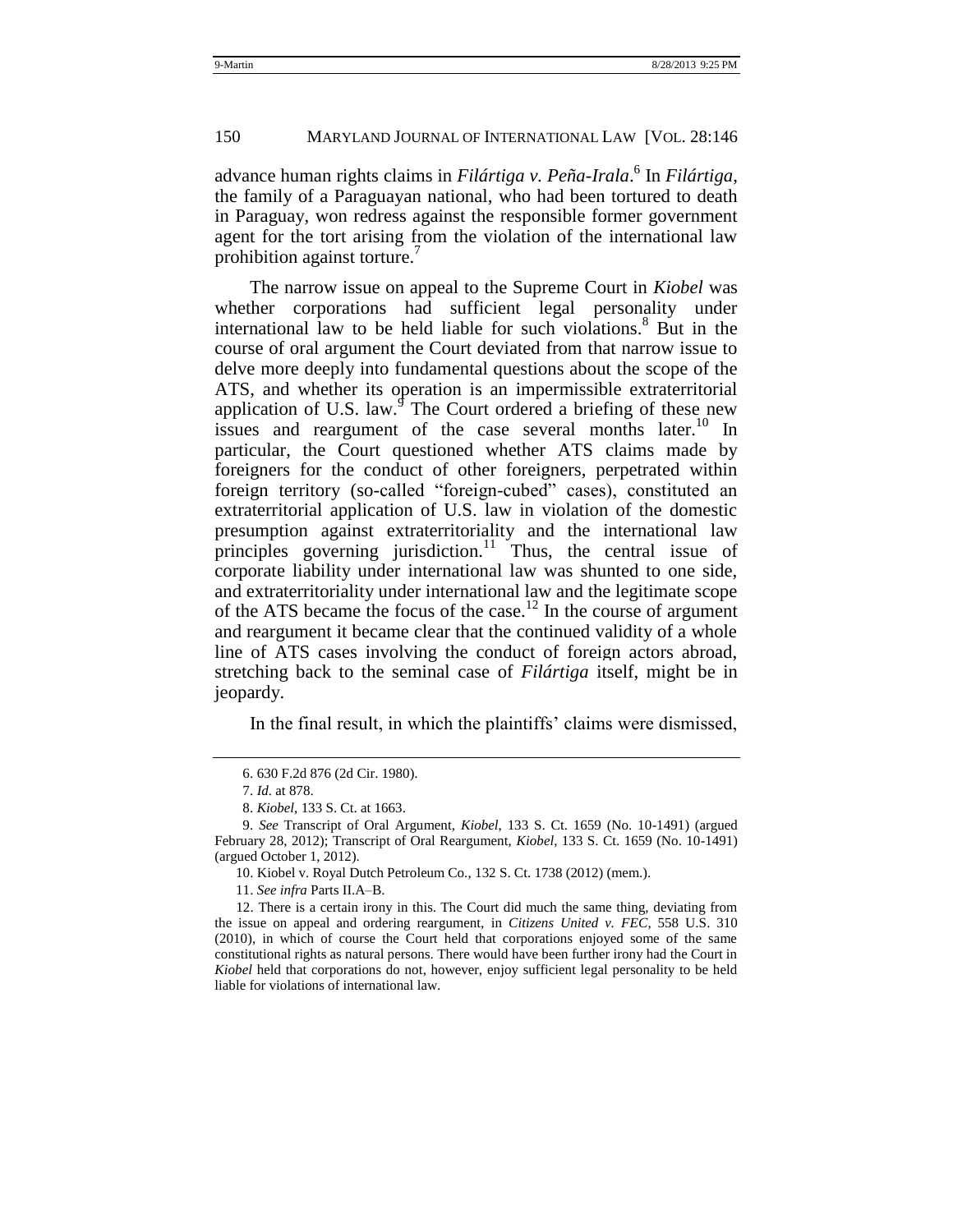advance human rights claims in *Filártiga v. Peña-Irala*.[6] In *Filártiga*, the family of a Paraguayan national, who had been tortured to death in Paraguay, won redress against the responsible former government agent for the tort arising from the violation of the international law prohibition against torture.[7]

The narrow issue on appeal to the Supreme Court in *Kiobel* was whether corporations had sufficient legal personality under international law to be held liable for such violations.[8] But in the course of oral argument the Court deviated from that narrow issue to delve more deeply into fundamental questions about the scope of the ATS, and whether its operation is an impermissible extraterritorial application of U.S. law.[9] The Court ordered a briefing of these new issues and reargument of the case several months later.[10] In particular, the Court questioned whether ATS claims made by foreigners for the conduct of other foreigners, perpetrated within foreign territory (so-called "foreign-cubed" cases), constituted an extraterritorial application of U.S. law in violation of the domestic presumption against extraterritoriality and the international law principles governing jurisdiction.[11] Thus, the central issue of corporate liability under international law was shunted to one side, and extraterritoriality under international law and the legitimate scope of the ATS became the focus of the case.[12] In the course of argument and reargument it became clear that the continued validity of a whole line of ATS cases involving the conduct of foreign actors abroad, stretching back to the seminal case of *Filártiga* itself, might be in jeopardy.

In the final result, in which the plaintiffs' claims were dismissed,

---

6. 630 F.2d 876 (2d Cir. 1980).

7. *Id.* at 878.

8. *Kiobel*, 133 S. Ct. at 1663.

9. *See* Transcript of Oral Argument, *Kiobel*, 133 S. Ct. 1659 (No. 10-1491) (argued February 28, 2012); Transcript of Oral Reargument, *Kiobel*, 133 S. Ct. 1659 (No. 10-1491) (argued October 1, 2012).

10. Kiobel v. Royal Dutch Petroleum Co., 132 S. Ct. 1738 (2012) (mem.).

11. *See infra* Parts II.A–B.

12. There is a certain irony in this. The Court did much the same thing, deviating from the issue on appeal and ordering reargument, in *Citizens United v. FEC*, 558 U.S. 310 (2010), in which of course the Court held that corporations enjoyed some of the same constitutional rights as natural persons. There would have been further irony had the Court in *Kiobel* held that corporations do not, however, enjoy sufficient legal personality to be held liable for violations of international law.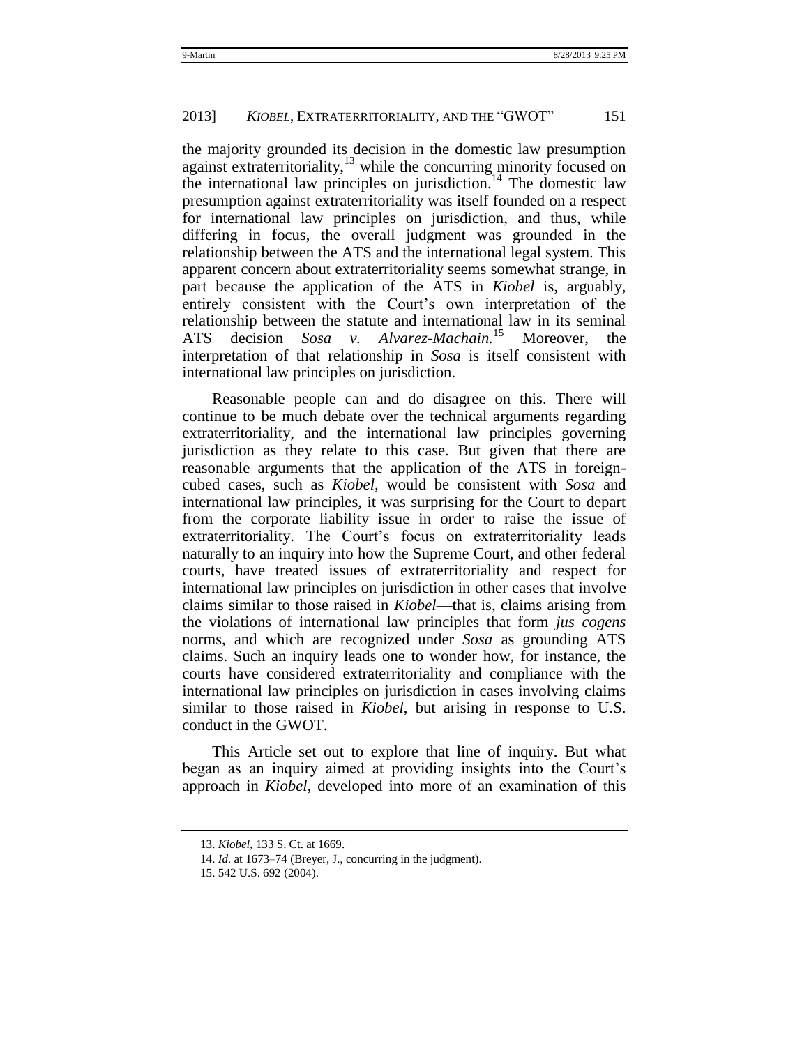the majority grounded its decision in the domestic law presumption against extraterritoriality,[13] while the concurring minority focused on the international law principles on jurisdiction.[14] The domestic law presumption against extraterritoriality was itself founded on a respect for international law principles on jurisdiction, and thus, while differing in focus, the overall judgment was grounded in the relationship between the ATS and the international legal system. This apparent concern about extraterritoriality seems somewhat strange, in part because the application of the ATS in *Kiobel* is, arguably, entirely consistent with the Court's own interpretation of the relationship between the statute and international law in its seminal ATS decision *Sosa v. Alvarez-Machain.*[15] Moreover, the interpretation of that relationship in *Sosa* is itself consistent with international law principles on jurisdiction.

Reasonable people can and do disagree on this. There will continue to be much debate over the technical arguments regarding extraterritoriality, and the international law principles governing jurisdiction as they relate to this case. But given that there are reasonable arguments that the application of the ATS in foreign-cubed cases, such as *Kiobel,* would be consistent with *Sosa* and international law principles, it was surprising for the Court to depart from the corporate liability issue in order to raise the issue of extraterritoriality. The Court's focus on extraterritoriality leads naturally to an inquiry into how the Supreme Court, and other federal courts, have treated issues of extraterritoriality and respect for international law principles on jurisdiction in other cases that involve claims similar to those raised in *Kiobel*—that is, claims arising from the violations of international law principles that form *jus cogens* norms, and which are recognized under *Sosa* as grounding ATS claims. Such an inquiry leads one to wonder how, for instance, the courts have considered extraterritoriality and compliance with the international law principles on jurisdiction in cases involving claims similar to those raised in *Kiobel*, but arising in response to U.S. conduct in the GWOT.

This Article set out to explore that line of inquiry. But what began as an inquiry aimed at providing insights into the Court's approach in *Kiobel,* developed into more of an examination of this

13. *Kiobel*, 133 S. Ct. at 1669.

14. *Id.* at 1673–74 (Breyer, J., concurring in the judgment).

15. 542 U.S. 692 (2004).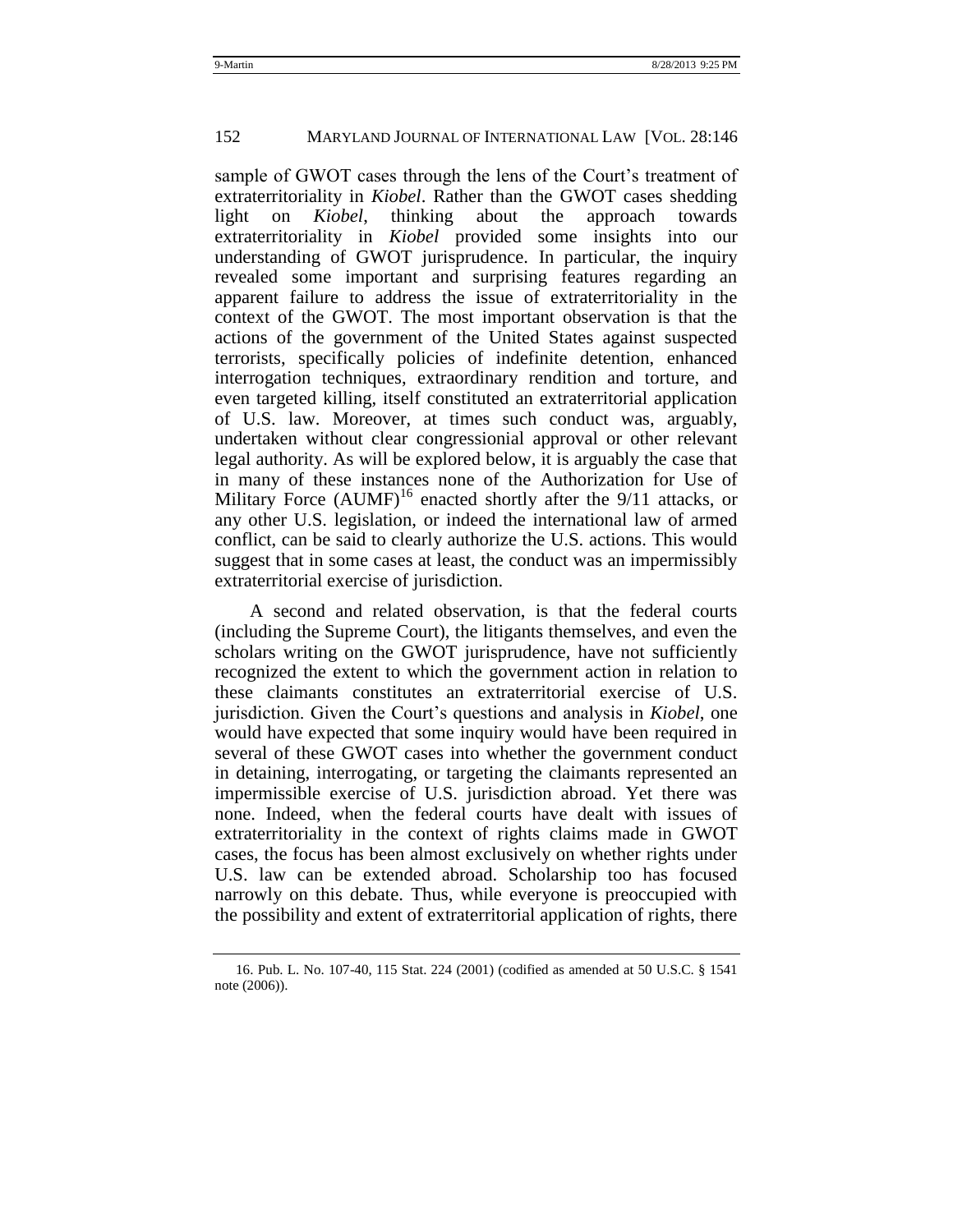sample of GWOT cases through the lens of the Court's treatment of extraterritoriality in *Kiobel*. Rather than the GWOT cases shedding light on *Kiobel*, thinking about the approach towards extraterritoriality in *Kiobel* provided some insights into our understanding of GWOT jurisprudence. In particular, the inquiry revealed some important and surprising features regarding an apparent failure to address the issue of extraterritoriality in the context of the GWOT. The most important observation is that the actions of the government of the United States against suspected terrorists, specifically policies of indefinite detention, enhanced interrogation techniques, extraordinary rendition and torture, and even targeted killing, itself constituted an extraterritorial application of U.S. law. Moreover, at times such conduct was, arguably, undertaken without clear congressionial approval or other relevant legal authority. As will be explored below, it is arguably the case that in many of these instances none of the Authorization for Use of Military Force (AUMF)[16] enacted shortly after the 9/11 attacks, or any other U.S. legislation, or indeed the international law of armed conflict, can be said to clearly authorize the U.S. actions. This would suggest that in some cases at least, the conduct was an impermissibly extraterritorial exercise of jurisdiction.

A second and related observation, is that the federal courts (including the Supreme Court), the litigants themselves, and even the scholars writing on the GWOT jurisprudence, have not sufficiently recognized the extent to which the government action in relation to these claimants constitutes an extraterritorial exercise of U.S. jurisdiction. Given the Court's questions and analysis in *Kiobel*, one would have expected that some inquiry would have been required in several of these GWOT cases into whether the government conduct in detaining, interrogating, or targeting the claimants represented an impermissible exercise of U.S. jurisdiction abroad. Yet there was none. Indeed, when the federal courts have dealt with issues of extraterritoriality in the context of rights claims made in GWOT cases, the focus has been almost exclusively on whether rights under U.S. law can be extended abroad. Scholarship too has focused narrowly on this debate. Thus, while everyone is preoccupied with the possibility and extent of extraterritorial application of rights, there

16. Pub. L. No. 107-40, 115 Stat. 224 (2001) (codified as amended at 50 U.S.C. § 1541 note (2006)).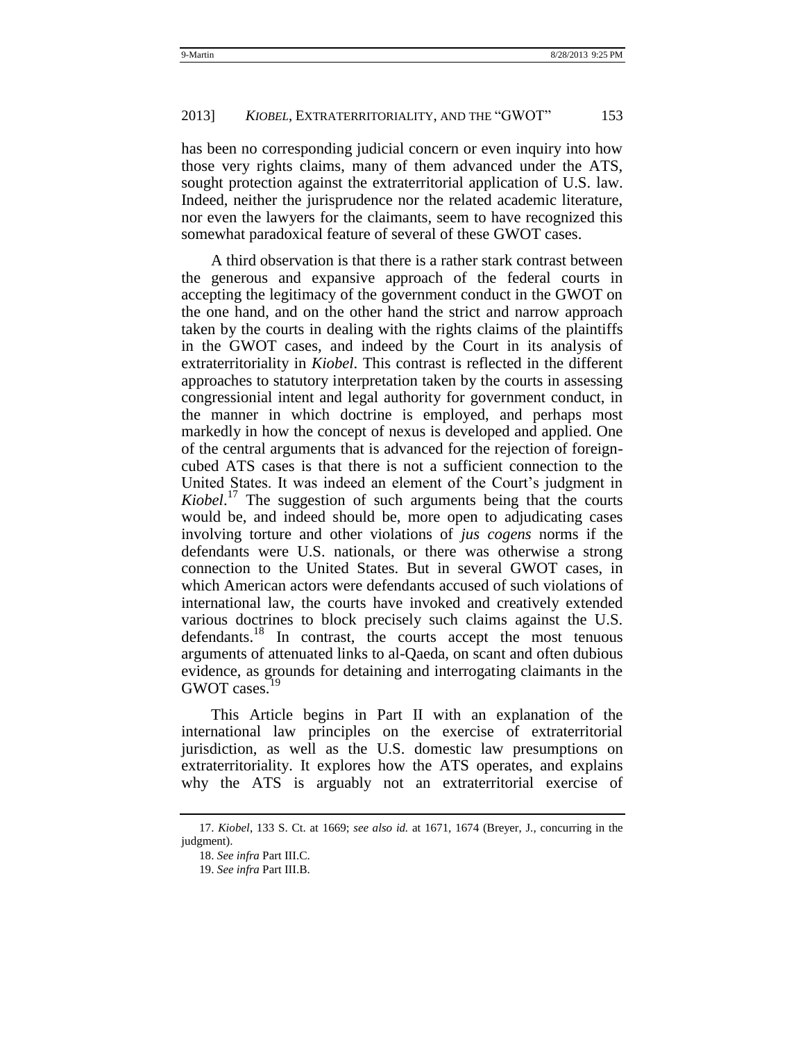has been no corresponding judicial concern or even inquiry into how those very rights claims, many of them advanced under the ATS, sought protection against the extraterritorial application of U.S. law. Indeed, neither the jurisprudence nor the related academic literature, nor even the lawyers for the claimants, seem to have recognized this somewhat paradoxical feature of several of these GWOT cases.

A third observation is that there is a rather stark contrast between the generous and expansive approach of the federal courts in accepting the legitimacy of the government conduct in the GWOT on the one hand, and on the other hand the strict and narrow approach taken by the courts in dealing with the rights claims of the plaintiffs in the GWOT cases, and indeed by the Court in its analysis of extraterritoriality in *Kiobel*. This contrast is reflected in the different approaches to statutory interpretation taken by the courts in assessing congressionial intent and legal authority for government conduct, in the manner in which doctrine is employed, and perhaps most markedly in how the concept of nexus is developed and applied. One of the central arguments that is advanced for the rejection of foreign-cubed ATS cases is that there is not a sufficient connection to the United States. It was indeed an element of the Court's judgment in *Kiobel*.[17] The suggestion of such arguments being that the courts would be, and indeed should be, more open to adjudicating cases involving torture and other violations of *jus cogens* norms if the defendants were U.S. nationals, or there was otherwise a strong connection to the United States. But in several GWOT cases, in which American actors were defendants accused of such violations of international law, the courts have invoked and creatively extended various doctrines to block precisely such claims against the U.S. defendants.[18] In contrast, the courts accept the most tenuous arguments of attenuated links to al-Qaeda, on scant and often dubious evidence, as grounds for detaining and interrogating claimants in the GWOT cases.[19]

This Article begins in Part II with an explanation of the international law principles on the exercise of extraterritorial jurisdiction, as well as the U.S. domestic law presumptions on extraterritoriality. It explores how the ATS operates, and explains why the ATS is arguably not an extraterritorial exercise of

---

17. *Kiobel*, 133 S. Ct. at 1669; *see also id.* at 1671, 1674 (Breyer, J., concurring in the judgment).

18. *See infra* Part III.C.

19. *See infra* Part III.B.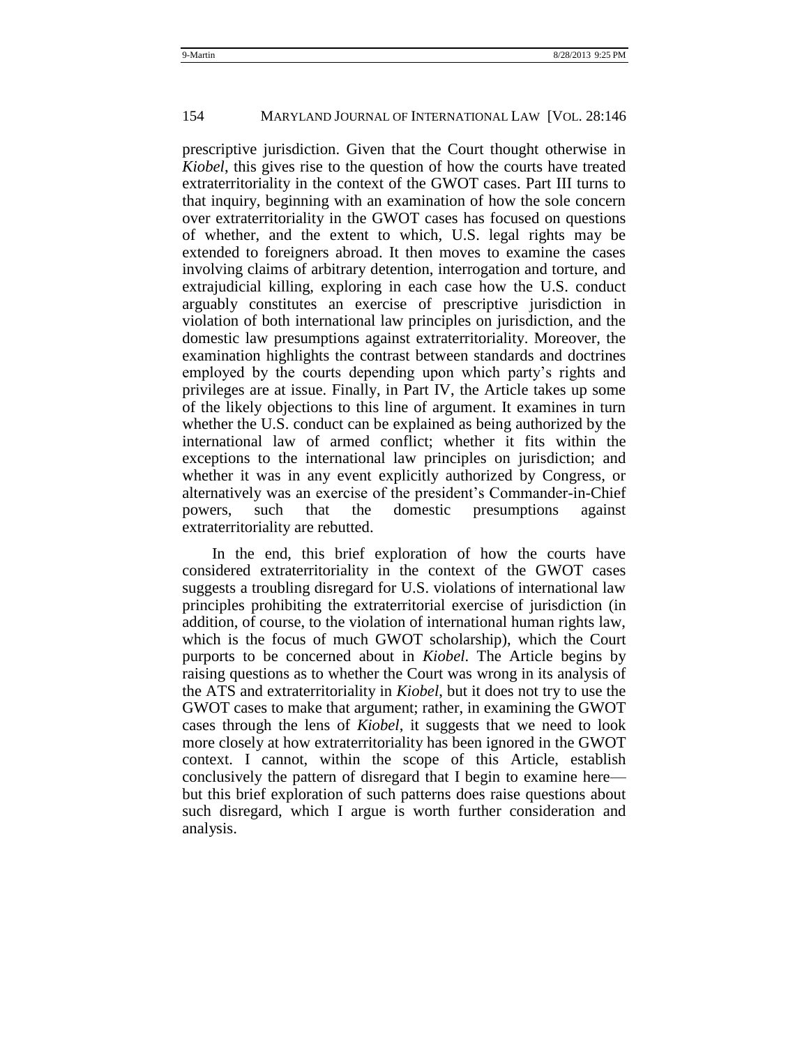prescriptive jurisdiction. Given that the Court thought otherwise in *Kiobel*, this gives rise to the question of how the courts have treated extraterritoriality in the context of the GWOT cases. Part III turns to that inquiry, beginning with an examination of how the sole concern over extraterritoriality in the GWOT cases has focused on questions of whether, and the extent to which, U.S. legal rights may be extended to foreigners abroad. It then moves to examine the cases involving claims of arbitrary detention, interrogation and torture, and extrajudicial killing, exploring in each case how the U.S. conduct arguably constitutes an exercise of prescriptive jurisdiction in violation of both international law principles on jurisdiction, and the domestic law presumptions against extraterritoriality. Moreover, the examination highlights the contrast between standards and doctrines employed by the courts depending upon which party's rights and privileges are at issue. Finally, in Part IV, the Article takes up some of the likely objections to this line of argument. It examines in turn whether the U.S. conduct can be explained as being authorized by the international law of armed conflict; whether it fits within the exceptions to the international law principles on jurisdiction; and whether it was in any event explicitly authorized by Congress, or alternatively was an exercise of the president's Commander-in-Chief powers, such that the domestic presumptions against extraterritoriality are rebutted.

In the end, this brief exploration of how the courts have considered extraterritoriality in the context of the GWOT cases suggests a troubling disregard for U.S. violations of international law principles prohibiting the extraterritorial exercise of jurisdiction (in addition, of course, to the violation of international human rights law, which is the focus of much GWOT scholarship), which the Court purports to be concerned about in *Kiobel*. The Article begins by raising questions as to whether the Court was wrong in its analysis of the ATS and extraterritoriality in *Kiobel*, but it does not try to use the GWOT cases to make that argument; rather, in examining the GWOT cases through the lens of *Kiobel*, it suggests that we need to look more closely at how extraterritoriality has been ignored in the GWOT context. I cannot, within the scope of this Article, establish conclusively the pattern of disregard that I begin to examine here—but this brief exploration of such patterns does raise questions about such disregard, which I argue is worth further consideration and analysis.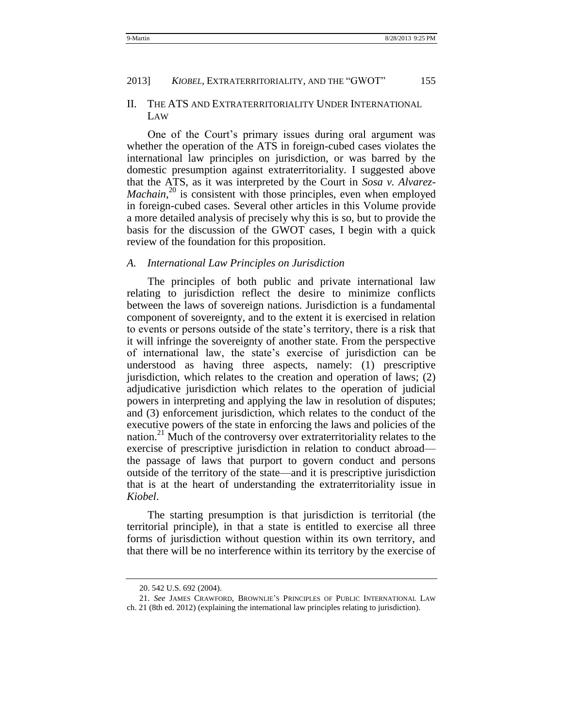## II. THE ATS AND EXTRATERRITORIALITY UNDER INTERNATIONAL LAW

One of the Court's primary issues during oral argument was whether the operation of the ATS in foreign-cubed cases violates the international law principles on jurisdiction, or was barred by the domestic presumption against extraterritoriality. I suggested above that the ATS, as it was interpreted by the Court in *Sosa v. Alvarez-Machain*,[20] is consistent with those principles, even when employed in foreign-cubed cases. Several other articles in this Volume provide a more detailed analysis of precisely why this is so, but to provide the basis for the discussion of the GWOT cases, I begin with a quick review of the foundation for this proposition.

### *A. International Law Principles on Jurisdiction*

The principles of both public and private international law relating to jurisdiction reflect the desire to minimize conflicts between the laws of sovereign nations. Jurisdiction is a fundamental component of sovereignty, and to the extent it is exercised in relation to events or persons outside of the state's territory, there is a risk that it will infringe the sovereignty of another state. From the perspective of international law, the state's exercise of jurisdiction can be understood as having three aspects, namely: (1) prescriptive jurisdiction, which relates to the creation and operation of laws; (2) adjudicative jurisdiction which relates to the operation of judicial powers in interpreting and applying the law in resolution of disputes; and (3) enforcement jurisdiction, which relates to the conduct of the executive powers of the state in enforcing the laws and policies of the nation.[21] Much of the controversy over extraterritoriality relates to the exercise of prescriptive jurisdiction in relation to conduct abroad—the passage of laws that purport to govern conduct and persons outside of the territory of the state—and it is prescriptive jurisdiction that is at the heart of understanding the extraterritoriality issue in *Kiobel*.

The starting presumption is that jurisdiction is territorial (the territorial principle), in that a state is entitled to exercise all three forms of jurisdiction without question within its own territory, and that there will be no interference within its territory by the exercise of

---

20. 542 U.S. 692 (2004).

21. *See* JAMES CRAWFORD, BROWNLIE'S PRINCIPLES OF PUBLIC INTERNATIONAL LAW ch. 21 (8th ed. 2012) (explaining the international law principles relating to jurisdiction).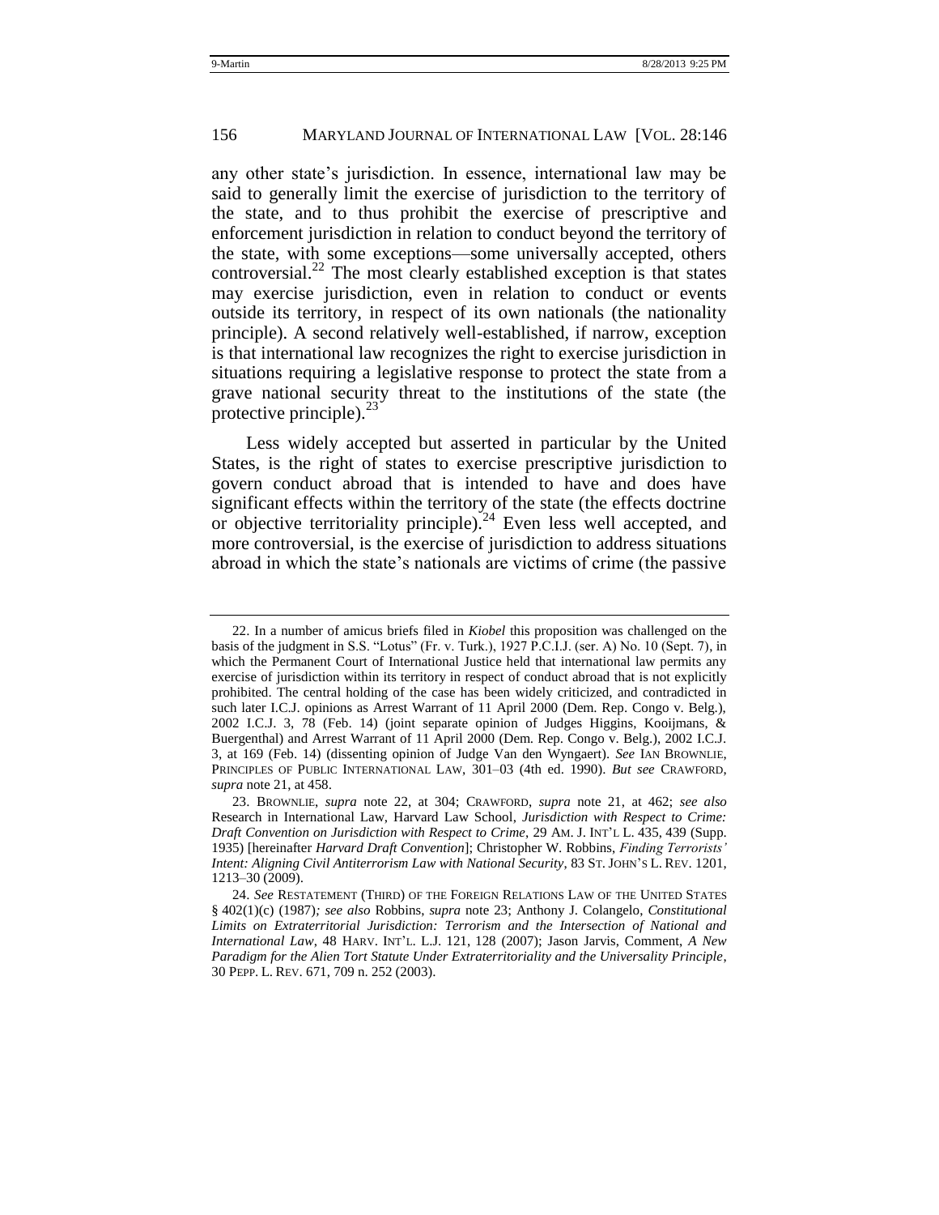any other state's jurisdiction. In essence, international law may be said to generally limit the exercise of jurisdiction to the territory of the state, and to thus prohibit the exercise of prescriptive and enforcement jurisdiction in relation to conduct beyond the territory of the state, with some exceptions—some universally accepted, others controversial.[22] The most clearly established exception is that states may exercise jurisdiction, even in relation to conduct or events outside its territory, in respect of its own nationals (the nationality principle). A second relatively well-established, if narrow, exception is that international law recognizes the right to exercise jurisdiction in situations requiring a legislative response to protect the state from a grave national security threat to the institutions of the state (the protective principle).[23]

Less widely accepted but asserted in particular by the United States, is the right of states to exercise prescriptive jurisdiction to govern conduct abroad that is intended to have and does have significant effects within the territory of the state (the effects doctrine or objective territoriality principle).[24] Even less well accepted, and more controversial, is the exercise of jurisdiction to address situations abroad in which the state's nationals are victims of crime (the passive

---

22. In a number of amicus briefs filed in *Kiobel* this proposition was challenged on the basis of the judgment in S.S. "Lotus" (Fr. v. Turk.), 1927 P.C.I.J. (ser. A) No. 10 (Sept. 7), in which the Permanent Court of International Justice held that international law permits any exercise of jurisdiction within its territory in respect of conduct abroad that is not explicitly prohibited. The central holding of the case has been widely criticized, and contradicted in such later I.C.J. opinions as Arrest Warrant of 11 April 2000 (Dem. Rep. Congo v. Belg.), 2002 I.C.J. 3, 78 (Feb. 14) (joint separate opinion of Judges Higgins, Kooijmans, & Buergenthal) and Arrest Warrant of 11 April 2000 (Dem. Rep. Congo v. Belg.), 2002 I.C.J. 3, at 169 (Feb. 14) (dissenting opinion of Judge Van den Wyngaert). *See* IAN BROWNLIE, PRINCIPLES OF PUBLIC INTERNATIONAL LAW, 301–03 (4th ed. 1990). *But see* CRAWFORD, *supra* note 21, at 458.

23. BROWNLIE, *supra* note 22, at 304; CRAWFORD, *supra* note 21, at 462; *see also* Research in International Law, Harvard Law School, *Jurisdiction with Respect to Crime: Draft Convention on Jurisdiction with Respect to Crime*, 29 AM. J. INT'L L. 435, 439 (Supp. 1935) [hereinafter *Harvard Draft Convention*]; Christopher W. Robbins, *Finding Terrorists' Intent: Aligning Civil Antiterrorism Law with National Security*, 83 ST. JOHN'S L. REV. 1201, 1213–30 (2009).

24. *See* RESTATEMENT (THIRD) OF THE FOREIGN RELATIONS LAW OF THE UNITED STATES § 402(1)(c) (1987)*; see also* Robbins, *supra* note 23; Anthony J. Colangelo, *Constitutional Limits on Extraterritorial Jurisdiction: Terrorism and the Intersection of National and International Law*, 48 HARV. INT'L. L.J. 121, 128 (2007); Jason Jarvis, Comment, *A New Paradigm for the Alien Tort Statute Under Extraterritoriality and the Universality Principle*, 30 PEPP. L. REV. 671, 709 n. 252 (2003).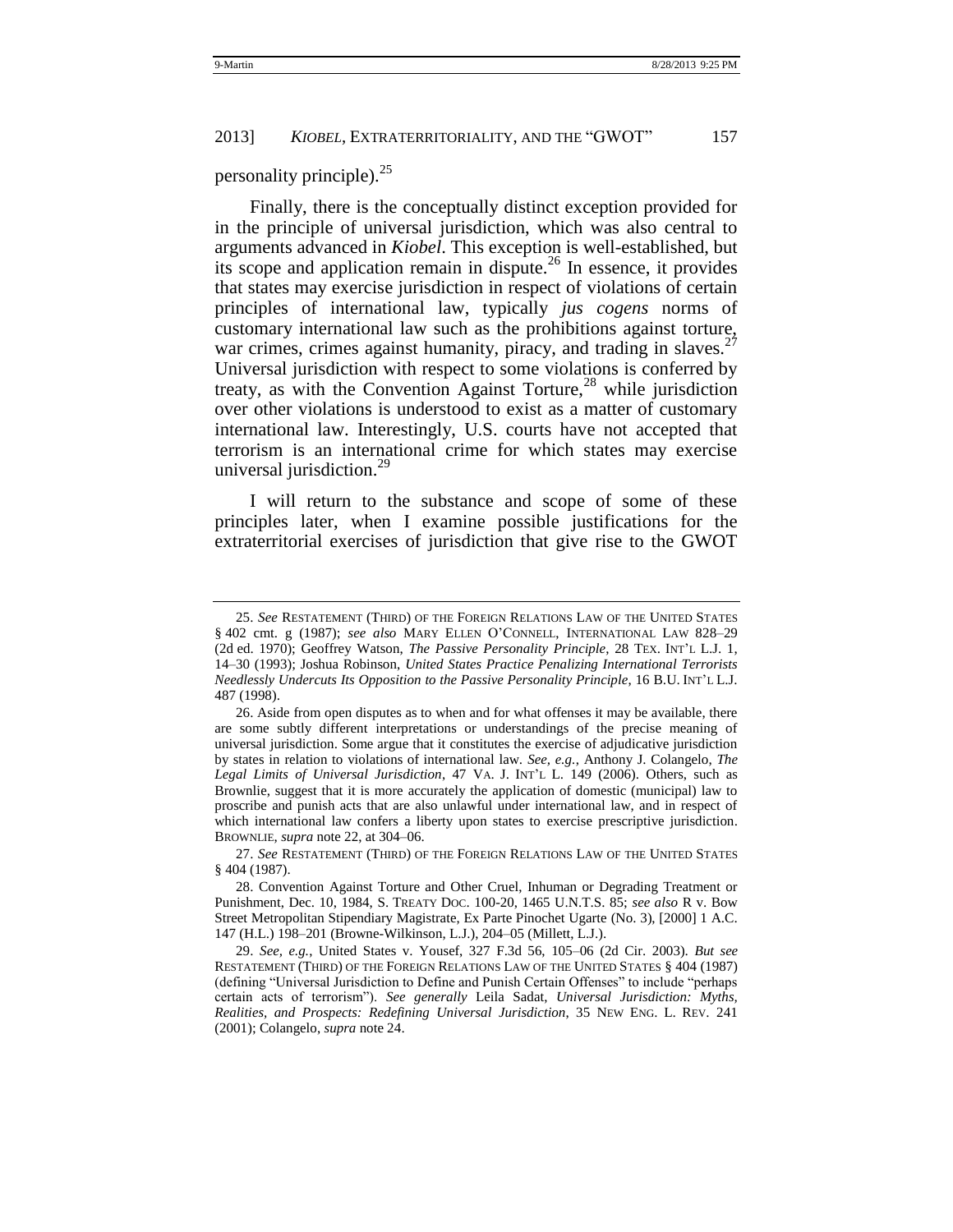personality principle).[25]

Finally, there is the conceptually distinct exception provided for in the principle of universal jurisdiction, which was also central to arguments advanced in *Kiobel*. This exception is well-established, but its scope and application remain in dispute.[26] In essence, it provides that states may exercise jurisdiction in respect of violations of certain principles of international law, typically *jus cogens* norms of customary international law such as the prohibitions against torture, war crimes, crimes against humanity, piracy, and trading in slaves.[27] Universal jurisdiction with respect to some violations is conferred by treaty, as with the Convention Against Torture,[28] while jurisdiction over other violations is understood to exist as a matter of customary international law. Interestingly, U.S. courts have not accepted that terrorism is an international crime for which states may exercise universal jurisdiction.[29]

I will return to the substance and scope of some of these principles later, when I examine possible justifications for the extraterritorial exercises of jurisdiction that give rise to the GWOT

---

25. *See* RESTATEMENT (THIRD) OF THE FOREIGN RELATIONS LAW OF THE UNITED STATES § 402 cmt. g (1987); *see also* MARY ELLEN O'CONNELL, INTERNATIONAL LAW 828–29 (2d ed. 1970); Geoffrey Watson, *The Passive Personality Principle*, 28 TEX. INT'L L.J. 1, 14–30 (1993); Joshua Robinson, *United States Practice Penalizing International Terrorists Needlessly Undercuts Its Opposition to the Passive Personality Principle*, 16 B.U. INT'L L.J. 487 (1998).

26. Aside from open disputes as to when and for what offenses it may be available, there are some subtly different interpretations or understandings of the precise meaning of universal jurisdiction. Some argue that it constitutes the exercise of adjudicative jurisdiction by states in relation to violations of international law. *See, e.g.*, Anthony J. Colangelo, *The Legal Limits of Universal Jurisdiction*, 47 VA. J. INT'L L. 149 (2006). Others, such as Brownlie, suggest that it is more accurately the application of domestic (municipal) law to proscribe and punish acts that are also unlawful under international law, and in respect of which international law confers a liberty upon states to exercise prescriptive jurisdiction. BROWNLIE, *supra* note 22, at 304–06.

27. *See* RESTATEMENT (THIRD) OF THE FOREIGN RELATIONS LAW OF THE UNITED STATES § 404 (1987).

28. Convention Against Torture and Other Cruel, Inhuman or Degrading Treatment or Punishment, Dec. 10, 1984, S. TREATY DOC. 100-20, 1465 U.N.T.S. 85; *see also* R v. Bow Street Metropolitan Stipendiary Magistrate, Ex Parte Pinochet Ugarte (No. 3), [2000] 1 A.C. 147 (H.L.) 198–201 (Browne-Wilkinson, L.J.), 204–05 (Millett, L.J.).

29. *See, e.g.*, United States v. Yousef, 327 F.3d 56, 105–06 (2d Cir. 2003). *But see* RESTATEMENT (THIRD) OF THE FOREIGN RELATIONS LAW OF THE UNITED STATES § 404 (1987) (defining "Universal Jurisdiction to Define and Punish Certain Offenses" to include "perhaps certain acts of terrorism"). *See generally* Leila Sadat, *Universal Jurisdiction: Myths, Realities, and Prospects: Redefining Universal Jurisdiction*, 35 NEW ENG. L. REV. 241 (2001); Colangelo, *supra* note 24.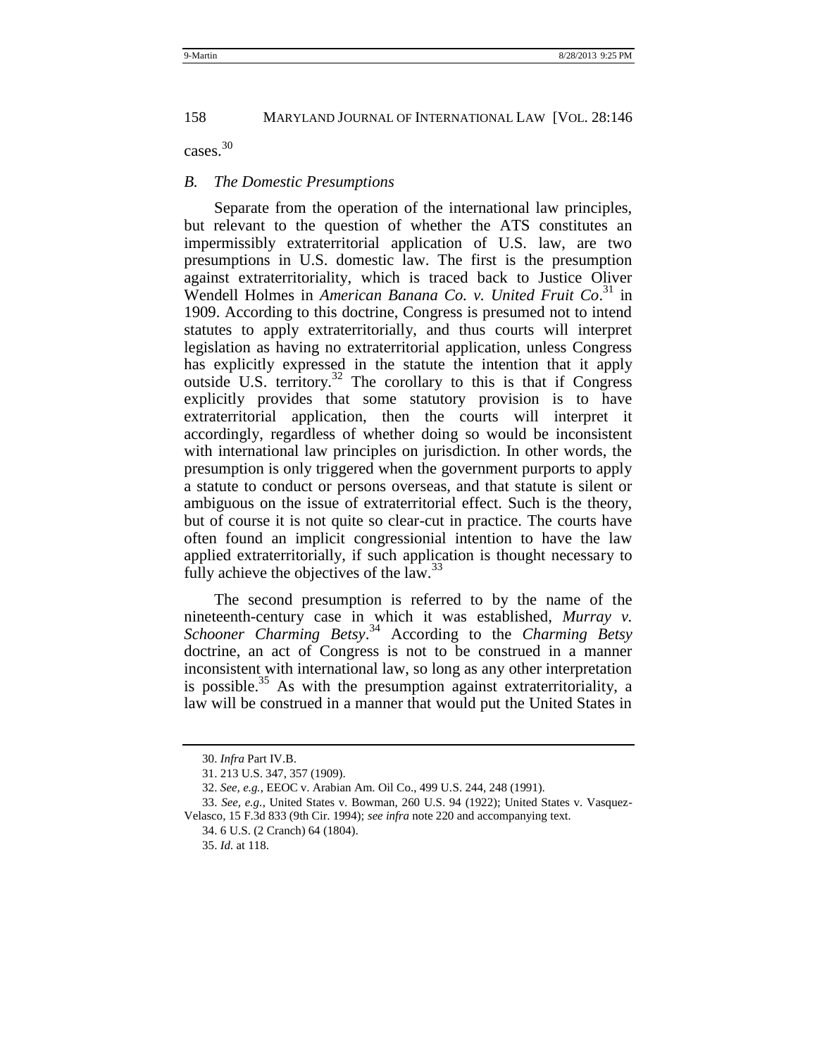cases.[30]

### *B. The Domestic Presumptions*

Separate from the operation of the international law principles, but relevant to the question of whether the ATS constitutes an impermissibly extraterritorial application of U.S. law, are two presumptions in U.S. domestic law. The first is the presumption against extraterritoriality, which is traced back to Justice Oliver Wendell Holmes in *American Banana Co. v. United Fruit Co*.[31] in 1909. According to this doctrine, Congress is presumed not to intend statutes to apply extraterritorially, and thus courts will interpret legislation as having no extraterritorial application, unless Congress has explicitly expressed in the statute the intention that it apply outside U.S. territory.[32] The corollary to this is that if Congress explicitly provides that some statutory provision is to have extraterritorial application, then the courts will interpret it accordingly, regardless of whether doing so would be inconsistent with international law principles on jurisdiction. In other words, the presumption is only triggered when the government purports to apply a statute to conduct or persons overseas, and that statute is silent or ambiguous on the issue of extraterritorial effect. Such is the theory, but of course it is not quite so clear-cut in practice. The courts have often found an implicit congressional intention to have the law applied extraterritorially, if such application is thought necessary to fully achieve the objectives of the law.[33]

The second presumption is referred to by the name of the nineteenth-century case in which it was established, *Murray v. Schooner Charming Betsy*.[34] According to the *Charming Betsy* doctrine, an act of Congress is not to be construed in a manner inconsistent with international law, so long as any other interpretation is possible.[35] As with the presumption against extraterritoriality, a law will be construed in a manner that would put the United States in

---

30. *Infra* Part IV.B.

31. 213 U.S. 347, 357 (1909).

32. *See, e.g.*, EEOC v. Arabian Am. Oil Co., 499 U.S. 244, 248 (1991).

33. *See, e.g.*, United States v. Bowman, 260 U.S. 94 (1922); United States v. Vasquez-Velasco, 15 F.3d 833 (9th Cir. 1994); *see infra* note 220 and accompanying text.

34. 6 U.S. (2 Cranch) 64 (1804).

35. *Id.* at 118.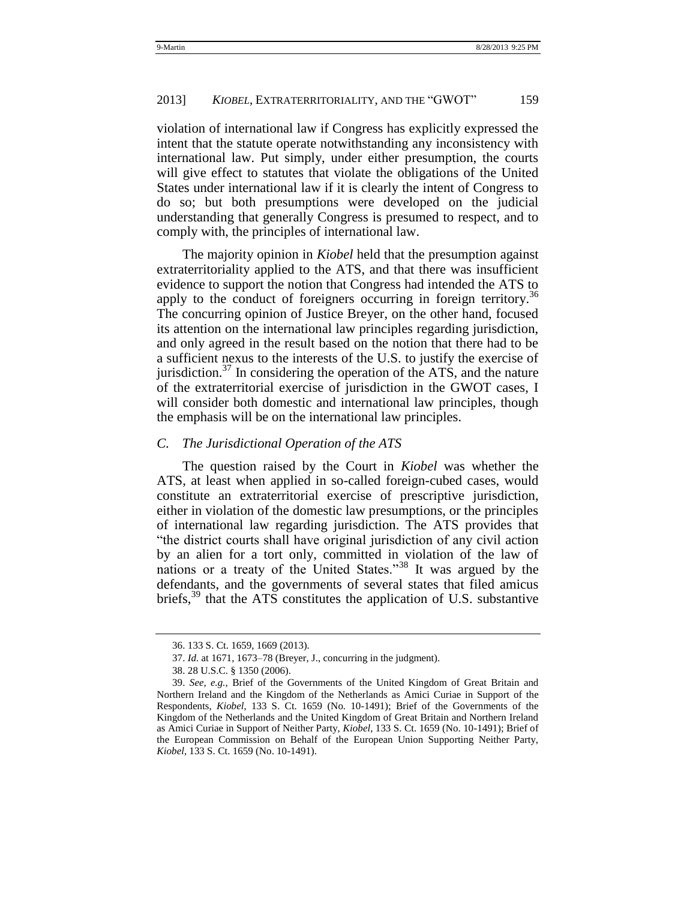violation of international law if Congress has explicitly expressed the intent that the statute operate notwithstanding any inconsistency with international law. Put simply, under either presumption, the courts will give effect to statutes that violate the obligations of the United States under international law if it is clearly the intent of Congress to do so; but both presumptions were developed on the judicial understanding that generally Congress is presumed to respect, and to comply with, the principles of international law.

The majority opinion in *Kiobel* held that the presumption against extraterritoriality applied to the ATS, and that there was insufficient evidence to support the notion that Congress had intended the ATS to apply to the conduct of foreigners occurring in foreign territory.[36] The concurring opinion of Justice Breyer, on the other hand, focused its attention on the international law principles regarding jurisdiction, and only agreed in the result based on the notion that there had to be a sufficient nexus to the interests of the U.S. to justify the exercise of jurisdiction.[37] In considering the operation of the ATS, and the nature of the extraterritorial exercise of jurisdiction in the GWOT cases, I will consider both domestic and international law principles, though the emphasis will be on the international law principles.

### *C. The Jurisdictional Operation of the ATS*

The question raised by the Court in *Kiobel* was whether the ATS, at least when applied in so-called foreign-cubed cases, would constitute an extraterritorial exercise of prescriptive jurisdiction, either in violation of the domestic law presumptions, or the principles of international law regarding jurisdiction. The ATS provides that "the district courts shall have original jurisdiction of any civil action by an alien for a tort only, committed in violation of the law of nations or a treaty of the United States."[38] It was argued by the defendants, and the governments of several states that filed amicus briefs,[39] that the ATS constitutes the application of U.S. substantive

---

36. 133 S. Ct. 1659, 1669 (2013).

37. *Id.* at 1671, 1673–78 (Breyer, J., concurring in the judgment).

38. 28 U.S.C. § 1350 (2006).

39. *See, e.g.*, Brief of the Governments of the United Kingdom of Great Britain and Northern Ireland and the Kingdom of the Netherlands as Amici Curiae in Support of the Respondents, *Kiobel*, 133 S. Ct. 1659 (No. 10-1491); Brief of the Governments of the Kingdom of the Netherlands and the United Kingdom of Great Britain and Northern Ireland as Amici Curiae in Support of Neither Party, *Kiobel*, 133 S. Ct. 1659 (No. 10-1491); Brief of the European Commission on Behalf of the European Union Supporting Neither Party, *Kiobel*, 133 S. Ct. 1659 (No. 10-1491).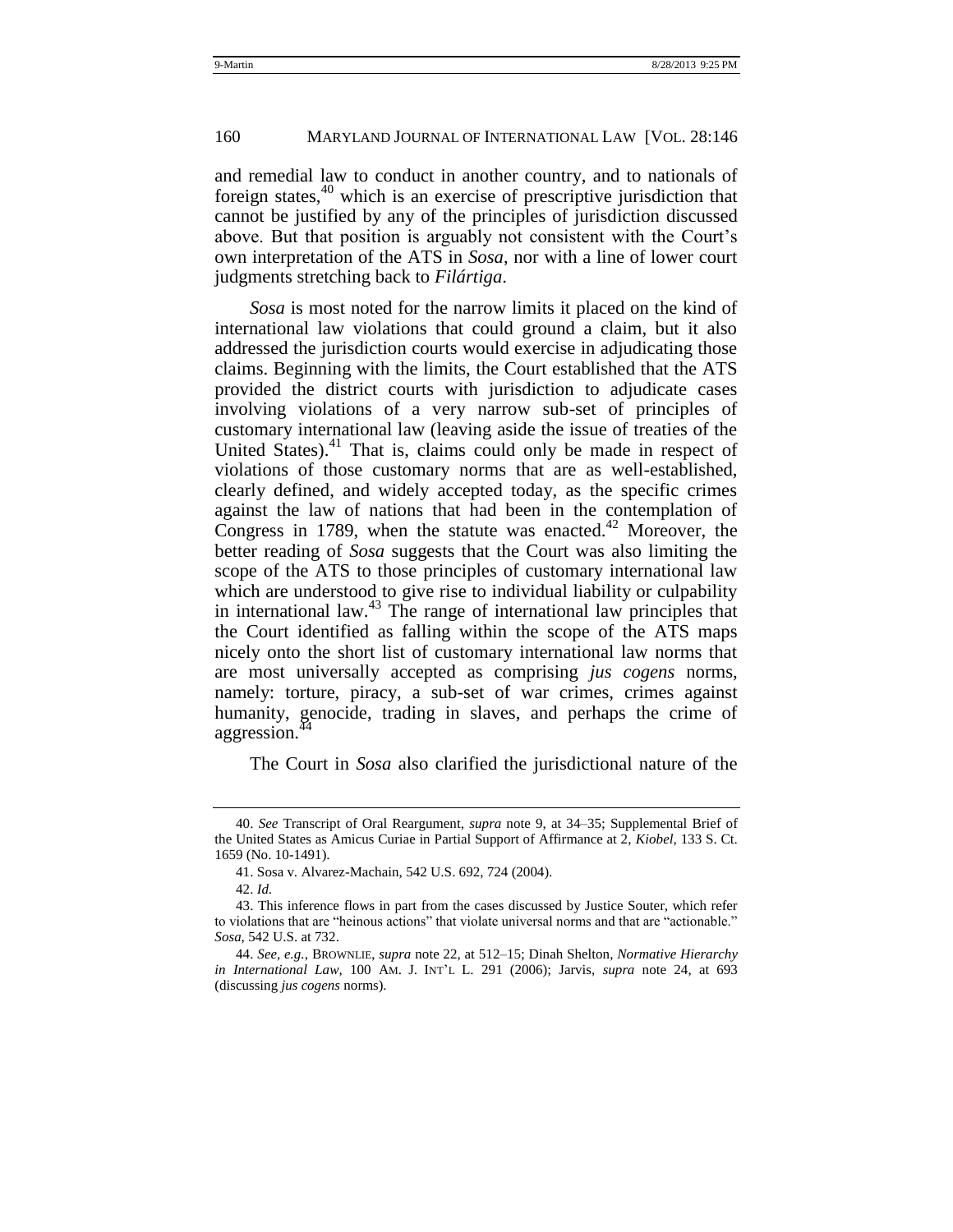and remedial law to conduct in another country, and to nationals of foreign states,[40] which is an exercise of prescriptive jurisdiction that cannot be justified by any of the principles of jurisdiction discussed above. But that position is arguably not consistent with the Court's own interpretation of the ATS in *Sosa*, nor with a line of lower court judgments stretching back to *Filártiga*.

*Sosa* is most noted for the narrow limits it placed on the kind of international law violations that could ground a claim, but it also addressed the jurisdiction courts would exercise in adjudicating those claims. Beginning with the limits, the Court established that the ATS provided the district courts with jurisdiction to adjudicate cases involving violations of a very narrow sub-set of principles of customary international law (leaving aside the issue of treaties of the United States).[41] That is, claims could only be made in respect of violations of those customary norms that are as well-established, clearly defined, and widely accepted today, as the specific crimes against the law of nations that had been in the contemplation of Congress in 1789, when the statute was enacted.[42] Moreover, the better reading of *Sosa* suggests that the Court was also limiting the scope of the ATS to those principles of customary international law which are understood to give rise to individual liability or culpability in international law.[43] The range of international law principles that the Court identified as falling within the scope of the ATS maps nicely onto the short list of customary international law norms that are most universally accepted as comprising *jus cogens* norms, namely: torture, piracy, a sub-set of war crimes, crimes against humanity, genocide, trading in slaves, and perhaps the crime of aggression.[44]

The Court in *Sosa* also clarified the jurisdictional nature of the

---

40. *See* Transcript of Oral Reargument, *supra* note 9, at 34–35; Supplemental Brief of the United States as Amicus Curiae in Partial Support of Affirmance at 2, *Kiobel*, 133 S. Ct. 1659 (No. 10-1491).

41. Sosa v. Alvarez-Machain, 542 U.S. 692, 724 (2004).

42. *Id.*

43. This inference flows in part from the cases discussed by Justice Souter, which refer to violations that are "heinous actions" that violate universal norms and that are "actionable." *Sosa*, 542 U.S. at 732.

44. *See, e.g.*, BROWNLIE, *supra* note 22, at 512–15; Dinah Shelton, *Normative Hierarchy in International Law*, 100 AM. J. INT'L L. 291 (2006); Jarvis, *supra* note 24, at 693 (discussing *jus cogens* norms).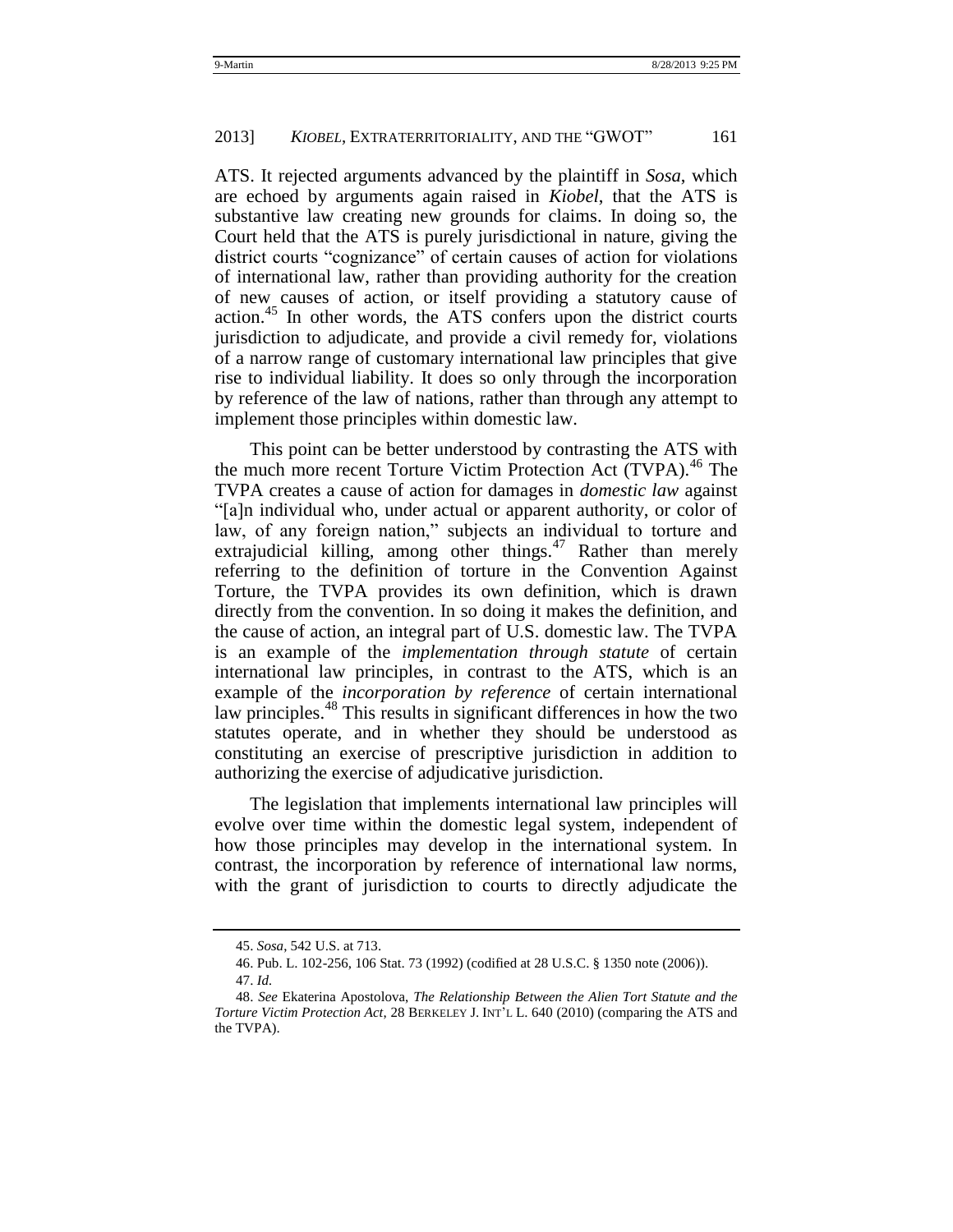ATS. It rejected arguments advanced by the plaintiff in *Sosa*, which are echoed by arguments again raised in *Kiobel*, that the ATS is substantive law creating new grounds for claims. In doing so, the Court held that the ATS is purely jurisdictional in nature, giving the district courts "cognizance" of certain causes of action for violations of international law, rather than providing authority for the creation of new causes of action, or itself providing a statutory cause of action.[45] In other words, the ATS confers upon the district courts jurisdiction to adjudicate, and provide a civil remedy for, violations of a narrow range of customary international law principles that give rise to individual liability. It does so only through the incorporation by reference of the law of nations, rather than through any attempt to implement those principles within domestic law.

This point can be better understood by contrasting the ATS with the much more recent Torture Victim Protection Act (TVPA).[46] The TVPA creates a cause of action for damages in *domestic law* against "[a]n individual who, under actual or apparent authority, or color of law, of any foreign nation," subjects an individual to torture and extrajudicial killing, among other things.[47] Rather than merely referring to the definition of torture in the Convention Against Torture, the TVPA provides its own definition, which is drawn directly from the convention. In so doing it makes the definition, and the cause of action, an integral part of U.S. domestic law. The TVPA is an example of the *implementation through statute* of certain international law principles, in contrast to the ATS, which is an example of the *incorporation by reference* of certain international law principles.[48] This results in significant differences in how the two statutes operate, and in whether they should be understood as constituting an exercise of prescriptive jurisdiction in addition to authorizing the exercise of adjudicative jurisdiction.

The legislation that implements international law principles will evolve over time within the domestic legal system, independent of how those principles may develop in the international system. In contrast, the incorporation by reference of international law norms, with the grant of jurisdiction to courts to directly adjudicate the

---

45. *Sosa*, 542 U.S. at 713.

46. Pub. L. 102-256, 106 Stat. 73 (1992) (codified at 28 U.S.C. § 1350 note (2006)).

47. *Id.*

48. *See* Ekaterina Apostolova, *The Relationship Between the Alien Tort Statute and the Torture Victim Protection Act*, 28 BERKELEY J. INT'L L. 640 (2010) (comparing the ATS and the TVPA).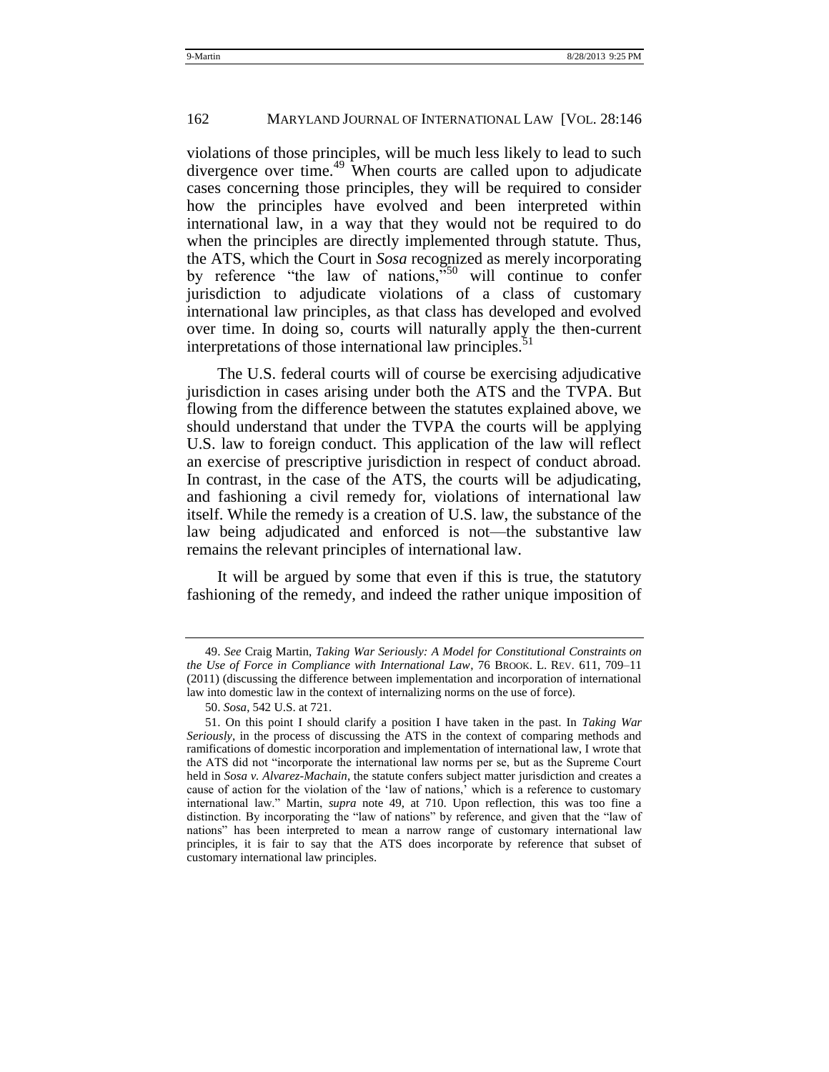violations of those principles, will be much less likely to lead to such divergence over time.[49] When courts are called upon to adjudicate cases concerning those principles, they will be required to consider how the principles have evolved and been interpreted within international law, in a way that they would not be required to do when the principles are directly implemented through statute. Thus, the ATS, which the Court in *Sosa* recognized as merely incorporating by reference "the law of nations,"[50] will continue to confer jurisdiction to adjudicate violations of a class of customary international law principles, as that class has developed and evolved over time. In doing so, courts will naturally apply the then-current interpretations of those international law principles.[51]

The U.S. federal courts will of course be exercising adjudicative jurisdiction in cases arising under both the ATS and the TVPA. But flowing from the difference between the statutes explained above, we should understand that under the TVPA the courts will be applying U.S. law to foreign conduct. This application of the law will reflect an exercise of prescriptive jurisdiction in respect of conduct abroad. In contrast, in the case of the ATS, the courts will be adjudicating, and fashioning a civil remedy for, violations of international law itself. While the remedy is a creation of U.S. law, the substance of the law being adjudicated and enforced is not—the substantive law remains the relevant principles of international law.

It will be argued by some that even if this is true, the statutory fashioning of the remedy, and indeed the rather unique imposition of

---

49. *See* Craig Martin, *Taking War Seriously: A Model for Constitutional Constraints on the Use of Force in Compliance with International Law*, 76 BROOK. L. REV. 611, 709–11 (2011) (discussing the difference between implementation and incorporation of international law into domestic law in the context of internalizing norms on the use of force).

50. *Sosa*, 542 U.S. at 721.

51. On this point I should clarify a position I have taken in the past. In *Taking War Seriously*, in the process of discussing the ATS in the context of comparing methods and ramifications of domestic incorporation and implementation of international law, I wrote that the ATS did not "incorporate the international law norms per se, but as the Supreme Court held in *Sosa v. Alvarez-Machain*, the statute confers subject matter jurisdiction and creates a cause of action for the violation of the 'law of nations,' which is a reference to customary international law." Martin, *supra* note 49, at 710. Upon reflection, this was too fine a distinction. By incorporating the "law of nations" by reference, and given that the "law of nations" has been interpreted to mean a narrow range of customary international law principles, it is fair to say that the ATS does incorporate by reference that subset of customary international law principles.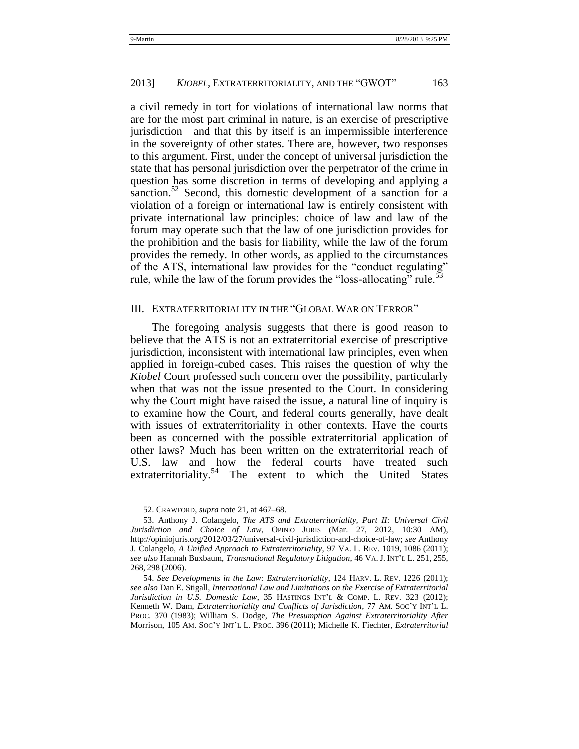a civil remedy in tort for violations of international law norms that are for the most part criminal in nature, is an exercise of prescriptive jurisdiction—and that this by itself is an impermissible interference in the sovereignty of other states. There are, however, two responses to this argument. First, under the concept of universal jurisdiction the state that has personal jurisdiction over the perpetrator of the crime in question has some discretion in terms of developing and applying a sanction.[52] Second, this domestic development of a sanction for a violation of a foreign or international law is entirely consistent with private international law principles: choice of law and law of the forum may operate such that the law of one jurisdiction provides for the prohibition and the basis for liability, while the law of the forum provides the remedy. In other words, as applied to the circumstances of the ATS, international law provides for the "conduct regulating" rule, while the law of the forum provides the "loss-allocating" rule.[53]

## III. Extraterritoriality in the "Global War on Terror"

The foregoing analysis suggests that there is good reason to believe that the ATS is not an extraterritorial exercise of prescriptive jurisdiction, inconsistent with international law principles, even when applied in foreign-cubed cases. This raises the question of why the *Kiobel* Court professed such concern over the possibility, particularly when that was not the issue presented to the Court. In considering why the Court might have raised the issue, a natural line of inquiry is to examine how the Court, and federal courts generally, have dealt with issues of extraterritoriality in other contexts. Have the courts been as concerned with the possible extraterritorial application of other laws? Much has been written on the extraterritorial reach of U.S. law and how the federal courts have treated such extraterritoriality.[54] The extent to which the United States

---

52. Crawford, *supra* note 21, at 467–68.

53. Anthony J. Colangelo, *The ATS and Extraterritoriality, Part II: Universal Civil Jurisdiction and Choice of Law*, Opinio Juris (Mar. 27, 2012, 10:30 AM), http://opiniojuris.org/2012/03/27/universal-civil-jurisdiction-and-choice-of-law; *see* Anthony J. Colangelo, *A Unified Approach to Extraterritoriality*, 97 Va. L. Rev. 1019, 1086 (2011); *see also* Hannah Buxbaum, *Transnational Regulatory Litigation*, 46 Va. J. Int'l L. 251, 255, 268, 298 (2006).

54. *See Developments in the Law: Extraterritoriality*, 124 Harv. L. Rev. 1226 (2011); *see also* Dan E. Stigall, *International Law and Limitations on the Exercise of Extraterritorial Jurisdiction in U.S. Domestic Law*, 35 Hastings Int'l & Comp. L. Rev. 323 (2012); Kenneth W. Dam, *Extraterritoriality and Conflicts of Jurisdiction*, 77 Am. Soc'y Int'l L. Proc. 370 (1983); William S. Dodge, *The Presumption Against Extraterritoriality After* Morrison, 105 Am. Soc'y Int'l L. Proc. 396 (2011); Michelle K. Fiechter, *Extraterritorial*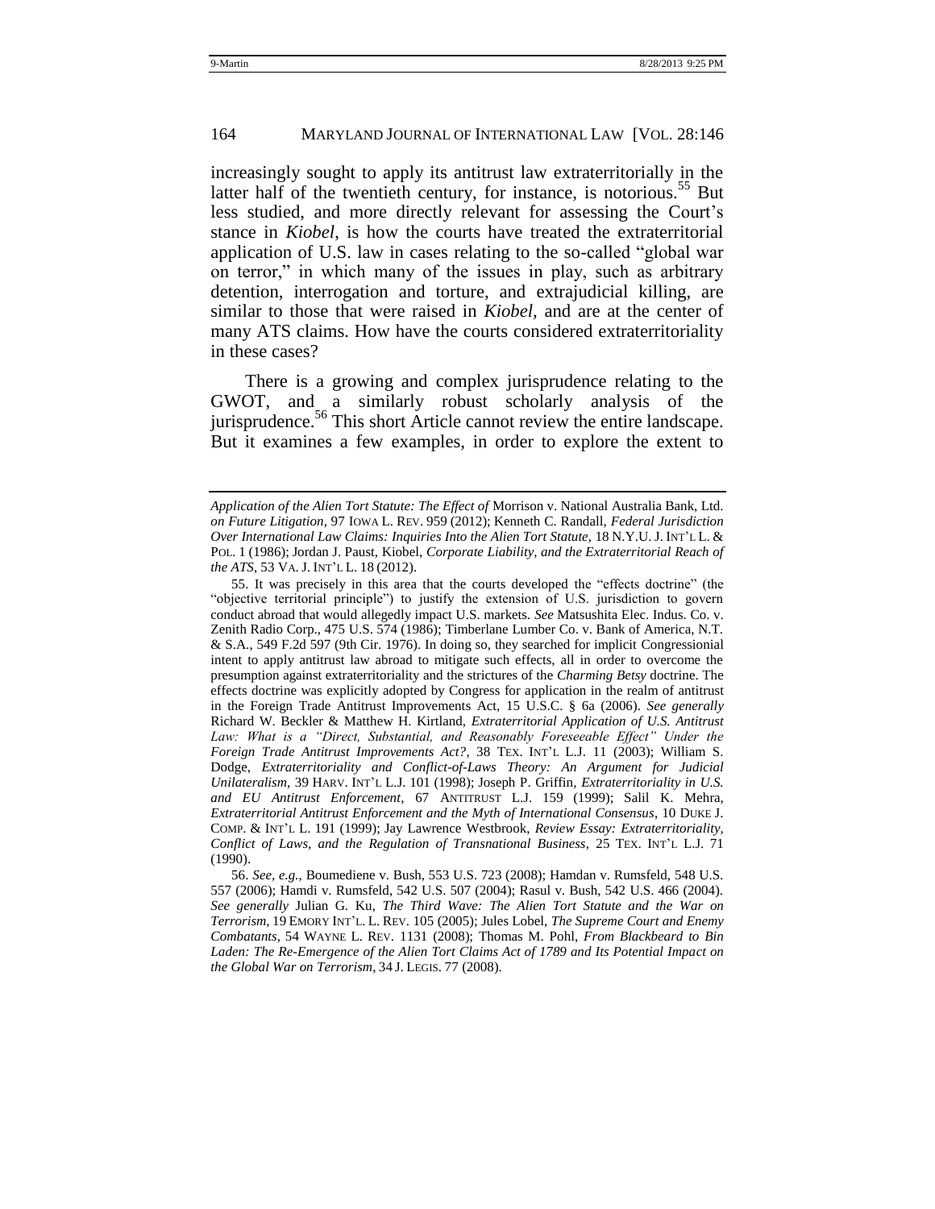increasingly sought to apply its antitrust law extraterritorially in the latter half of the twentieth century, for instance, is notorious.[55] But less studied, and more directly relevant for assessing the Court's stance in *Kiobel*, is how the courts have treated the extraterritorial application of U.S. law in cases relating to the so-called "global war on terror," in which many of the issues in play, such as arbitrary detention, interrogation and torture, and extrajudicial killing, are similar to those that were raised in *Kiobel*, and are at the center of many ATS claims. How have the courts considered extraterritoriality in these cases?

There is a growing and complex jurisprudence relating to the GWOT, and a similarly robust scholarly analysis of the jurisprudence.[56] This short Article cannot review the entire landscape. But it examines a few examples, in order to explore the extent to

---

*Application of the Alien Tort Statute: The Effect of* Morrison v. National Australia Bank, Ltd. *on Future Litigation*, 97 IOWA L. REV. 959 (2012); Kenneth C. Randall, *Federal Jurisdiction Over International Law Claims: Inquiries Into the Alien Tort Statute*, 18 N.Y.U. J. INT'L L. & POL. 1 (1986); Jordan J. Paust, Kiobel, *Corporate Liability, and the Extraterritorial Reach of the ATS*, 53 VA. J. INT'L L. 18 (2012).

55. It was precisely in this area that the courts developed the "effects doctrine" (the "objective territorial principle") to justify the extension of U.S. jurisdiction to govern conduct abroad that would allegedly impact U.S. markets. *See* Matsushita Elec. Indus. Co. v. Zenith Radio Corp., 475 U.S. 574 (1986); Timberlane Lumber Co. v. Bank of America, N.T. & S.A., 549 F.2d 597 (9th Cir. 1976). In doing so, they searched for implicit Congressionial intent to apply antitrust law abroad to mitigate such effects, all in order to overcome the presumption against extraterritoriality and the strictures of the *Charming Betsy* doctrine. The effects doctrine was explicitly adopted by Congress for application in the realm of antitrust in the Foreign Trade Antitrust Improvements Act, 15 U.S.C. § 6a (2006). *See generally* Richard W. Beckler & Matthew H. Kirtland, *Extraterritorial Application of U.S. Antitrust Law: What is a "Direct, Substantial, and Reasonably Foreseeable Effect" Under the Foreign Trade Antitrust Improvements Act?*, 38 TEX. INT'L L.J. 11 (2003); William S. Dodge, *Extraterritoriality and Conflict-of-Laws Theory: An Argument for Judicial Unilateralism*, 39 HARV. INT'L L.J. 101 (1998); Joseph P. Griffin, *Extraterritoriality in U.S. and EU Antitrust Enforcement*, 67 ANTITRUST L.J. 159 (1999); Salil K. Mehra, *Extraterritorial Antitrust Enforcement and the Myth of International Consensus*, 10 DUKE J. COMP. & INT'L L. 191 (1999); Jay Lawrence Westbrook, *Review Essay: Extraterritoriality, Conflict of Laws, and the Regulation of Transnational Business*, 25 TEX. INT'L L.J. 71 (1990).

56. *See, e.g.*, Boumediene v. Bush, 553 U.S. 723 (2008); Hamdan v. Rumsfeld, 548 U.S. 557 (2006); Hamdi v. Rumsfeld, 542 U.S. 507 (2004); Rasul v. Bush, 542 U.S. 466 (2004). *See generally* Julian G. Ku, *The Third Wave: The Alien Tort Statute and the War on Terrorism*, 19 EMORY INT'L. L. REV. 105 (2005); Jules Lobel, *The Supreme Court and Enemy Combatants*, 54 WAYNE L. REV. 1131 (2008); Thomas M. Pohl, *From Blackbeard to Bin Laden: The Re-Emergence of the Alien Tort Claims Act of 1789 and Its Potential Impact on the Global War on Terrorism*, 34 J. LEGIS. 77 (2008).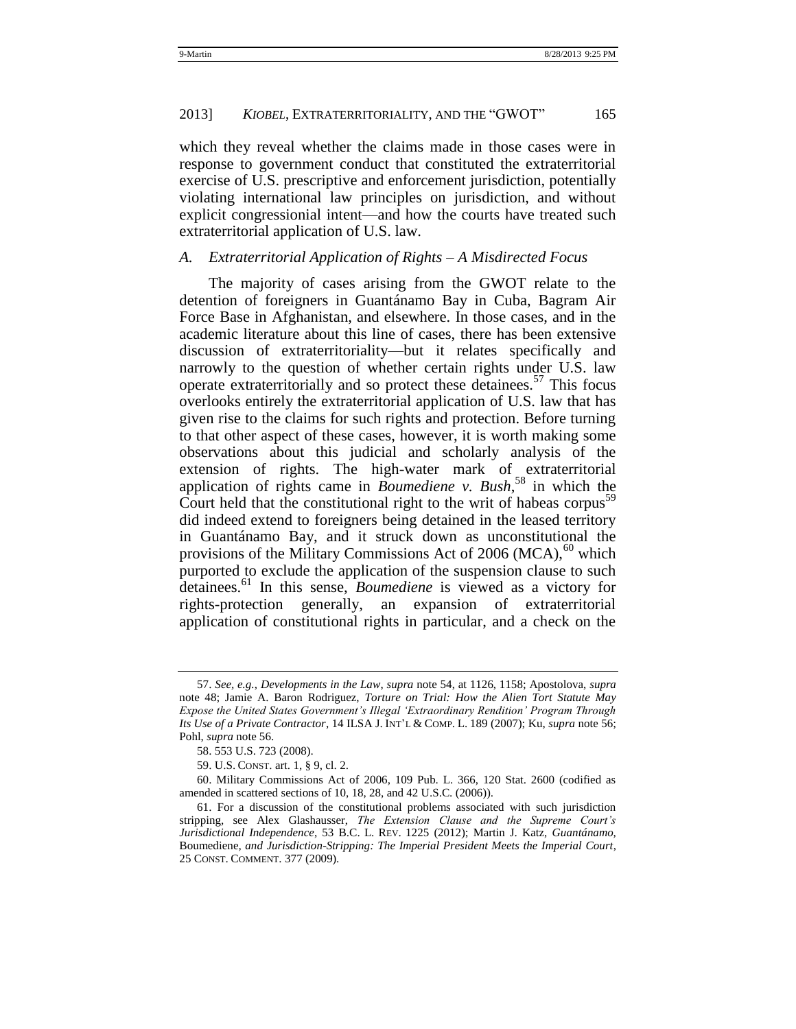which they reveal whether the claims made in those cases were in response to government conduct that constituted the extraterritorial exercise of U.S. prescriptive and enforcement jurisdiction, potentially violating international law principles on jurisdiction, and without explicit congressional intent—and how the courts have treated such extraterritorial application of U.S. law.

### *A. Extraterritorial Application of Rights – A Misdirected Focus*

The majority of cases arising from the GWOT relate to the detention of foreigners in Guantánamo Bay in Cuba, Bagram Air Force Base in Afghanistan, and elsewhere. In those cases, and in the academic literature about this line of cases, there has been extensive discussion of extraterritoriality—but it relates specifically and narrowly to the question of whether certain rights under U.S. law operate extraterritorially and so protect these detainees.[57] This focus overlooks entirely the extraterritorial application of U.S. law that has given rise to the claims for such rights and protection. Before turning to that other aspect of these cases, however, it is worth making some observations about this judicial and scholarly analysis of the extension of rights. The high-water mark of extraterritorial application of rights came in *Boumediene v. Bush*,[58] in which the Court held that the constitutional right to the writ of habeas corpus[59] did indeed extend to foreigners being detained in the leased territory in Guantánamo Bay, and it struck down as unconstitutional the provisions of the Military Commissions Act of 2006 (MCA),[60] which purported to exclude the application of the suspension clause to such detainees.[61] In this sense, *Boumediene* is viewed as a victory for rights-protection generally, an expansion of extraterritorial application of constitutional rights in particular, and a check on the

---

57. *See, e.g.*, *Developments in the Law*, *supra* note 54, at 1126, 1158; Apostolova, *supra* note 48; Jamie A. Baron Rodriguez, *Torture on Trial: How the Alien Tort Statute May Expose the United States Government's Illegal 'Extraordinary Rendition' Program Through Its Use of a Private Contractor*, 14 ILSA J. INT'L & COMP. L. 189 (2007); Ku, *supra* note 56; Pohl, *supra* note 56.

58. 553 U.S. 723 (2008).

59. U.S. CONST. art. 1, § 9, cl. 2.

60. Military Commissions Act of 2006, 109 Pub. L. 366, 120 Stat. 2600 (codified as amended in scattered sections of 10, 18, 28, and 42 U.S.C. (2006)).

61. For a discussion of the constitutional problems associated with such jurisdiction stripping, see Alex Glashausser, *The Extension Clause and the Supreme Court's Jurisdictional Independence*, 53 B.C. L. REV. 1225 (2012); Martin J. Katz, *Guantánamo,* Boumediene*, and Jurisdiction-Stripping: The Imperial President Meets the Imperial Court*, 25 CONST. COMMENT. 377 (2009).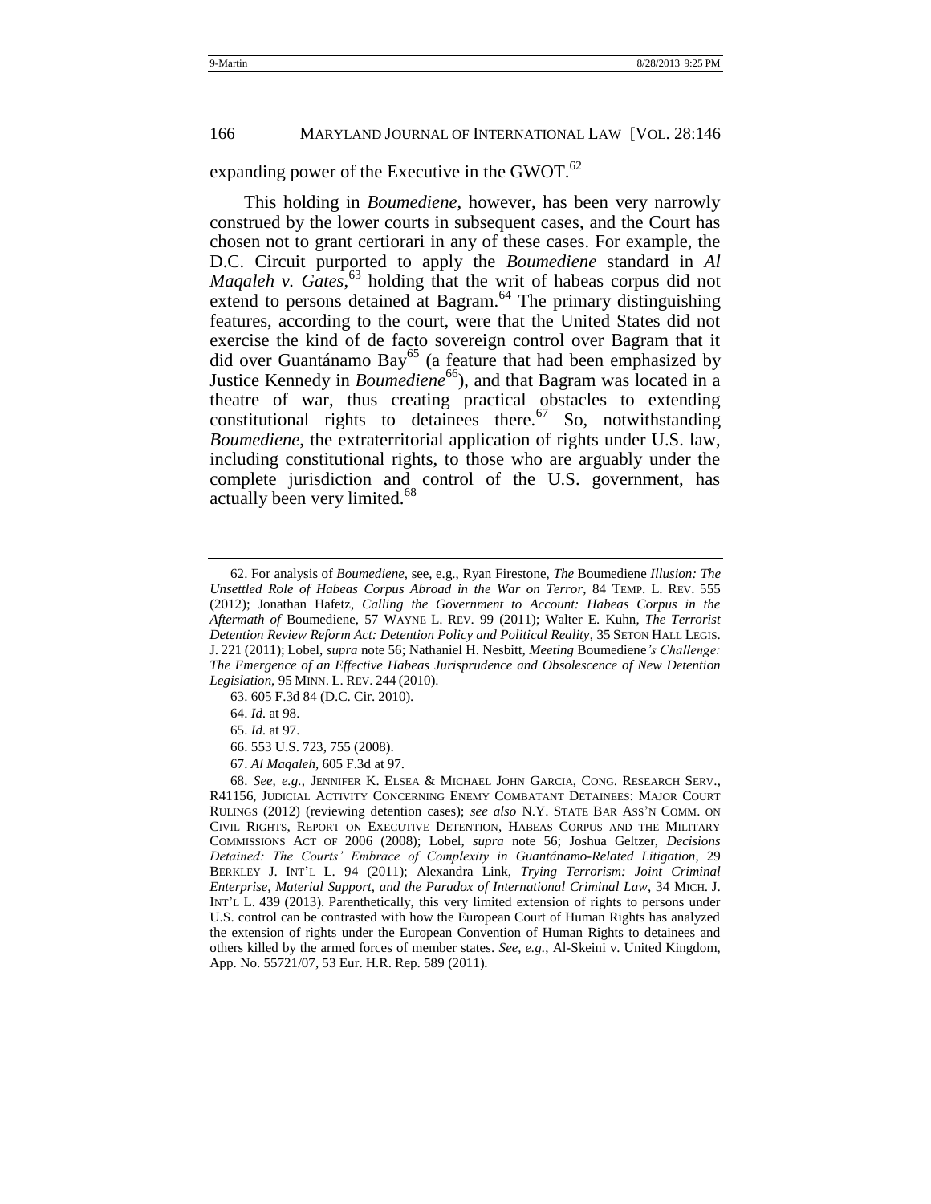expanding power of the Executive in the GWOT.[62]

This holding in *Boumediene*, however, has been very narrowly construed by the lower courts in subsequent cases, and the Court has chosen not to grant certiorari in any of these cases. For example, the D.C. Circuit purported to apply the *Boumediene* standard in *Al Maqaleh v. Gates*,[63] holding that the writ of habeas corpus did not extend to persons detained at Bagram.[64] The primary distinguishing features, according to the court, were that the United States did not exercise the kind of de facto sovereign control over Bagram that it did over Guantánamo Bay[65] (a feature that had been emphasized by Justice Kennedy in *Boumediene*[66]), and that Bagram was located in a theatre of war, thus creating practical obstacles to extending constitutional rights to detainees there.[67] So, notwithstanding *Boumediene*, the extraterritorial application of rights under U.S. law, including constitutional rights, to those who are arguably under the complete jurisdiction and control of the U.S. government, has actually been very limited.[68]

---

62. For analysis of *Boumediene*, see, e.g., Ryan Firestone, *The* Boumediene *Illusion: The Unsettled Role of Habeas Corpus Abroad in the War on Terror*, 84 TEMP. L. REV. 555 (2012); Jonathan Hafetz, *Calling the Government to Account: Habeas Corpus in the Aftermath of* Boumediene, 57 WAYNE L. REV. 99 (2011); Walter E. Kuhn, *The Terrorist Detention Review Reform Act: Detention Policy and Political Reality*, 35 SETON HALL LEGIS. J. 221 (2011); Lobel, *supra* note 56; Nathaniel H. Nesbitt, *Meeting* Boumediene*'s Challenge: The Emergence of an Effective Habeas Jurisprudence and Obsolescence of New Detention Legislation*, 95 MINN. L. REV. 244 (2010).

63. 605 F.3d 84 (D.C. Cir. 2010).

64. *Id.* at 98.

65. *Id.* at 97.

66. 553 U.S. 723, 755 (2008).

67. *Al Maqaleh*, 605 F.3d at 97.

68. *See, e.g.*, JENNIFER K. ELSEA & MICHAEL JOHN GARCIA, CONG. RESEARCH SERV., R41156, JUDICIAL ACTIVITY CONCERNING ENEMY COMBATANT DETAINEES: MAJOR COURT RULINGS (2012) (reviewing detention cases); *see also* N.Y. STATE BAR ASS'N COMM. ON CIVIL RIGHTS, REPORT ON EXECUTIVE DETENTION, HABEAS CORPUS AND THE MILITARY COMMISSIONS ACT OF 2006 (2008); Lobel, *supra* note 56; Joshua Geltzer, *Decisions Detained: The Courts' Embrace of Complexity in Guantánamo-Related Litigation*, 29 BERKLEY J. INT'L L. 94 (2011); Alexandra Link, *Trying Terrorism: Joint Criminal Enterprise, Material Support, and the Paradox of International Criminal Law*, 34 MICH. J. INT'L L. 439 (2013). Parenthetically, this very limited extension of rights to persons under U.S. control can be contrasted with how the European Court of Human Rights has analyzed the extension of rights under the European Convention of Human Rights to detainees and others killed by the armed forces of member states. *See, e.g.*, Al-Skeini v. United Kingdom, App. No. 55721/07, 53 Eur. H.R. Rep. 589 (2011).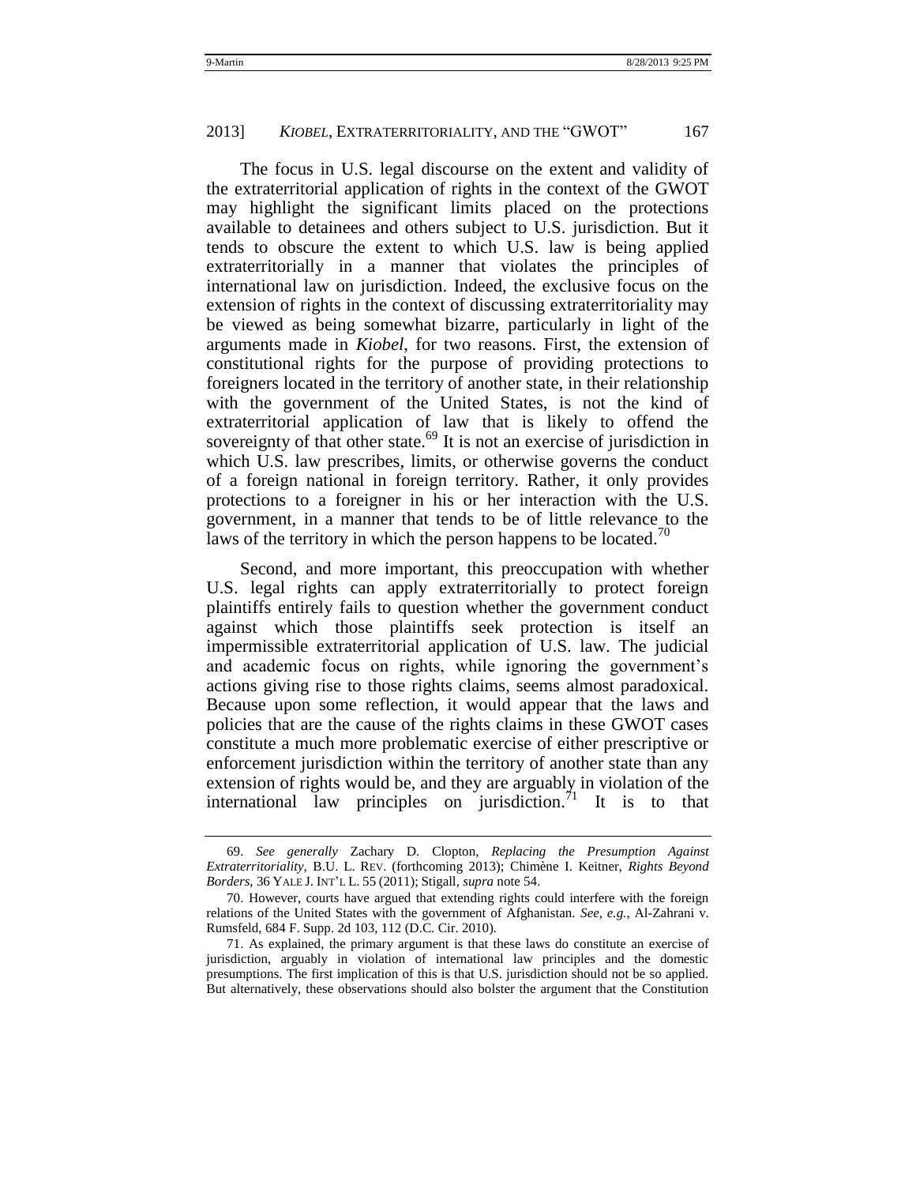The focus in U.S. legal discourse on the extent and validity of the extraterritorial application of rights in the context of the GWOT may highlight the significant limits placed on the protections available to detainees and others subject to U.S. jurisdiction. But it tends to obscure the extent to which U.S. law is being applied extraterritorially in a manner that violates the principles of international law on jurisdiction. Indeed, the exclusive focus on the extension of rights in the context of discussing extraterritoriality may be viewed as being somewhat bizarre, particularly in light of the arguments made in *Kiobel*, for two reasons. First, the extension of constitutional rights for the purpose of providing protections to foreigners located in the territory of another state, in their relationship with the government of the United States, is not the kind of extraterritorial application of law that is likely to offend the sovereignty of that other state.[69] It is not an exercise of jurisdiction in which U.S. law prescribes, limits, or otherwise governs the conduct of a foreign national in foreign territory. Rather, it only provides protections to a foreigner in his or her interaction with the U.S. government, in a manner that tends to be of little relevance to the laws of the territory in which the person happens to be located.[70]

Second, and more important, this preoccupation with whether U.S. legal rights can apply extraterritorially to protect foreign plaintiffs entirely fails to question whether the government conduct against which those plaintiffs seek protection is itself an impermissible extraterritorial application of U.S. law. The judicial and academic focus on rights, while ignoring the government's actions giving rise to those rights claims, seems almost paradoxical. Because upon some reflection, it would appear that the laws and policies that are the cause of the rights claims in these GWOT cases constitute a much more problematic exercise of either prescriptive or enforcement jurisdiction within the territory of another state than any extension of rights would be, and they are arguably in violation of the international law principles on jurisdiction.[71] It is to that

---

69. *See generally* Zachary D. Clopton, *Replacing the Presumption Against Extraterritoriality*, B.U. L. REV. (forthcoming 2013); Chimène I. Keitner, *Rights Beyond Borders*, 36 YALE J. INT'L L. 55 (2011); Stigall, *supra* note 54.

70. However, courts have argued that extending rights could interfere with the foreign relations of the United States with the government of Afghanistan. *See*, *e.g.*, Al-Zahrani v. Rumsfeld, 684 F. Supp. 2d 103, 112 (D.C. Cir. 2010).

71. As explained, the primary argument is that these laws do constitute an exercise of jurisdiction, arguably in violation of international law principles and the domestic presumptions. The first implication of this is that U.S. jurisdiction should not be so applied. But alternatively, these observations should also bolster the argument that the Constitution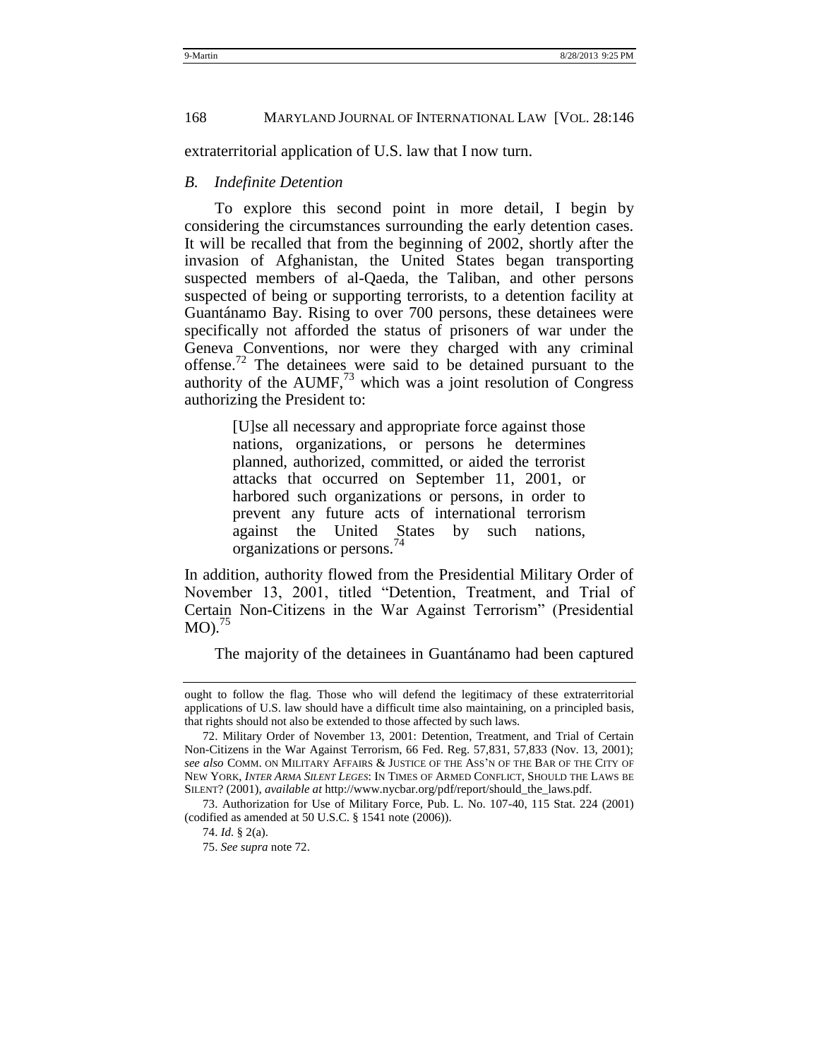extraterritorial application of U.S. law that I now turn.

### *B. Indefinite Detention*

To explore this second point in more detail, I begin by considering the circumstances surrounding the early detention cases. It will be recalled that from the beginning of 2002, shortly after the invasion of Afghanistan, the United States began transporting suspected members of al-Qaeda, the Taliban, and other persons suspected of being or supporting terrorists, to a detention facility at Guantánamo Bay. Rising to over 700 persons, these detainees were specifically not afforded the status of prisoners of war under the Geneva Conventions, nor were they charged with any criminal offense.[72] The detainees were said to be detained pursuant to the authority of the AUMF,[73] which was a joint resolution of Congress authorizing the President to:

> [U]se all necessary and appropriate force against those nations, organizations, or persons he determines planned, authorized, committed, or aided the terrorist attacks that occurred on September 11, 2001, or harbored such organizations or persons, in order to prevent any future acts of international terrorism against the United States by such nations, organizations or persons.[74]

In addition, authority flowed from the Presidential Military Order of November 13, 2001, titled "Detention, Treatment, and Trial of Certain Non-Citizens in the War Against Terrorism" (Presidential MO).[75]

The majority of the detainees in Guantánamo had been captured

---

ought to follow the flag. Those who will defend the legitimacy of these extraterritorial applications of U.S. law should have a difficult time also maintaining, on a principled basis, that rights should not also be extended to those affected by such laws.

72. Military Order of November 13, 2001: Detention, Treatment, and Trial of Certain Non-Citizens in the War Against Terrorism, 66 Fed. Reg. 57,831, 57,833 (Nov. 13, 2001); *see also* COMM. ON MILITARY AFFAIRS & JUSTICE OF THE ASS'N OF THE BAR OF THE CITY OF NEW YORK, *INTER ARMA SILENT LEGES*: IN TIMES OF ARMED CONFLICT, SHOULD THE LAWS BE SILENT? (2001), *available at* http://www.nycbar.org/pdf/report/should_the_laws.pdf.

73. Authorization for Use of Military Force, Pub. L. No. 107-40, 115 Stat. 224 (2001) (codified as amended at 50 U.S.C. § 1541 note (2006)).

74. *Id.* § 2(a).

75. *See supra* note 72.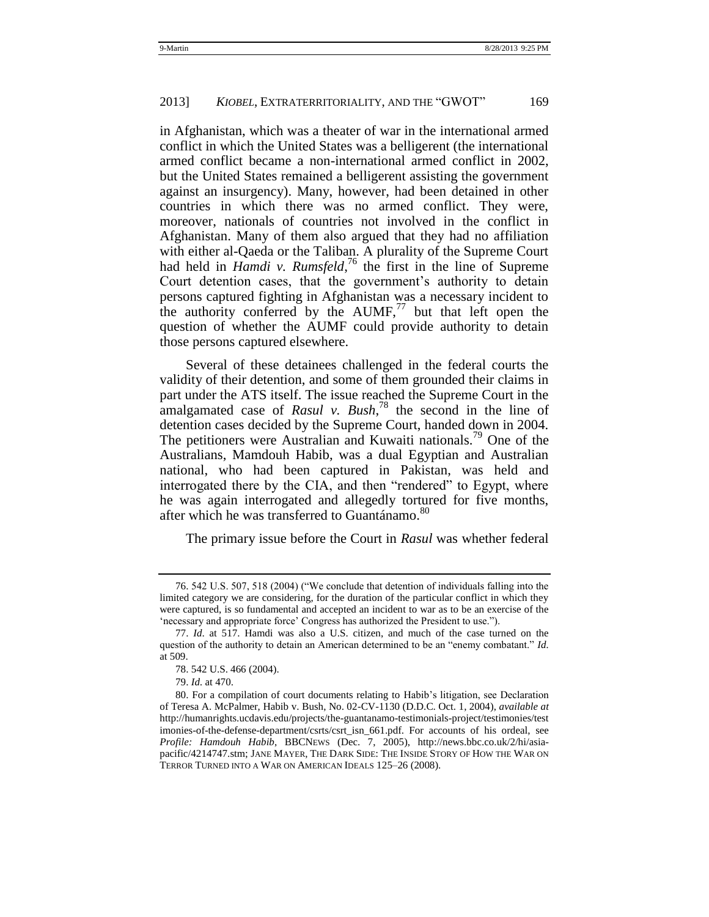in Afghanistan, which was a theater of war in the international armed conflict in which the United States was a belligerent (the international armed conflict became a non-international armed conflict in 2002, but the United States remained a belligerent assisting the government against an insurgency). Many, however, had been detained in other countries in which there was no armed conflict. They were, moreover, nationals of countries not involved in the conflict in Afghanistan. Many of them also argued that they had no affiliation with either al-Qaeda or the Taliban. A plurality of the Supreme Court had held in *Hamdi v. Rumsfeld*,[76] the first in the line of Supreme Court detention cases, that the government's authority to detain persons captured fighting in Afghanistan was a necessary incident to the authority conferred by the AUMF,[77] but that left open the question of whether the AUMF could provide authority to detain those persons captured elsewhere.

Several of these detainees challenged in the federal courts the validity of their detention, and some of them grounded their claims in part under the ATS itself. The issue reached the Supreme Court in the amalgamated case of *Rasul v. Bush*,[78] the second in the line of detention cases decided by the Supreme Court, handed down in 2004. The petitioners were Australian and Kuwaiti nationals.[79] One of the Australians, Mamdouh Habib, was a dual Egyptian and Australian national, who had been captured in Pakistan, was held and interrogated there by the CIA, and then "rendered" to Egypt, where he was again interrogated and allegedly tortured for five months, after which he was transferred to Guantánamo.[80]

The primary issue before the Court in *Rasul* was whether federal

---

76. 542 U.S. 507, 518 (2004) ("We conclude that detention of individuals falling into the limited category we are considering, for the duration of the particular conflict in which they were captured, is so fundamental and accepted an incident to war as to be an exercise of the 'necessary and appropriate force' Congress has authorized the President to use.").

77. *Id.* at 517. Hamdi was also a U.S. citizen, and much of the case turned on the question of the authority to detain an American determined to be an "enemy combatant." *Id.* at 509.

78. 542 U.S. 466 (2004).

79. *Id.* at 470.

80. For a compilation of court documents relating to Habib's litigation, see Declaration of Teresa A. McPalmer, Habib v. Bush, No. 02-CV-1130 (D.D.C. Oct. 1, 2004), *available at* http://humanrights.ucdavis.edu/projects/the-guantanamo-testimonials-project/testimonies/testimonies-of-the-defense-department/csrts/csrt_isn_661.pdf. For accounts of his ordeal, see *Profile: Hamdouh Habib*, BBCNEWS (Dec. 7, 2005), http://news.bbc.co.uk/2/hi/asia-pacific/4214747.stm; JANE MAYER, THE DARK SIDE: THE INSIDE STORY OF HOW THE WAR ON TERROR TURNED INTO A WAR ON AMERICAN IDEALS 125–26 (2008).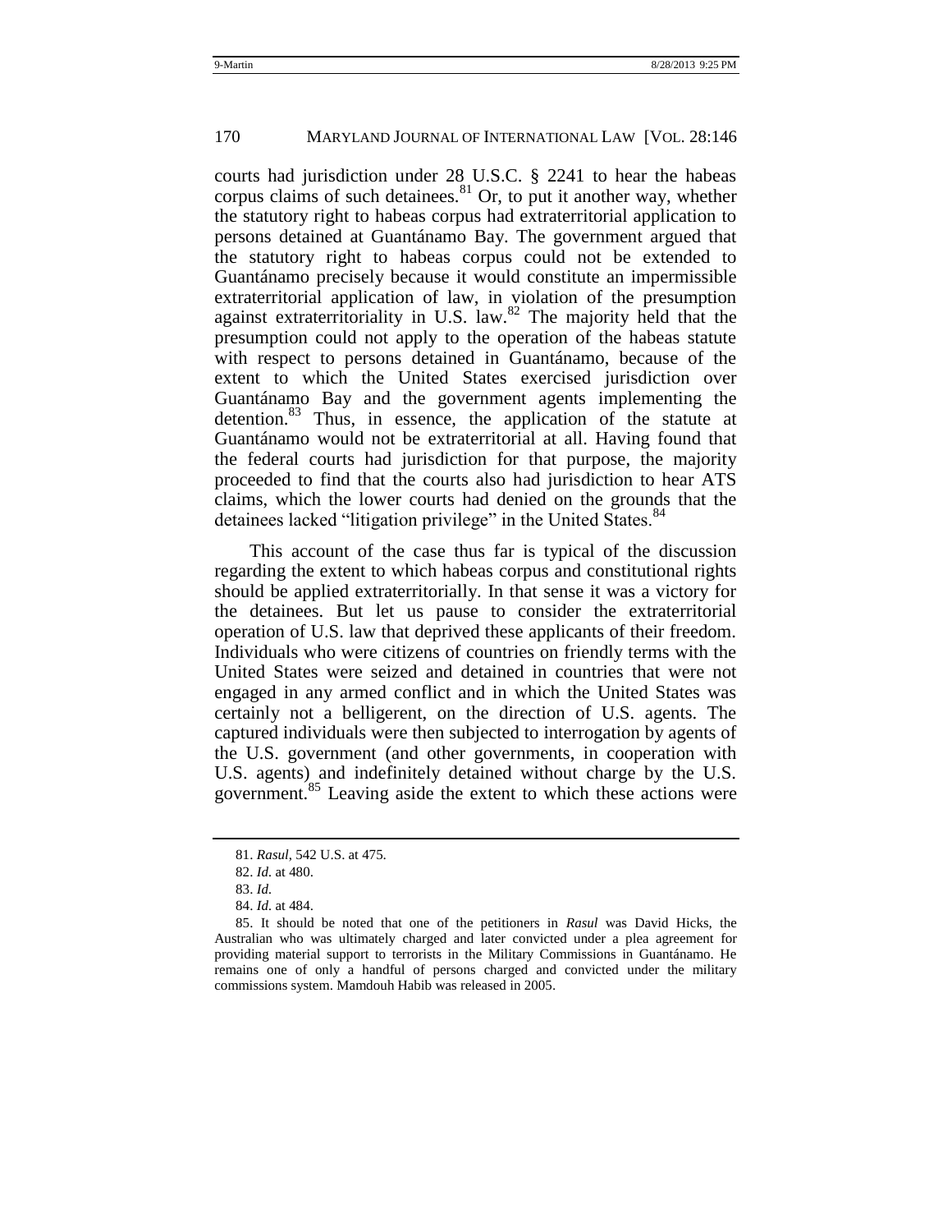courts had jurisdiction under 28 U.S.C. § 2241 to hear the habeas corpus claims of such detainees.[81] Or, to put it another way, whether the statutory right to habeas corpus had extraterritorial application to persons detained at Guantánamo Bay. The government argued that the statutory right to habeas corpus could not be extended to Guantánamo precisely because it would constitute an impermissible extraterritorial application of law, in violation of the presumption against extraterritoriality in U.S. law.[82] The majority held that the presumption could not apply to the operation of the habeas statute with respect to persons detained in Guantánamo, because of the extent to which the United States exercised jurisdiction over Guantánamo Bay and the government agents implementing the detention.[83] Thus, in essence, the application of the statute at Guantánamo would not be extraterritorial at all. Having found that the federal courts had jurisdiction for that purpose, the majority proceeded to find that the courts also had jurisdiction to hear ATS claims, which the lower courts had denied on the grounds that the detainees lacked "litigation privilege" in the United States.[84]

This account of the case thus far is typical of the discussion regarding the extent to which habeas corpus and constitutional rights should be applied extraterritorially. In that sense it was a victory for the detainees. But let us pause to consider the extraterritorial operation of U.S. law that deprived these applicants of their freedom. Individuals who were citizens of countries on friendly terms with the United States were seized and detained in countries that were not engaged in any armed conflict and in which the United States was certainly not a belligerent, on the direction of U.S. agents. The captured individuals were then subjected to interrogation by agents of the U.S. government (and other governments, in cooperation with U.S. agents) and indefinitely detained without charge by the U.S. government.[85] Leaving aside the extent to which these actions were

---

81. *Rasul*, 542 U.S. at 475.

82. *Id.* at 480.

83. *Id.*

84. *Id.* at 484.

85. It should be noted that one of the petitioners in *Rasul* was David Hicks, the Australian who was ultimately charged and later convicted under a plea agreement for providing material support to terrorists in the Military Commissions in Guantánamo. He remains one of only a handful of persons charged and convicted under the military commissions system. Mamdouh Habib was released in 2005.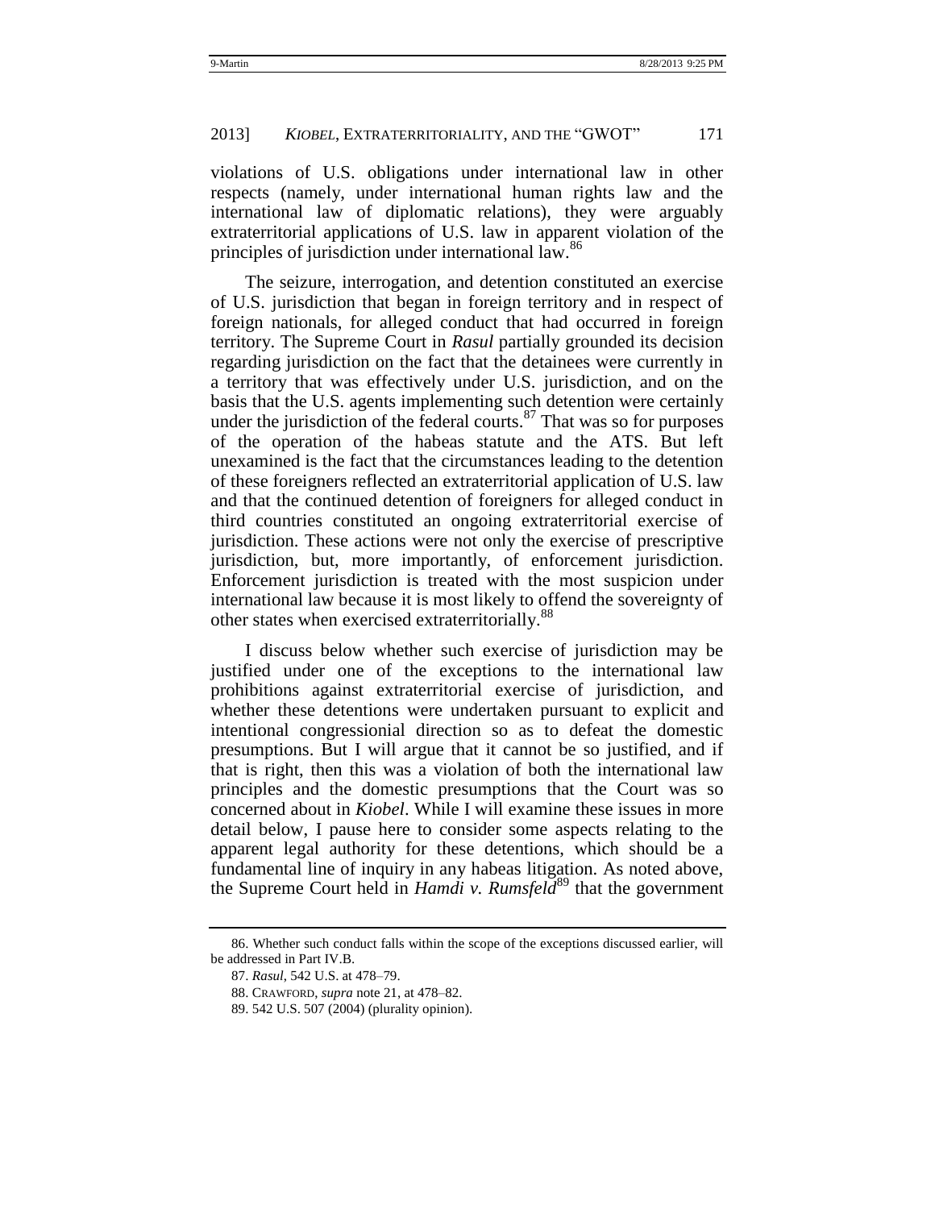violations of U.S. obligations under international law in other respects (namely, under international human rights law and the international law of diplomatic relations), they were arguably extraterritorial applications of U.S. law in apparent violation of the principles of jurisdiction under international law.[86]

The seizure, interrogation, and detention constituted an exercise of U.S. jurisdiction that began in foreign territory and in respect of foreign nationals, for alleged conduct that had occurred in foreign territory. The Supreme Court in *Rasul* partially grounded its decision regarding jurisdiction on the fact that the detainees were currently in a territory that was effectively under U.S. jurisdiction, and on the basis that the U.S. agents implementing such detention were certainly under the jurisdiction of the federal courts.[87] That was so for purposes of the operation of the habeas statute and the ATS. But left unexamined is the fact that the circumstances leading to the detention of these foreigners reflected an extraterritorial application of U.S. law and that the continued detention of foreigners for alleged conduct in third countries constituted an ongoing extraterritorial exercise of jurisdiction. These actions were not only the exercise of prescriptive jurisdiction, but, more importantly, of enforcement jurisdiction. Enforcement jurisdiction is treated with the most suspicion under international law because it is most likely to offend the sovereignty of other states when exercised extraterritorially.[88]

I discuss below whether such exercise of jurisdiction may be justified under one of the exceptions to the international law prohibitions against extraterritorial exercise of jurisdiction, and whether these detentions were undertaken pursuant to explicit and intentional congressionial direction so as to defeat the domestic presumptions. But I will argue that it cannot be so justified, and if that is right, then this was a violation of both the international law principles and the domestic presumptions that the Court was so concerned about in *Kiobel*. While I will examine these issues in more detail below, I pause here to consider some aspects relating to the apparent legal authority for these detentions, which should be a fundamental line of inquiry in any habeas litigation. As noted above, the Supreme Court held in *Hamdi v. Rumsfeld*[89] that the government

---

86. Whether such conduct falls within the scope of the exceptions discussed earlier, will be addressed in Part IV.B.

87. *Rasul*, 542 U.S. at 478–79.

88. CRAWFORD, *supra* note 21, at 478–82.

89. 542 U.S. 507 (2004) (plurality opinion).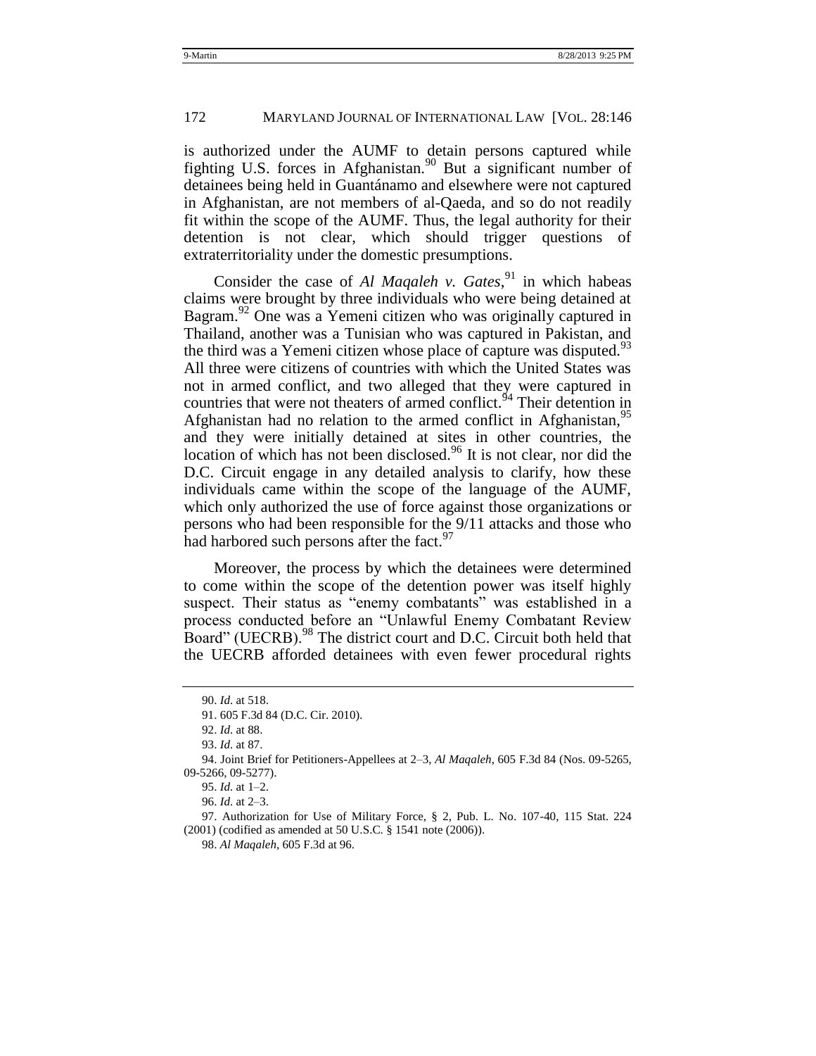is authorized under the AUMF to detain persons captured while fighting U.S. forces in Afghanistan.[90] But a significant number of detainees being held in Guantánamo and elsewhere were not captured in Afghanistan, are not members of al-Qaeda, and so do not readily fit within the scope of the AUMF. Thus, the legal authority for their detention is not clear, which should trigger questions of extraterritoriality under the domestic presumptions.

Consider the case of *Al Maqaleh v. Gates*,[91] in which habeas claims were brought by three individuals who were being detained at Bagram.[92] One was a Yemeni citizen who was originally captured in Thailand, another was a Tunisian who was captured in Pakistan, and the third was a Yemeni citizen whose place of capture was disputed.[93] All three were citizens of countries with which the United States was not in armed conflict, and two alleged that they were captured in countries that were not theaters of armed conflict.[94] Their detention in Afghanistan had no relation to the armed conflict in Afghanistan,[95] and they were initially detained at sites in other countries, the location of which has not been disclosed.[96] It is not clear, nor did the D.C. Circuit engage in any detailed analysis to clarify, how these individuals came within the scope of the language of the AUMF, which only authorized the use of force against those organizations or persons who had been responsible for the 9/11 attacks and those who had harbored such persons after the fact.[97]

Moreover, the process by which the detainees were determined to come within the scope of the detention power was itself highly suspect. Their status as "enemy combatants" was established in a process conducted before an "Unlawful Enemy Combatant Review Board" (UECRB).[98] The district court and D.C. Circuit both held that the UECRB afforded detainees with even fewer procedural rights

---

90. *Id.* at 518.

91. 605 F.3d 84 (D.C. Cir. 2010).

92. *Id.* at 88.

93. *Id.* at 87.

94. Joint Brief for Petitioners-Appellees at 2–3, *Al Maqaleh*, 605 F.3d 84 (Nos. 09-5265, 09-5266, 09-5277).

95. *Id.* at 1–2.

96. *Id.* at 2–3.

97. Authorization for Use of Military Force, § 2, Pub. L. No. 107-40, 115 Stat. 224 (2001) (codified as amended at 50 U.S.C. § 1541 note (2006)).

98. *Al Maqaleh*, 605 F.3d at 96.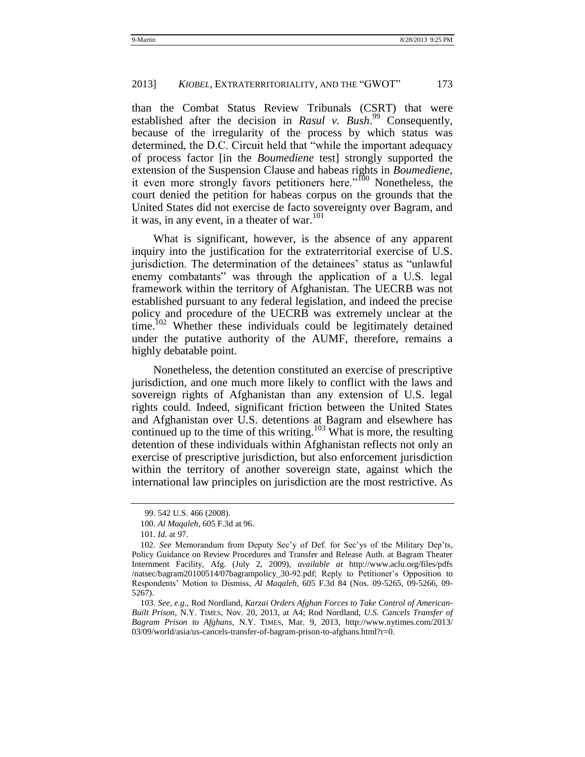than the Combat Status Review Tribunals (CSRT) that were established after the decision in *Rasul v. Bush*.[99] Consequently, because of the irregularity of the process by which status was determined, the D.C. Circuit held that "while the important adequacy of process factor [in the *Boumediene* test] strongly supported the extension of the Suspension Clause and habeas rights in *Boumediene*, it even more strongly favors petitioners here."[100] Nonetheless, the court denied the petition for habeas corpus on the grounds that the United States did not exercise de facto sovereignty over Bagram, and it was, in any event, in a theater of war.[101]

What is significant, however, is the absence of any apparent inquiry into the justification for the extraterritorial exercise of U.S. jurisdiction. The determination of the detainees' status as "unlawful enemy combatants" was through the application of a U.S. legal framework within the territory of Afghanistan. The UECRB was not established pursuant to any federal legislation, and indeed the precise policy and procedure of the UECRB was extremely unclear at the time.[102] Whether these individuals could be legitimately detained under the putative authority of the AUMF, therefore, remains a highly debatable point.

Nonetheless, the detention constituted an exercise of prescriptive jurisdiction, and one much more likely to conflict with the laws and sovereign rights of Afghanistan than any extension of U.S. legal rights could. Indeed, significant friction between the United States and Afghanistan over U.S. detentions at Bagram and elsewhere has continued up to the time of this writing.[103] What is more, the resulting detention of these individuals within Afghanistan reflects not only an exercise of prescriptive jurisdiction, but also enforcement jurisdiction within the territory of another sovereign state, against which the international law principles on jurisdiction are the most restrictive. As

---

99. 542 U.S. 466 (2008).

100. *Al Maqaleh*, 605 F.3d at 96.

101. *Id.* at 97.

102. *See* Memorandum from Deputy Sec'y of Def. for Sec'ys of the Military Dep'ts, Policy Guidance on Review Procedures and Transfer and Release Auth. at Bagram Theater Internment Facility, Afg. (July 2, 2009), *available at* http://www.aclu.org/files/pdfs/natsec/bagram20100514/07bagrampolicy_30-92.pdf; Reply to Petitioner's Opposition to Respondents' Motion to Dismiss, *Al Maqaleh*, 605 F.3d 84 (Nos. 09-5265, 09-5266, 09-5267).

103. *See, e.g.*, Rod Nordland, *Karzai Orders Afghan Forces to Take Control of American-Built Prison*, N.Y. TIMES, Nov. 20, 2013, at A4; Rod Nordland, *U.S. Cancels Transfer of Bagram Prison to Afghans*, N.Y. TIMES, Mar. 9, 2013, http://www.nytimes.com/2013/03/09/world/asia/us-cancels-transfer-of-bagram-prison-to-afghans.html?r=0.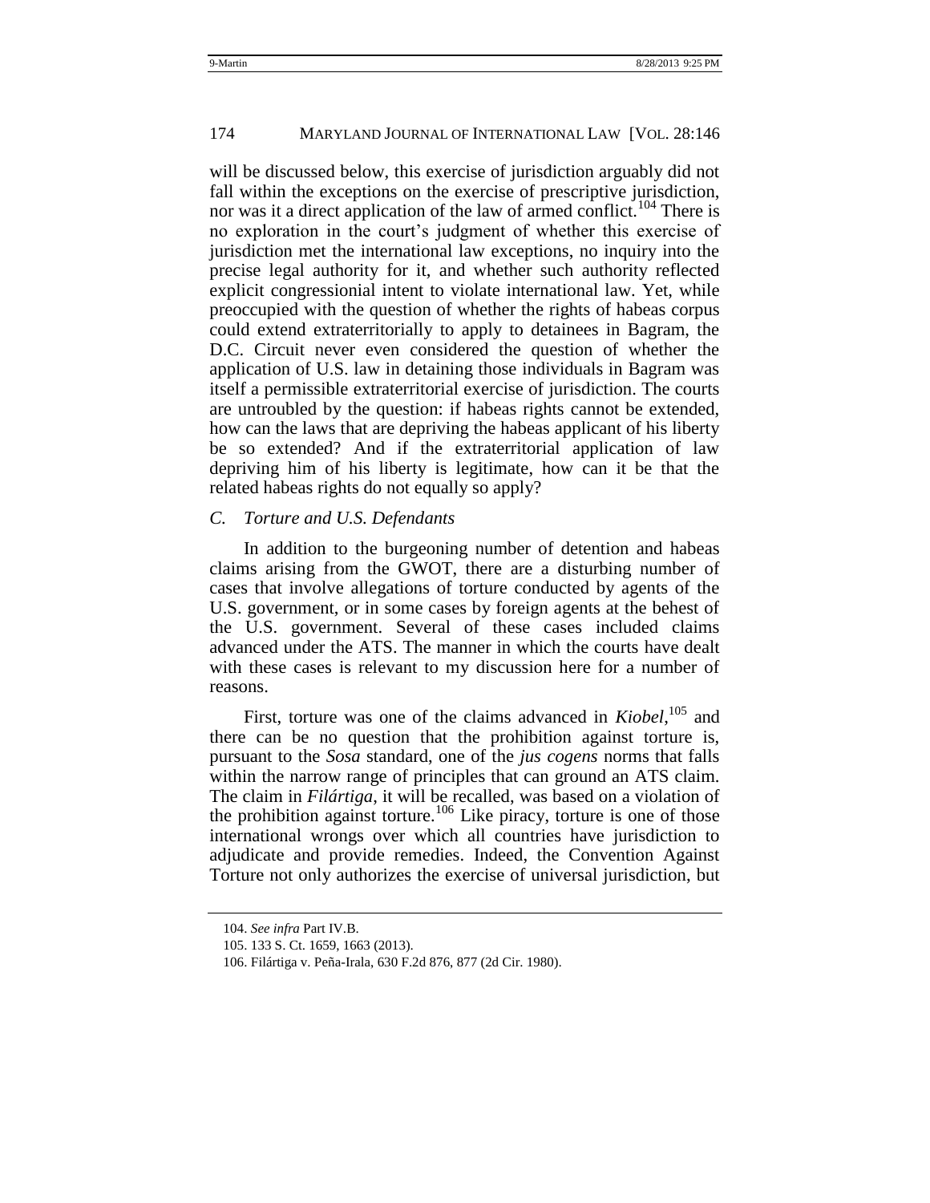will be discussed below, this exercise of jurisdiction arguably did not fall within the exceptions on the exercise of prescriptive jurisdiction, nor was it a direct application of the law of armed conflict.[104] There is no exploration in the court's judgment of whether this exercise of jurisdiction met the international law exceptions, no inquiry into the precise legal authority for it, and whether such authority reflected explicit congressionial intent to violate international law. Yet, while preoccupied with the question of whether the rights of habeas corpus could extend extraterritorially to apply to detainees in Bagram, the D.C. Circuit never even considered the question of whether the application of U.S. law in detaining those individuals in Bagram was itself a permissible extraterritorial exercise of jurisdiction. The courts are untroubled by the question: if habeas rights cannot be extended, how can the laws that are depriving the habeas applicant of his liberty be so extended? And if the extraterritorial application of law depriving him of his liberty is legitimate, how can it be that the related habeas rights do not equally so apply?

### *C. Torture and U.S. Defendants*

In addition to the burgeoning number of detention and habeas claims arising from the GWOT, there are a disturbing number of cases that involve allegations of torture conducted by agents of the U.S. government, or in some cases by foreign agents at the behest of the U.S. government. Several of these cases included claims advanced under the ATS. The manner in which the courts have dealt with these cases is relevant to my discussion here for a number of reasons.

First, torture was one of the claims advanced in *Kiobel*,[105] and there can be no question that the prohibition against torture is, pursuant to the *Sosa* standard, one of the *jus cogens* norms that falls within the narrow range of principles that can ground an ATS claim. The claim in *Filártiga*, it will be recalled, was based on a violation of the prohibition against torture.[106] Like piracy, torture is one of those international wrongs over which all countries have jurisdiction to adjudicate and provide remedies. Indeed, the Convention Against Torture not only authorizes the exercise of universal jurisdiction, but

---

104. *See infra* Part IV.B.

105. 133 S. Ct. 1659, 1663 (2013).

106. Filártiga v. Peña-Irala, 630 F.2d 876, 877 (2d Cir. 1980).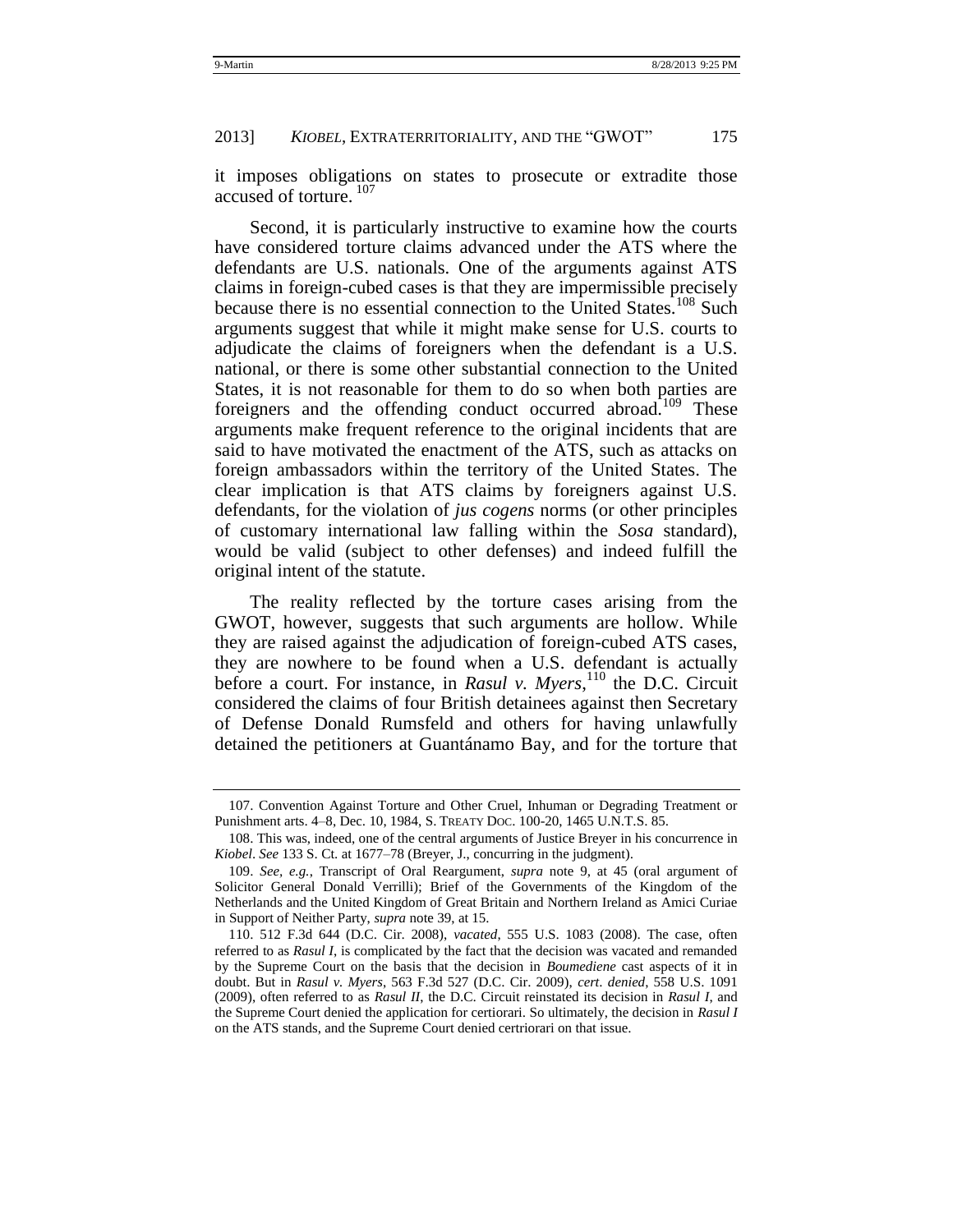it imposes obligations on states to prosecute or extradite those accused of torture. [107]

Second, it is particularly instructive to examine how the courts have considered torture claims advanced under the ATS where the defendants are U.S. nationals. One of the arguments against ATS claims in foreign-cubed cases is that they are impermissible precisely because there is no essential connection to the United States.[108] Such arguments suggest that while it might make sense for U.S. courts to adjudicate the claims of foreigners when the defendant is a U.S. national, or there is some other substantial connection to the United States, it is not reasonable for them to do so when both parties are foreigners and the offending conduct occurred abroad.[109] These arguments make frequent reference to the original incidents that are said to have motivated the enactment of the ATS, such as attacks on foreign ambassadors within the territory of the United States. The clear implication is that ATS claims by foreigners against U.S. defendants, for the violation of *jus cogens* norms (or other principles of customary international law falling within the *Sosa* standard), would be valid (subject to other defenses) and indeed fulfill the original intent of the statute.

The reality reflected by the torture cases arising from the GWOT, however, suggests that such arguments are hollow. While they are raised against the adjudication of foreign-cubed ATS cases, they are nowhere to be found when a U.S. defendant is actually before a court. For instance, in ***Rasul v. Myers***,[110] the D.C. Circuit considered the claims of four British detainees against then Secretary of Defense Donald Rumsfeld and others for having unlawfully detained the petitioners at Guantánamo Bay, and for the torture that

---

107. Convention Against Torture and Other Cruel, Inhuman or Degrading Treatment or Punishment arts. 4–8, Dec. 10, 1984, S. TREATY DOC. 100-20, 1465 U.N.T.S. 85.

108. This was, indeed, one of the central arguments of Justice Breyer in his concurrence in *Kiobel*. *See* 133 S. Ct. at 1677–78 (Breyer, J., concurring in the judgment).

109. *See, e.g.*, Transcript of Oral Reargument, *supra* note 9, at 45 (oral argument of Solicitor General Donald Verrilli); Brief of the Governments of the Kingdom of the Netherlands and the United Kingdom of Great Britain and Northern Ireland as Amici Curiae in Support of Neither Party, *supra* note 39, at 15.

110. 512 F.3d 644 (D.C. Cir. 2008), *vacated*, 555 U.S. 1083 (2008). The case, often referred to as *Rasul I*, is complicated by the fact that the decision was vacated and remanded by the Supreme Court on the basis that the decision in *Boumediene* cast aspects of it in doubt. But in *Rasul v. Myers*, 563 F.3d 527 (D.C. Cir. 2009), *cert. denied*, 558 U.S. 1091 (2009), often referred to as *Rasul II*, the D.C. Circuit reinstated its decision in *Rasul I*, and the Supreme Court denied the application for certiorari. So ultimately, the decision in *Rasul I* on the ATS stands, and the Supreme Court denied certriorari on that issue.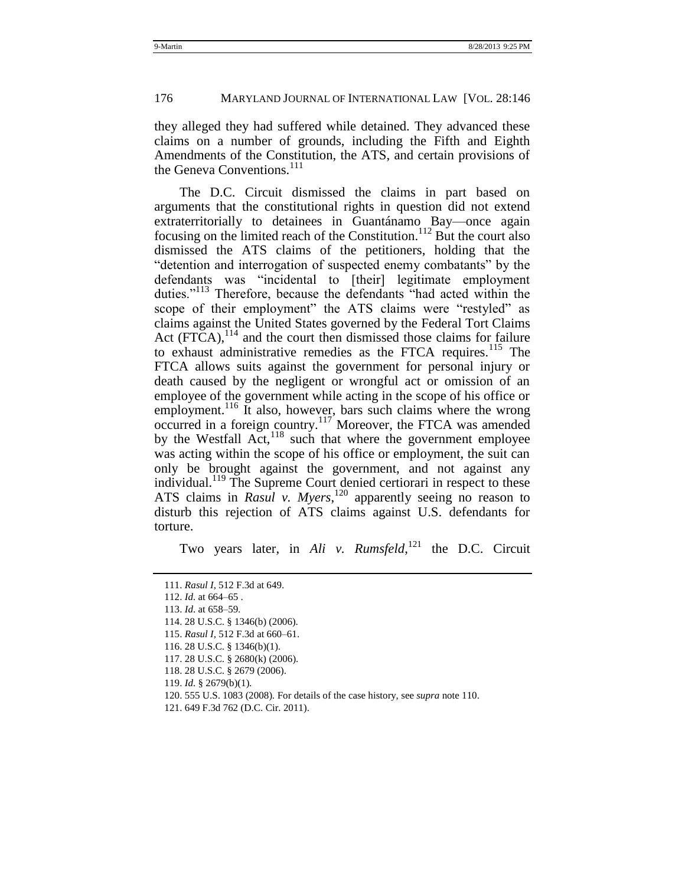they alleged they had suffered while detained. They advanced these claims on a number of grounds, including the Fifth and Eighth Amendments of the Constitution, the ATS, and certain provisions of the Geneva Conventions.[111]

The D.C. Circuit dismissed the claims in part based on arguments that the constitutional rights in question did not extend extraterritorially to detainees in Guantánamo Bay—once again focusing on the limited reach of the Constitution.[112] But the court also dismissed the ATS claims of the petitioners, holding that the "detention and interrogation of suspected enemy combatants" by the defendants was "incidental to [their] legitimate employment duties."[113] Therefore, because the defendants "had acted within the scope of their employment" the ATS claims were "restyled" as claims against the United States governed by the Federal Tort Claims Act (FTCA),[114] and the court then dismissed those claims for failure to exhaust administrative remedies as the FTCA requires.[115] The FTCA allows suits against the government for personal injury or death caused by the negligent or wrongful act or omission of an employee of the government while acting in the scope of his office or employment.[116] It also, however, bars such claims where the wrong occurred in a foreign country.[117] Moreover, the FTCA was amended by the Westfall Act,[118] such that where the government employee was acting within the scope of his office or employment, the suit can only be brought against the government, and not against any individual.[119] The Supreme Court denied certiorari in respect to these ATS claims in *Rasul v. Myers*,[120] apparently seeing no reason to disturb this rejection of ATS claims against U.S. defendants for torture.

Two years later, in *Ali v. Rumsfeld*,[121] the D.C. Circuit

111. *Rasul I*, 512 F.3d at 649.
112. *Id.* at 664–65 .
113. *Id.* at 658–59.
114. 28 U.S.C. § 1346(b) (2006).
115. *Rasul I*, 512 F.3d at 660–61.
116. 28 U.S.C. § 1346(b)(1).
117. 28 U.S.C. § 2680(k) (2006).
118. 28 U.S.C. § 2679 (2006).
119. *Id.* § 2679(b)(1).
120. 555 U.S. 1083 (2008). For details of the case history, see *supra* note 110.
121. 649 F.3d 762 (D.C. Cir. 2011).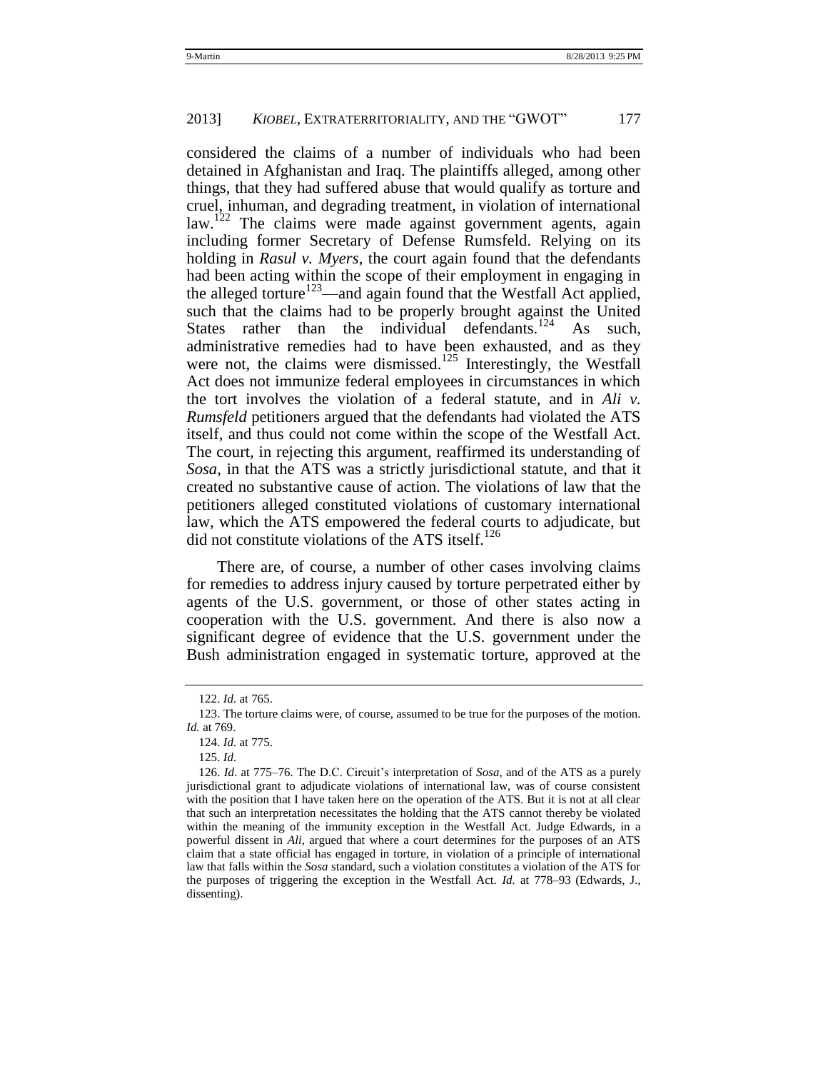considered the claims of a number of individuals who had been detained in Afghanistan and Iraq. The plaintiffs alleged, among other things, that they had suffered abuse that would qualify as torture and cruel, inhuman, and degrading treatment, in violation of international law.[122] The claims were made against government agents, again including former Secretary of Defense Rumsfeld. Relying on its holding in *Rasul v. Myers*, the court again found that the defendants had been acting within the scope of their employment in engaging in the alleged torture[123]—and again found that the Westfall Act applied, such that the claims had to be properly brought against the United States rather than the individual defendants.[124] As such, administrative remedies had to have been exhausted, and as they were not, the claims were dismissed.[125] Interestingly, the Westfall Act does not immunize federal employees in circumstances in which the tort involves the violation of a federal statute, and in *Ali v. Rumsfeld* petitioners argued that the defendants had violated the ATS itself, and thus could not come within the scope of the Westfall Act. The court, in rejecting this argument, reaffirmed its understanding of *Sosa*, in that the ATS was a strictly jurisdictional statute, and that it created no substantive cause of action. The violations of law that the petitioners alleged constituted violations of customary international law, which the ATS empowered the federal courts to adjudicate, but did not constitute violations of the ATS itself.[126]

There are, of course, a number of other cases involving claims for remedies to address injury caused by torture perpetrated either by agents of the U.S. government, or those of other states acting in cooperation with the U.S. government. And there is also now a significant degree of evidence that the U.S. government under the Bush administration engaged in systematic torture, approved at the

---

122. *Id.* at 765.

123. The torture claims were, of course, assumed to be true for the purposes of the motion. *Id.* at 769.

124. *Id.* at 775.

125. *Id.*

126. *Id*. at 775–76. The D.C. Circuit's interpretation of *Sosa*, and of the ATS as a purely jurisdictional grant to adjudicate violations of international law, was of course consistent with the position that I have taken here on the operation of the ATS. But it is not at all clear that such an interpretation necessitates the holding that the ATS cannot thereby be violated within the meaning of the immunity exception in the Westfall Act. Judge Edwards, in a powerful dissent in *Ali*, argued that where a court determines for the purposes of an ATS claim that a state official has engaged in torture, in violation of a principle of international law that falls within the *Sosa* standard, such a violation constitutes a violation of the ATS for the purposes of triggering the exception in the Westfall Act. *Id.* at 778–93 (Edwards, J., dissenting).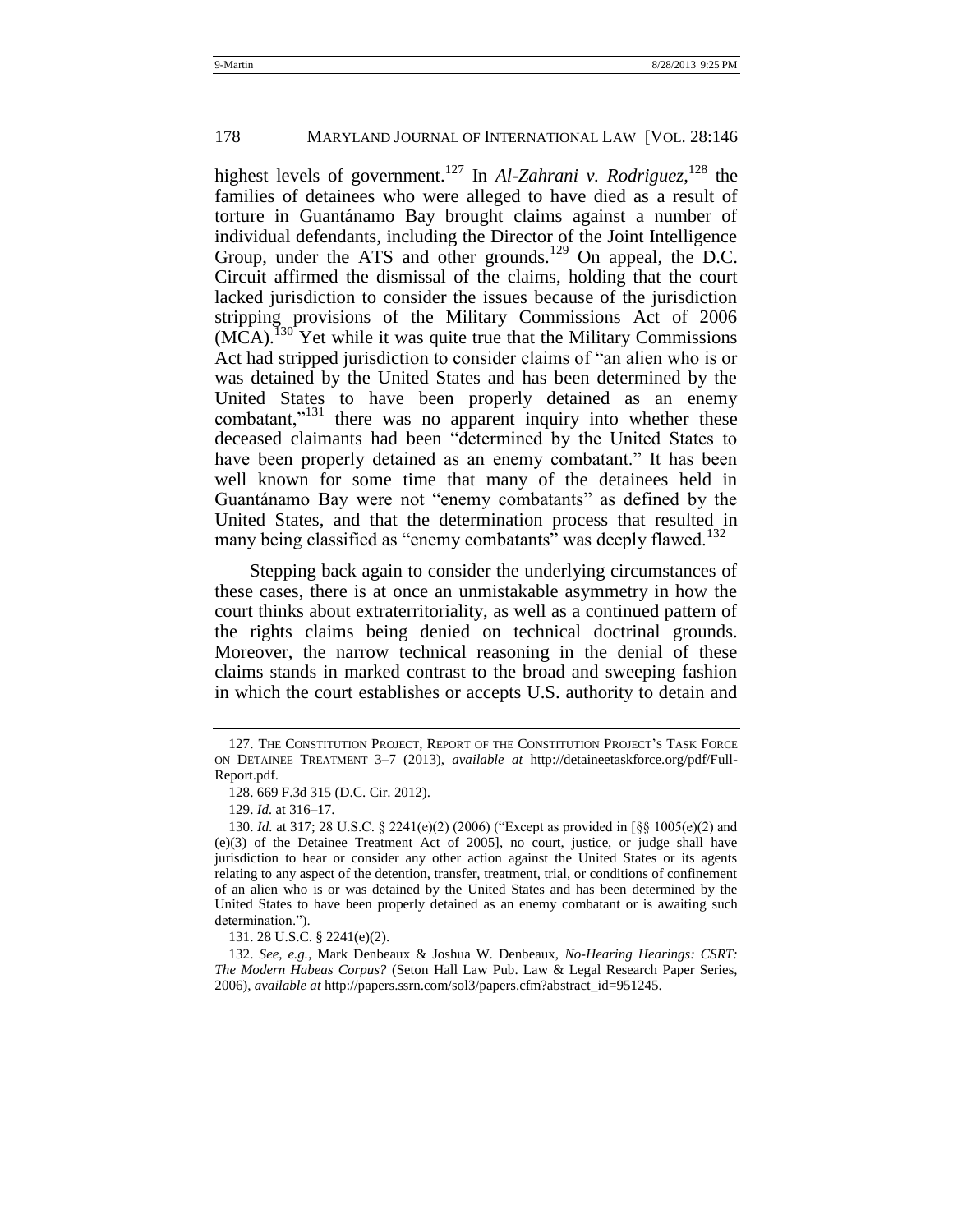highest levels of government.[127] In *Al-Zahrani v. Rodriguez*,[128] the families of detainees who were alleged to have died as a result of torture in Guantánamo Bay brought claims against a number of individual defendants, including the Director of the Joint Intelligence Group, under the ATS and other grounds.[129] On appeal, the D.C. Circuit affirmed the dismissal of the claims, holding that the court lacked jurisdiction to consider the issues because of the jurisdiction stripping provisions of the Military Commissions Act of 2006 (MCA).[130] Yet while it was quite true that the Military Commissions Act had stripped jurisdiction to consider claims of "an alien who is or was detained by the United States and has been determined by the United States to have been properly detained as an enemy combatant,"[131] there was no apparent inquiry into whether these deceased claimants had been "determined by the United States to have been properly detained as an enemy combatant." It has been well known for some time that many of the detainees held in Guantánamo Bay were not "enemy combatants" as defined by the United States, and that the determination process that resulted in many being classified as "enemy combatants" was deeply flawed.[132]

Stepping back again to consider the underlying circumstances of these cases, there is at once an unmistakable asymmetry in how the court thinks about extraterritoriality, as well as a continued pattern of the rights claims being denied on technical doctrinal grounds. Moreover, the narrow technical reasoning in the denial of these claims stands in marked contrast to the broad and sweeping fashion in which the court establishes or accepts U.S. authority to detain and

---

127. THE CONSTITUTION PROJECT, REPORT OF THE CONSTITUTION PROJECT'S TASK FORCE ON DETAINEE TREATMENT 3–7 (2013), *available at* http://detaineetaskforce.org/pdf/Full-Report.pdf.

128. 669 F.3d 315 (D.C. Cir. 2012).

129. *Id.* at 316–17.

130. *Id.* at 317; 28 U.S.C. § 2241(e)(2) (2006) ("Except as provided in [§§ 1005(e)(2) and (e)(3) of the Detainee Treatment Act of 2005], no court, justice, or judge shall have jurisdiction to hear or consider any other action against the United States or its agents relating to any aspect of the detention, transfer, treatment, trial, or conditions of confinement of an alien who is or was detained by the United States and has been determined by the United States to have been properly detained as an enemy combatant or is awaiting such determination.").

131. 28 U.S.C. § 2241(e)(2).

132. *See, e.g.*, Mark Denbeaux & Joshua W. Denbeaux, *No-Hearing Hearings: CSRT: The Modern Habeas Corpus?* (Seton Hall Law Pub. Law & Legal Research Paper Series, 2006), *available at* http://papers.ssrn.com/sol3/papers.cfm?abstract_id=951245.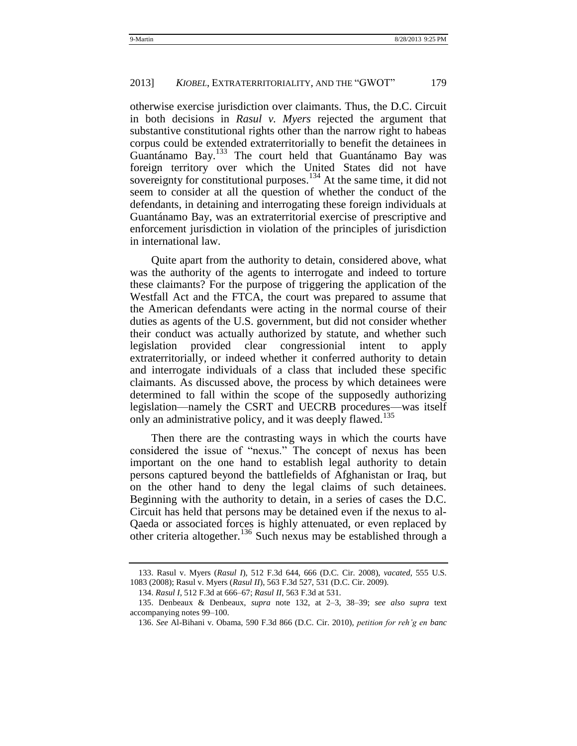otherwise exercise jurisdiction over claimants. Thus, the D.C. Circuit in both decisions in *Rasul v. Myers* rejected the argument that substantive constitutional rights other than the narrow right to habeas corpus could be extended extraterritorially to benefit the detainees in Guantánamo Bay.[133] The court held that Guantánamo Bay was foreign territory over which the United States did not have sovereignty for constitutional purposes.[134] At the same time, it did not seem to consider at all the question of whether the conduct of the defendants, in detaining and interrogating these foreign individuals at Guantánamo Bay, was an extraterritorial exercise of prescriptive and enforcement jurisdiction in violation of the principles of jurisdiction in international law.

Quite apart from the authority to detain, considered above, what was the authority of the agents to interrogate and indeed to torture these claimants? For the purpose of triggering the application of the Westfall Act and the FTCA, the court was prepared to assume that the American defendants were acting in the normal course of their duties as agents of the U.S. government, but did not consider whether their conduct was actually authorized by statute, and whether such legislation provided clear congressionial intent to apply extraterritorially, or indeed whether it conferred authority to detain and interrogate individuals of a class that included these specific claimants. As discussed above, the process by which detainees were determined to fall within the scope of the supposedly authorizing legislation—namely the CSRT and UECRB procedures—was itself only an administrative policy, and it was deeply flawed.[135]

Then there are the contrasting ways in which the courts have considered the issue of "nexus." The concept of nexus has been important on the one hand to establish legal authority to detain persons captured beyond the battlefields of Afghanistan or Iraq, but on the other hand to deny the legal claims of such detainees. Beginning with the authority to detain, in a series of cases the D.C. Circuit has held that persons may be detained even if the nexus to al-Qaeda or associated forces is highly attenuated, or even replaced by other criteria altogether.[136] Such nexus may be established through a

---

133. Rasul v. Myers (*Rasul I*), 512 F.3d 644, 666 (D.C. Cir. 2008), *vacated*, 555 U.S. 1083 (2008); Rasul v. Myers (*Rasul II*), 563 F.3d 527, 531 (D.C. Cir. 2009).

134. *Rasul I*, 512 F.3d at 666–67; *Rasul II*, 563 F.3d at 531.

135. Denbeaux & Denbeaux, *supra* note 132, at 2–3, 38–39; *see also supra* text accompanying notes 99–100.

136. *See* Al-Bihani v. Obama, 590 F.3d 866 (D.C. Cir. 2010), *petition for reh'g en banc*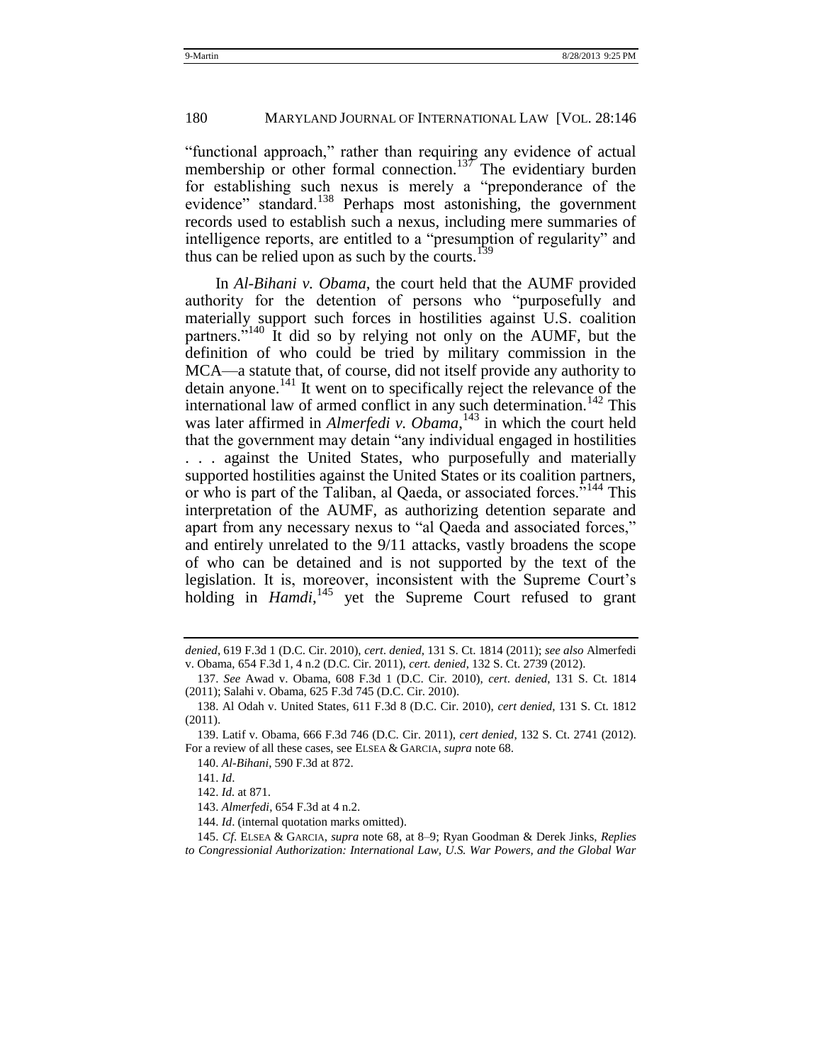"functional approach," rather than requiring any evidence of actual membership or other formal connection.[137] The evidentiary burden for establishing such nexus is merely a "preponderance of the evidence" standard.[138] Perhaps most astonishing, the government records used to establish such a nexus, including mere summaries of intelligence reports, are entitled to a "presumption of regularity" and thus can be relied upon as such by the courts.[139]

In *Al-Bihani v. Obama*, the court held that the AUMF provided authority for the detention of persons who "purposefully and materially support such forces in hostilities against U.S. coalition partners."[140] It did so by relying not only on the AUMF, but the definition of who could be tried by military commission in the MCA—a statute that, of course, did not itself provide any authority to detain anyone.[141] It went on to specifically reject the relevance of the international law of armed conflict in any such determination.[142] This was later affirmed in *Almerfedi v. Obama*,[143] in which the court held that the government may detain "any individual engaged in hostilities . . . against the United States, who purposefully and materially supported hostilities against the United States or its coalition partners, or who is part of the Taliban, al Qaeda, or associated forces."[144] This interpretation of the AUMF, as authorizing detention separate and apart from any necessary nexus to "al Qaeda and associated forces," and entirely unrelated to the 9/11 attacks, vastly broadens the scope of who can be detained and is not supported by the text of the legislation. It is, moreover, inconsistent with the Supreme Court's holding in *Hamdi*,[145] yet the Supreme Court refused to grant

---

*denied*, 619 F.3d 1 (D.C. Cir. 2010), *cert. denied*, 131 S. Ct. 1814 (2011); *see also* Almerfedi v. Obama, 654 F.3d 1, 4 n.2 (D.C. Cir. 2011), *cert. denied*, 132 S. Ct. 2739 (2012).

137. *See* Awad v. Obama, 608 F.3d 1 (D.C. Cir. 2010), *cert. denied*, 131 S. Ct. 1814 (2011); Salahi v. Obama, 625 F.3d 745 (D.C. Cir. 2010).

138. Al Odah v. United States, 611 F.3d 8 (D.C. Cir. 2010), *cert denied*, 131 S. Ct. 1812 (2011).

139. Latif v. Obama, 666 F.3d 746 (D.C. Cir. 2011), *cert denied*, 132 S. Ct. 2741 (2012). For a review of all these cases, see ELSEA & GARCIA, *supra* note 68.

140. *Al-Bihani*, 590 F.3d at 872.

141. *Id*.

142. *Id.* at 871.

143. *Almerfedi*, 654 F.3d at 4 n.2.

144. *Id*. (internal quotation marks omitted).

145. *Cf*. ELSEA & GARCIA, *supra* note 68, at 8–9; Ryan Goodman & Derek Jinks, *Replies to Congressionial Authorization: International Law, U.S. War Powers, and the Global War*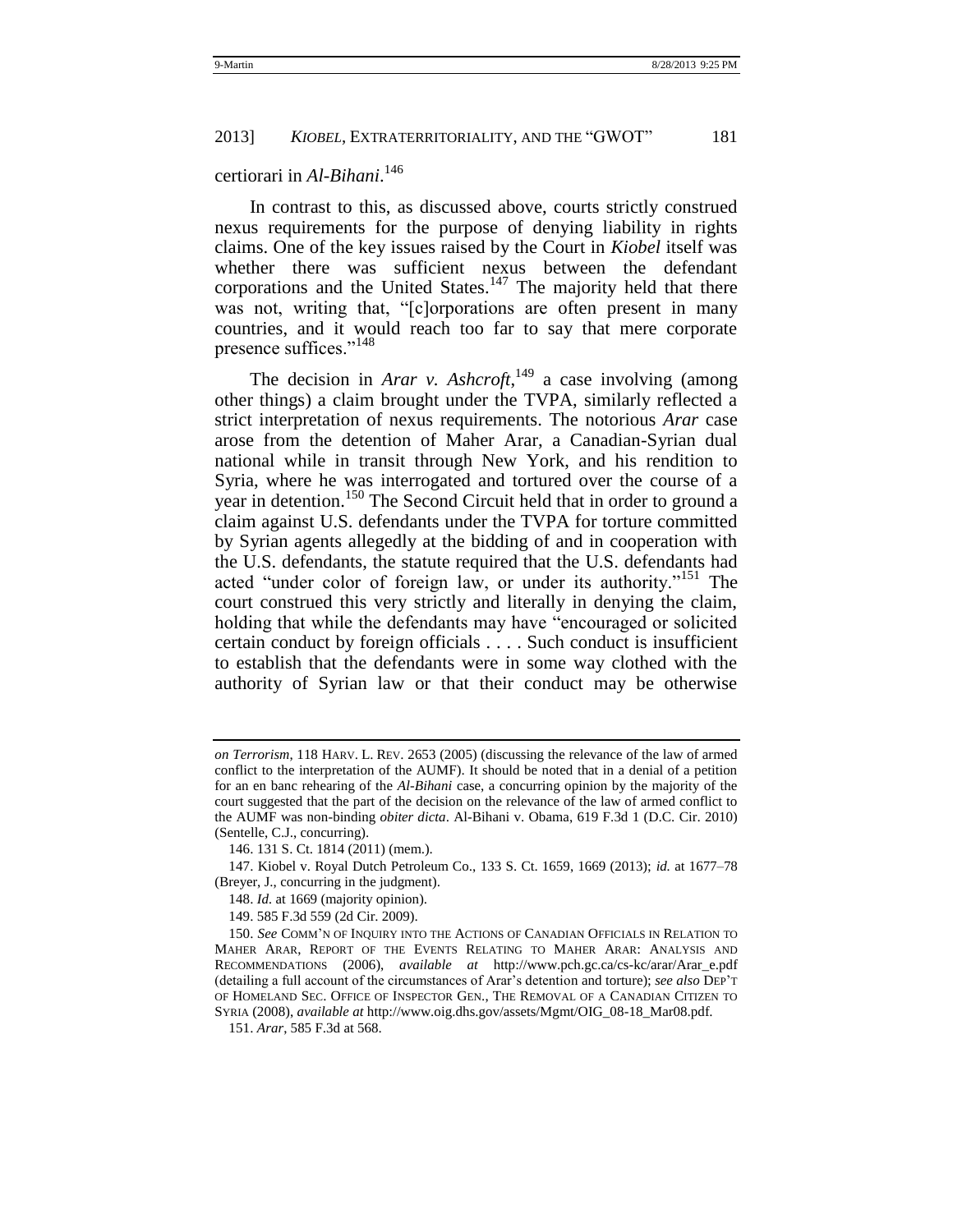certiorari in *Al-Bihani*.[146]

In contrast to this, as discussed above, courts strictly construed nexus requirements for the purpose of denying liability in rights claims. One of the key issues raised by the Court in *Kiobel* itself was whether there was sufficient nexus between the defendant corporations and the United States.[147] The majority held that there was not, writing that, "[c]orporations are often present in many countries, and it would reach too far to say that mere corporate presence suffices."[148]

The decision in *Arar v. Ashcroft*,[149] a case involving (among other things) a claim brought under the TVPA, similarly reflected a strict interpretation of nexus requirements. The notorious *Arar* case arose from the detention of Maher Arar, a Canadian-Syrian dual national while in transit through New York, and his rendition to Syria, where he was interrogated and tortured over the course of a year in detention.[150] The Second Circuit held that in order to ground a claim against U.S. defendants under the TVPA for torture committed by Syrian agents allegedly at the bidding of and in cooperation with the U.S. defendants, the statute required that the U.S. defendants had acted "under color of foreign law, or under its authority."[151] The court construed this very strictly and literally in denying the claim, holding that while the defendants may have "encouraged or solicited certain conduct by foreign officials . . . . Such conduct is insufficient to establish that the defendants were in some way clothed with the authority of Syrian law or that their conduct may be otherwise

---

*on Terrorism*, 118 HARV. L. REV. 2653 (2005) (discussing the relevance of the law of armed conflict to the interpretation of the AUMF). It should be noted that in a denial of a petition for an en banc rehearing of the *Al-Bihani* case, a concurring opinion by the majority of the court suggested that the part of the decision on the relevance of the law of armed conflict to the AUMF was non-binding *obiter dicta*. Al-Bihani v. Obama, 619 F.3d 1 (D.C. Cir. 2010) (Sentelle, C.J., concurring).

146. 131 S. Ct. 1814 (2011) (mem.).

147. Kiobel v. Royal Dutch Petroleum Co., 133 S. Ct. 1659, 1669 (2013); *id.* at 1677–78 (Breyer, J., concurring in the judgment).

148. *Id.* at 1669 (majority opinion).

149. 585 F.3d 559 (2d Cir. 2009).

150. *See* COMM'N OF INQUIRY INTO THE ACTIONS OF CANADIAN OFFICIALS IN RELATION TO MAHER ARAR, REPORT OF THE EVENTS RELATING TO MAHER ARAR: ANALYSIS AND RECOMMENDATIONS (2006), *available at* http://www.pch.gc.ca/cs-kc/arar/Arar_e.pdf (detailing a full account of the circumstances of Arar's detention and torture); *see also* DEP'T OF HOMELAND SEC. OFFICE OF INSPECTOR GEN., THE REMOVAL OF A CANADIAN CITIZEN TO SYRIA (2008), *available at* http://www.oig.dhs.gov/assets/Mgmt/OIG_08-18_Mar08.pdf.

151. *Arar*, 585 F.3d at 568.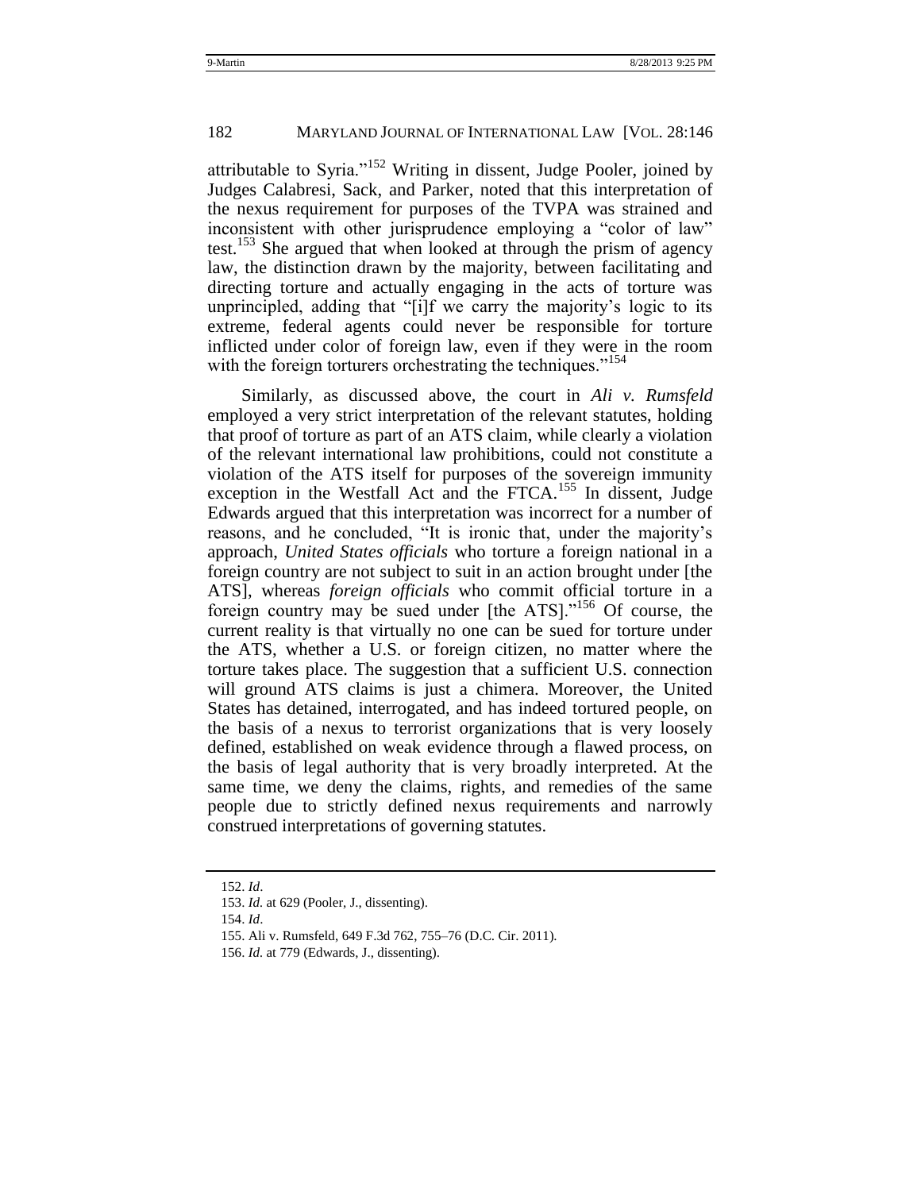attributable to Syria."[152] Writing in dissent, Judge Pooler, joined by Judges Calabresi, Sack, and Parker, noted that this interpretation of the nexus requirement for purposes of the TVPA was strained and inconsistent with other jurisprudence employing a "color of law" test.[153] She argued that when looked at through the prism of agency law, the distinction drawn by the majority, between facilitating and directing torture and actually engaging in the acts of torture was unprincipled, adding that "[i]f we carry the majority's logic to its extreme, federal agents could never be responsible for torture inflicted under color of foreign law, even if they were in the room with the foreign torturers orchestrating the techniques."[154]

Similarly, as discussed above, the court in *Ali v. Rumsfeld* employed a very strict interpretation of the relevant statutes, holding that proof of torture as part of an ATS claim, while clearly a violation of the relevant international law prohibitions, could not constitute a violation of the ATS itself for purposes of the sovereign immunity exception in the Westfall Act and the FTCA.[155] In dissent, Judge Edwards argued that this interpretation was incorrect for a number of reasons, and he concluded, "It is ironic that, under the majority's approach, *United States officials* who torture a foreign national in a foreign country are not subject to suit in an action brought under [the ATS], whereas *foreign officials* who commit official torture in a foreign country may be sued under [the ATS]."[156] Of course, the current reality is that virtually no one can be sued for torture under the ATS, whether a U.S. or foreign citizen, no matter where the torture takes place. The suggestion that a sufficient U.S. connection will ground ATS claims is just a chimera. Moreover, the United States has detained, interrogated, and has indeed tortured people, on the basis of a nexus to terrorist organizations that is very loosely defined, established on weak evidence through a flawed process, on the basis of legal authority that is very broadly interpreted. At the same time, we deny the claims, rights, and remedies of the same people due to strictly defined nexus requirements and narrowly construed interpretations of governing statutes.

---

152. *Id*.
153. *Id.* at 629 (Pooler, J., dissenting).
154. *Id*.
155. Ali v. Rumsfeld, 649 F.3d 762, 755–76 (D.C. Cir. 2011).
156. *Id.* at 779 (Edwards, J., dissenting).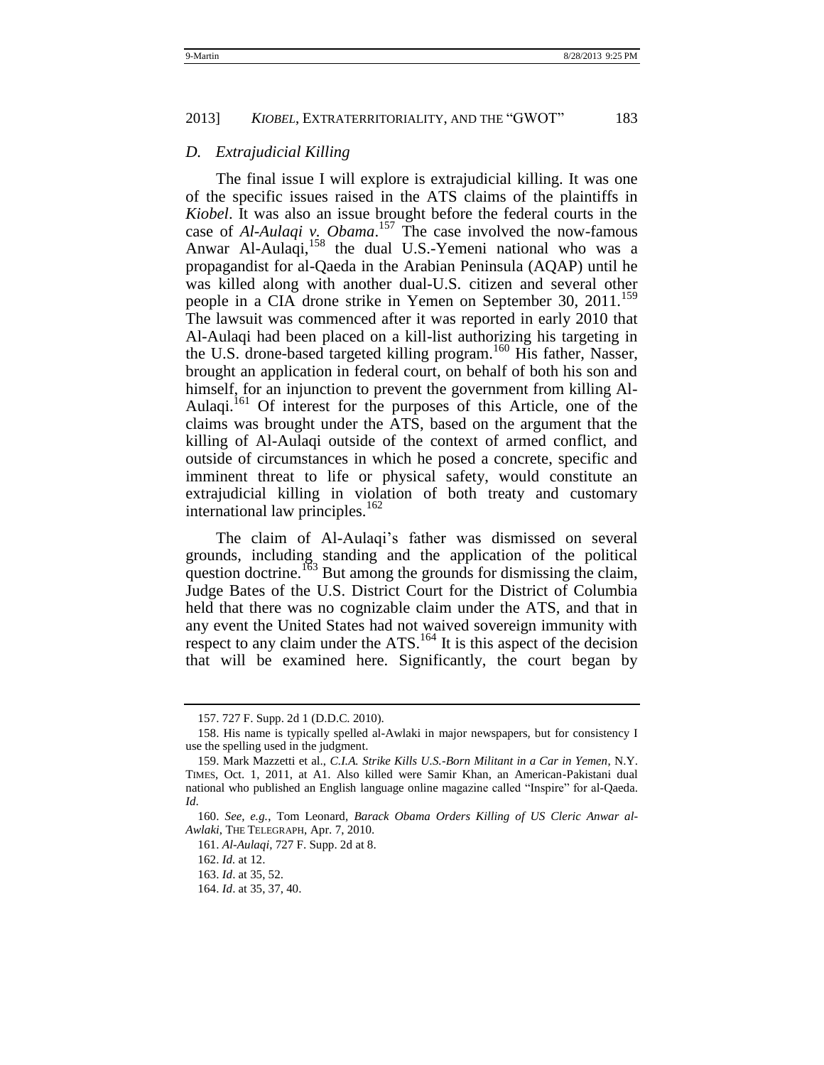### *D. Extrajudicial Killing*

The final issue I will explore is extrajudicial killing. It was one of the specific issues raised in the ATS claims of the plaintiffs in *Kiobel*. It was also an issue brought before the federal courts in the case of *Al-Aulaqi v. Obama*.[157] The case involved the now-famous Anwar Al-Aulaqi,[158] the dual U.S.-Yemeni national who was a propagandist for al-Qaeda in the Arabian Peninsula (AQAP) until he was killed along with another dual-U.S. citizen and several other people in a CIA drone strike in Yemen on September 30, 2011.[159] The lawsuit was commenced after it was reported in early 2010 that Al-Aulaqi had been placed on a kill-list authorizing his targeting in the U.S. drone-based targeted killing program.[160] His father, Nasser, brought an application in federal court, on behalf of both his son and himself, for an injunction to prevent the government from killing Al-Aulaqi.[161] Of interest for the purposes of this Article, one of the claims was brought under the ATS, based on the argument that the killing of Al-Aulaqi outside of the context of armed conflict, and outside of circumstances in which he posed a concrete, specific and imminent threat to life or physical safety, would constitute an extrajudicial killing in violation of both treaty and customary international law principles.[162]

The claim of Al-Aulaqi's father was dismissed on several grounds, including standing and the application of the political question doctrine.[163] But among the grounds for dismissing the claim, Judge Bates of the U.S. District Court for the District of Columbia held that there was no cognizable claim under the ATS, and that in any event the United States had not waived sovereign immunity with respect to any claim under the ATS.[164] It is this aspect of the decision that will be examined here. Significantly, the court began by

---

157. 727 F. Supp. 2d 1 (D.D.C. 2010).

158. His name is typically spelled al-Awlaki in major newspapers, but for consistency I use the spelling used in the judgment.

159. Mark Mazzetti et al., *C.I.A. Strike Kills U.S.-Born Militant in a Car in Yemen*, N.Y. TIMES, Oct. 1, 2011, at A1. Also killed were Samir Khan, an American-Pakistani dual national who published an English language online magazine called "Inspire" for al-Qaeda. *Id*.

160. *See, e.g.*, Tom Leonard, *Barack Obama Orders Killing of US Cleric Anwar al-Awlaki*, THE TELEGRAPH, Apr. 7, 2010.

161. *Al-Aulaqi*, 727 F. Supp. 2d at 8.

162. *Id.* at 12.

163. *Id*. at 35, 52.

164. *Id*. at 35, 37, 40.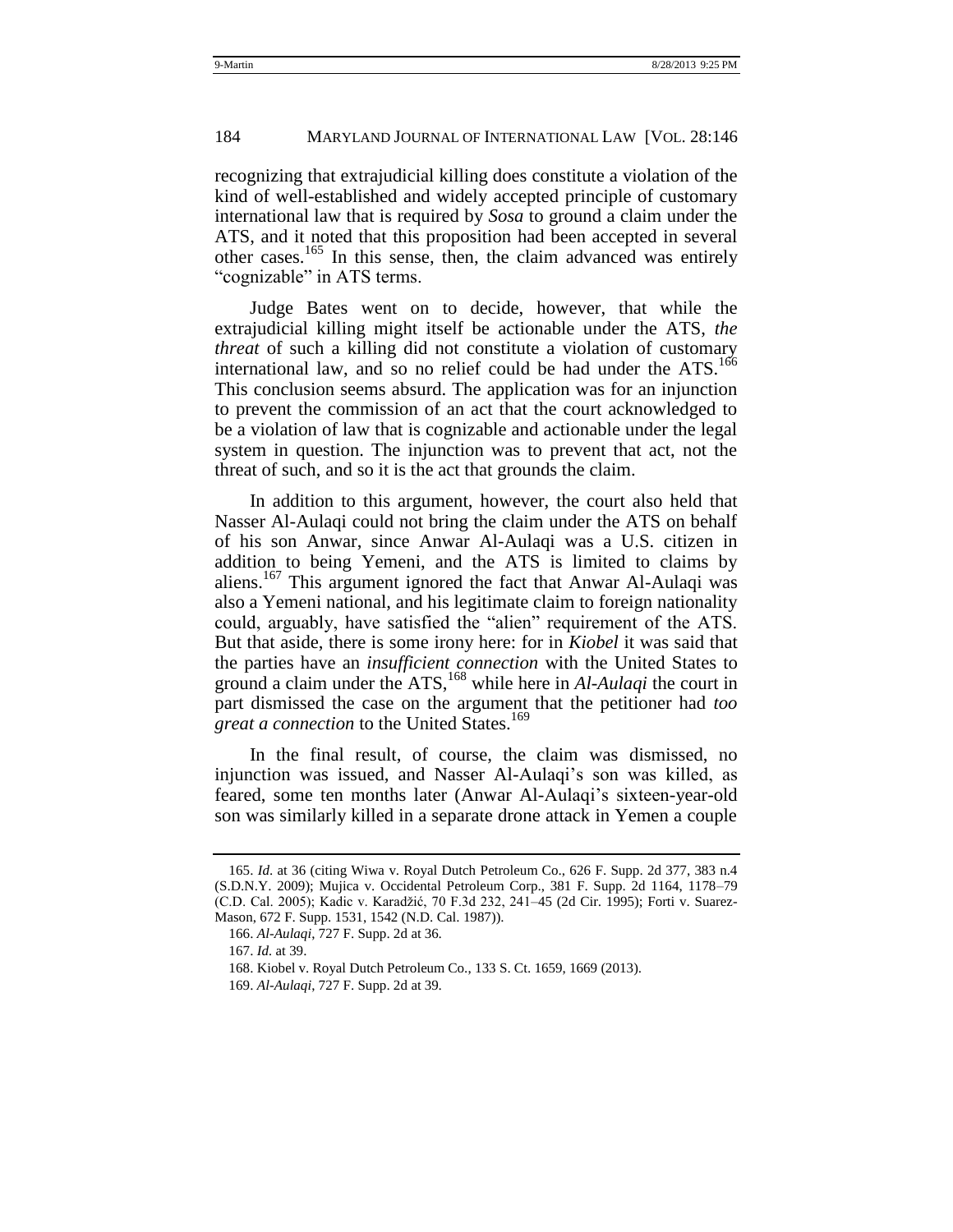recognizing that extrajudicial killing does constitute a violation of the kind of well-established and widely accepted principle of customary international law that is required by *Sosa* to ground a claim under the ATS, and it noted that this proposition had been accepted in several other cases.[165] In this sense, then, the claim advanced was entirely "cognizable" in ATS terms.

Judge Bates went on to decide, however, that while the extrajudicial killing might itself be actionable under the ATS, *the threat* of such a killing did not constitute a violation of customary international law, and so no relief could be had under the ATS.[166] This conclusion seems absurd. The application was for an injunction to prevent the commission of an act that the court acknowledged to be a violation of law that is cognizable and actionable under the legal system in question. The injunction was to prevent that act, not the threat of such, and so it is the act that grounds the claim.

In addition to this argument, however, the court also held that Nasser Al-Aulaqi could not bring the claim under the ATS on behalf of his son Anwar, since Anwar Al-Aulaqi was a U.S. citizen in addition to being Yemeni, and the ATS is limited to claims by aliens.[167] This argument ignored the fact that Anwar Al-Aulaqi was also a Yemeni national, and his legitimate claim to foreign nationality could, arguably, have satisfied the "alien" requirement of the ATS. But that aside, there is some irony here: for in *Kiobel* it was said that the parties have an *insufficient connection* with the United States to ground a claim under the ATS,[168] while here in *Al-Aulaqi* the court in part dismissed the case on the argument that the petitioner had *too great a connection* to the United States.[169]

In the final result, of course, the claim was dismissed, no injunction was issued, and Nasser Al-Aulaqi's son was killed, as feared, some ten months later (Anwar Al-Aulaqi's sixteen-year-old son was similarly killed in a separate drone attack in Yemen a couple

---

165. *Id.* at 36 (citing Wiwa v. Royal Dutch Petroleum Co., 626 F. Supp. 2d 377, 383 n.4 (S.D.N.Y. 2009); Mujica v. Occidental Petroleum Corp., 381 F. Supp. 2d 1164, 1178–79 (C.D. Cal. 2005); Kadic v. Karadžić, 70 F.3d 232, 241–45 (2d Cir. 1995); Forti v. Suarez-Mason, 672 F. Supp. 1531, 1542 (N.D. Cal. 1987)).

166. *Al-Aulaqi*, 727 F. Supp. 2d at 36.

167. *Id.* at 39.

168. Kiobel v. Royal Dutch Petroleum Co., 133 S. Ct. 1659, 1669 (2013).

169. *Al-Aulaqi*, 727 F. Supp. 2d at 39.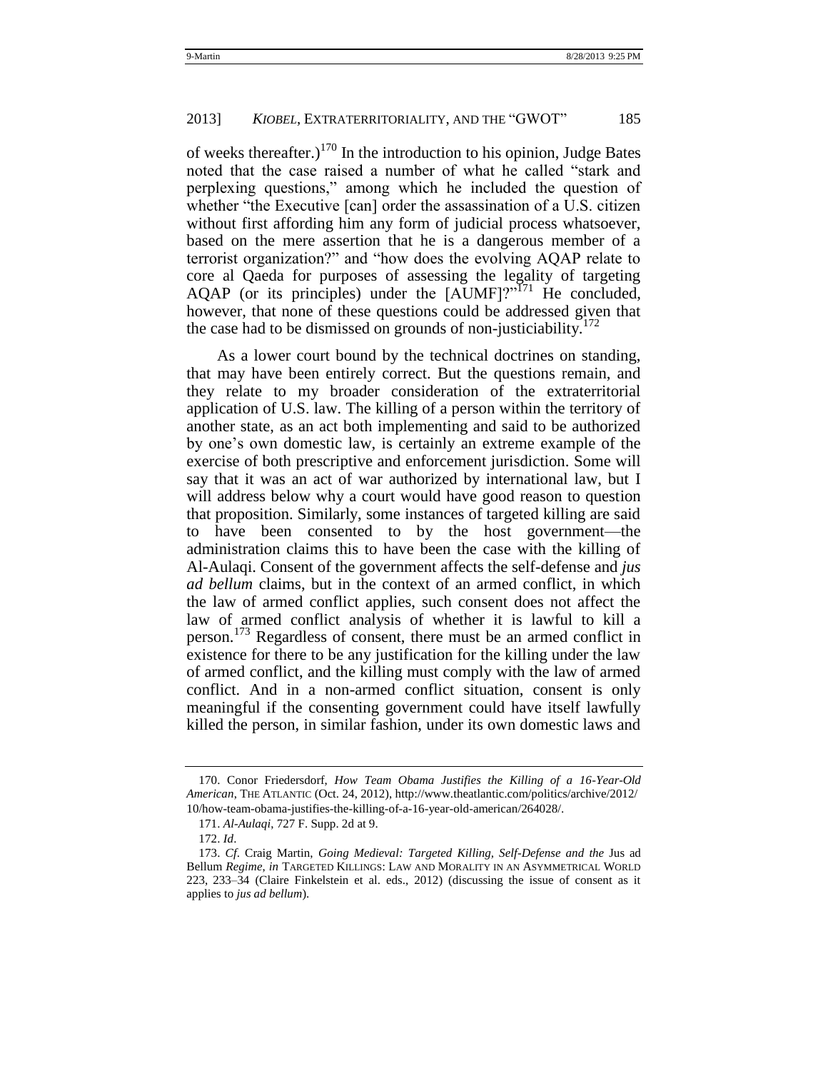of weeks thereafter.)[170] In the introduction to his opinion, Judge Bates noted that the case raised a number of what he called "stark and perplexing questions," among which he included the question of whether "the Executive [can] order the assassination of a U.S. citizen without first affording him any form of judicial process whatsoever, based on the mere assertion that he is a dangerous member of a terrorist organization?" and "how does the evolving AQAP relate to core al Qaeda for purposes of assessing the legality of targeting AQAP (or its principles) under the [AUMF]?"[171] He concluded, however, that none of these questions could be addressed given that the case had to be dismissed on grounds of non-justiciability.[172]

As a lower court bound by the technical doctrines on standing, that may have been entirely correct. But the questions remain, and they relate to my broader consideration of the extraterritorial application of U.S. law. The killing of a person within the territory of another state, as an act both implementing and said to be authorized by one's own domestic law, is certainly an extreme example of the exercise of both prescriptive and enforcement jurisdiction. Some will say that it was an act of war authorized by international law, but I will address below why a court would have good reason to question that proposition. Similarly, some instances of targeted killing are said to have been consented to by the host government—the administration claims this to have been the case with the killing of Al-Aulaqi. Consent of the government affects the self-defense and *jus ad bellum* claims, but in the context of an armed conflict, in which the law of armed conflict applies, such consent does not affect the law of armed conflict analysis of whether it is lawful to kill a person.[173] Regardless of consent, there must be an armed conflict in existence for there to be any justification for the killing under the law of armed conflict, and the killing must comply with the law of armed conflict. And in a non-armed conflict situation, consent is only meaningful if the consenting government could have itself lawfully killed the person, in similar fashion, under its own domestic laws and

---

170. Conor Friedersdorf, *How Team Obama Justifies the Killing of a 16-Year-Old American*, THE ATLANTIC (Oct. 24, 2012), http://www.theatlantic.com/politics/archive/2012/10/how-team-obama-justifies-the-killing-of-a-16-year-old-american/264028/.

171. *Al-Aulaqi*, 727 F. Supp. 2d at 9.

172. *Id*.

173. *Cf*. Craig Martin, *Going Medieval: Targeted Killing, Self-Defense and the* Jus ad Bellum *Regime*, *in* TARGETED KILLINGS: LAW AND MORALITY IN AN ASYMMETRICAL WORLD 223, 233–34 (Claire Finkelstein et al. eds., 2012) (discussing the issue of consent as it applies to *jus ad bellum*).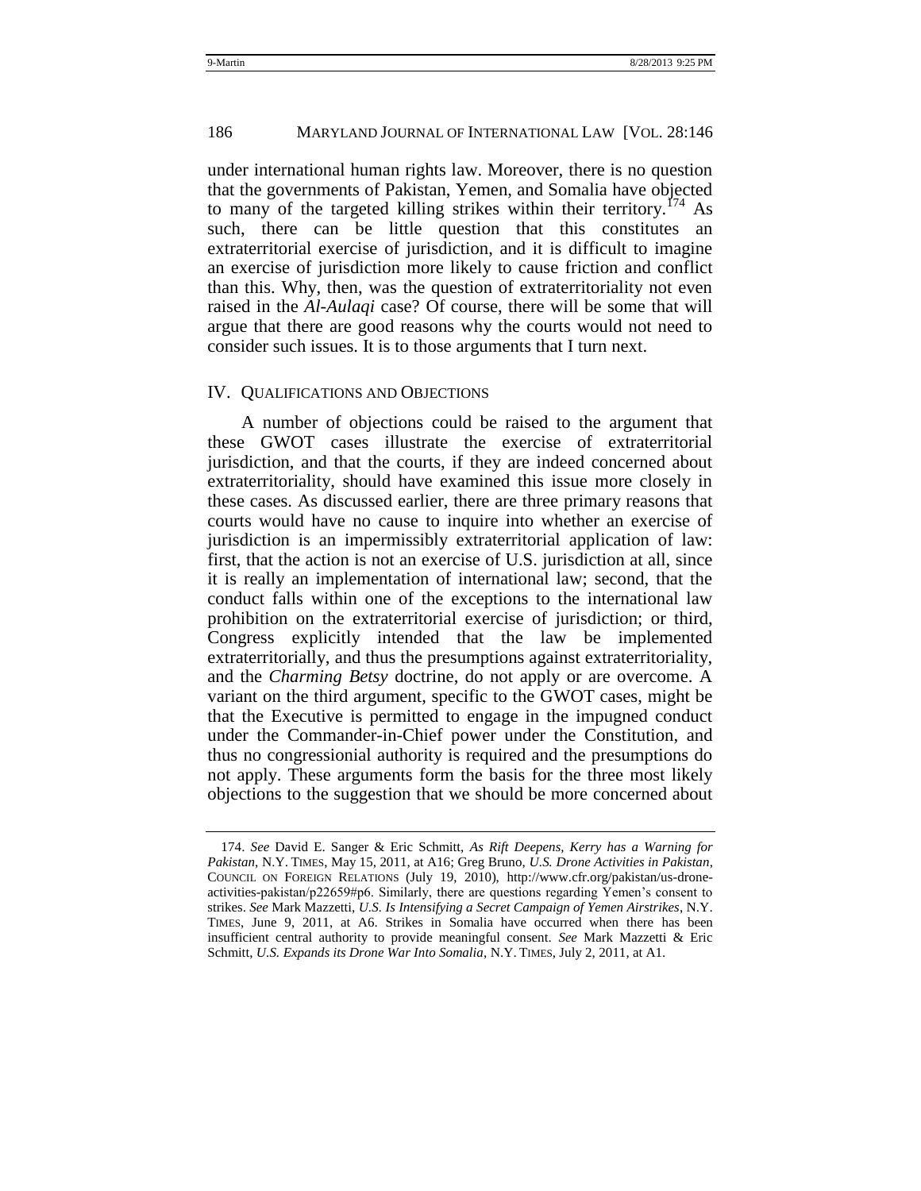under international human rights law. Moreover, there is no question that the governments of Pakistan, Yemen, and Somalia have objected to many of the targeted killing strikes within their territory.[174] As such, there can be little question that this constitutes an extraterritorial exercise of jurisdiction, and it is difficult to imagine an exercise of jurisdiction more likely to cause friction and conflict than this. Why, then, was the question of extraterritoriality not even raised in the *Al-Aulaqi* case? Of course, there will be some that will argue that there are good reasons why the courts would not need to consider such issues. It is to those arguments that I turn next.

## IV. Qualifications and Objections

A number of objections could be raised to the argument that these GWOT cases illustrate the exercise of extraterritorial jurisdiction, and that the courts, if they are indeed concerned about extraterritoriality, should have examined this issue more closely in these cases. As discussed earlier, there are three primary reasons that courts would have no cause to inquire into whether an exercise of jurisdiction is an impermissibly extraterritorial application of law: first, that the action is not an exercise of U.S. jurisdiction at all, since it is really an implementation of international law; second, that the conduct falls within one of the exceptions to the international law prohibition on the extraterritorial exercise of jurisdiction; or third, Congress explicitly intended that the law be implemented extraterritorially, and thus the presumptions against extraterritoriality, and the *Charming Betsy* doctrine, do not apply or are overcome. A variant on the third argument, specific to the GWOT cases, might be that the Executive is permitted to engage in the impugned conduct under the Commander-in-Chief power under the Constitution, and thus no congressionial authority is required and the presumptions do not apply. These arguments form the basis for the three most likely objections to the suggestion that we should be more concerned about

---

174. *See* David E. Sanger & Eric Schmitt, *As Rift Deepens, Kerry has a Warning for Pakistan*, N.Y. TIMES, May 15, 2011, at A16; Greg Bruno, *U.S. Drone Activities in Pakistan*, COUNCIL ON FOREIGN RELATIONS (July 19, 2010), http://www.cfr.org/pakistan/us-drone-activities-pakistan/p22659#p6. Similarly, there are questions regarding Yemen's consent to strikes. *See* Mark Mazzetti, *U.S. Is Intensifying a Secret Campaign of Yemen Airstrikes*, N.Y. TIMES, June 9, 2011, at A6. Strikes in Somalia have occurred when there has been insufficient central authority to provide meaningful consent. *See* Mark Mazzetti & Eric Schmitt, *U.S. Expands its Drone War Into Somalia*, N.Y. TIMES, July 2, 2011, at A1.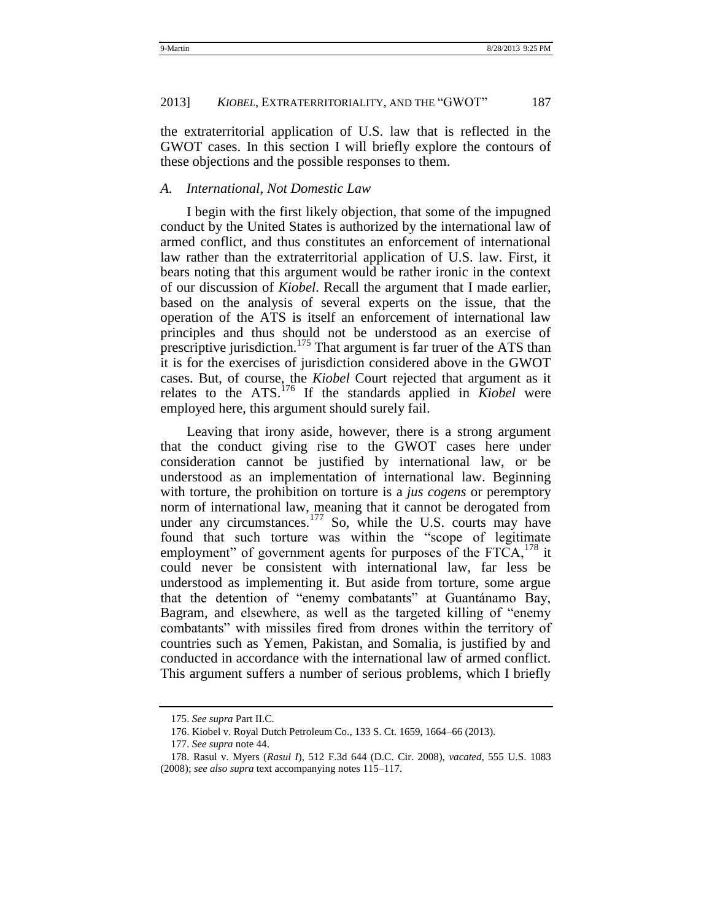the extraterritorial application of U.S. law that is reflected in the GWOT cases. In this section I will briefly explore the contours of these objections and the possible responses to them.

### *A. International, Not Domestic Law*

I begin with the first likely objection, that some of the impugned conduct by the United States is authorized by the international law of armed conflict, and thus constitutes an enforcement of international law rather than the extraterritorial application of U.S. law. First, it bears noting that this argument would be rather ironic in the context of our discussion of *Kiobel*. Recall the argument that I made earlier, based on the analysis of several experts on the issue, that the operation of the ATS is itself an enforcement of international law principles and thus should not be understood as an exercise of prescriptive jurisdiction.[175] That argument is far truer of the ATS than it is for the exercises of jurisdiction considered above in the GWOT cases. But, of course, the *Kiobel* Court rejected that argument as it relates to the ATS.[176] If the standards applied in *Kiobel* were employed here, this argument should surely fail.

Leaving that irony aside, however, there is a strong argument that the conduct giving rise to the GWOT cases here under consideration cannot be justified by international law, or be understood as an implementation of international law. Beginning with torture, the prohibition on torture is a *jus cogens* or peremptory norm of international law, meaning that it cannot be derogated from under any circumstances.[177] So, while the U.S. courts may have found that such torture was within the "scope of legitimate employment" of government agents for purposes of the FTCA,[178] it could never be consistent with international law, far less be understood as implementing it. But aside from torture, some argue that the detention of "enemy combatants" at Guantánamo Bay, Bagram, and elsewhere, as well as the targeted killing of "enemy combatants" with missiles fired from drones within the territory of countries such as Yemen, Pakistan, and Somalia, is justified by and conducted in accordance with the international law of armed conflict. This argument suffers a number of serious problems, which I briefly

---

175. *See supra* Part II.C.

176. Kiobel v. Royal Dutch Petroleum Co., 133 S. Ct. 1659, 1664–66 (2013).

177. *See supra* note 44.

178. Rasul v. Myers (*Rasul I*), 512 F.3d 644 (D.C. Cir. 2008), *vacated*, 555 U.S. 1083 (2008); *see also supra* text accompanying notes 115–117.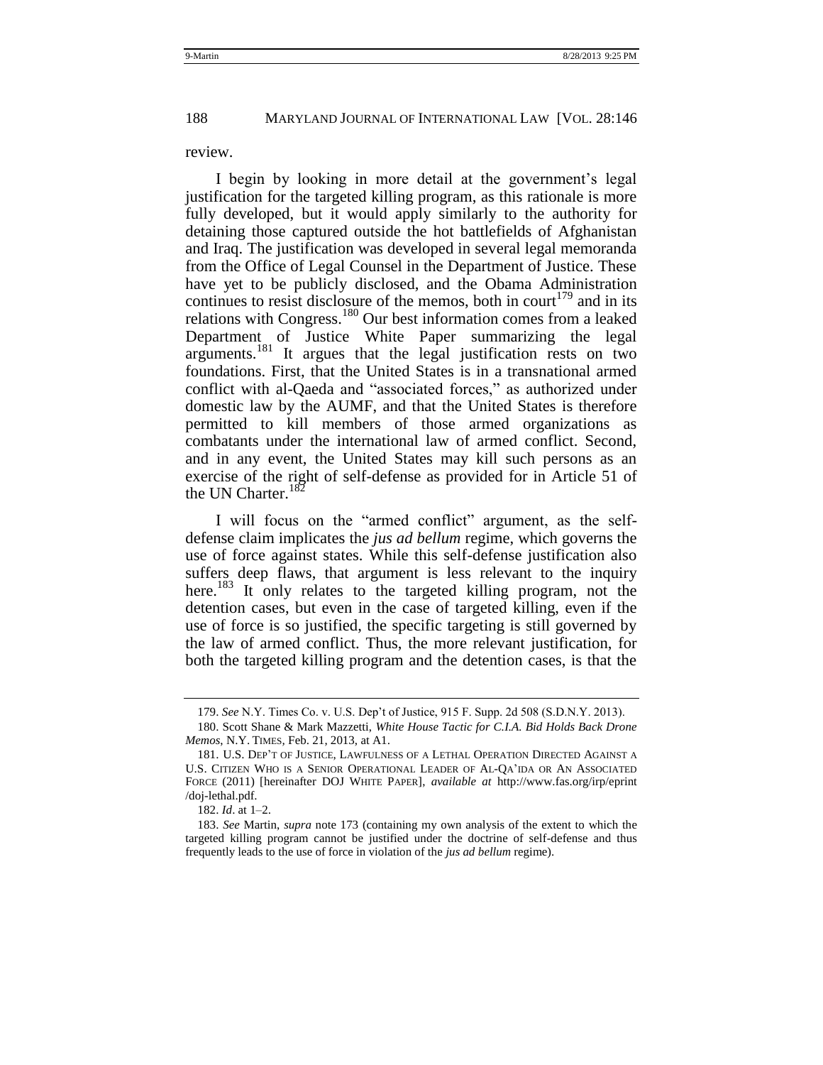review.

I begin by looking in more detail at the government's legal justification for the targeted killing program, as this rationale is more fully developed, but it would apply similarly to the authority for detaining those captured outside the hot battlefields of Afghanistan and Iraq. The justification was developed in several legal memoranda from the Office of Legal Counsel in the Department of Justice. These have yet to be publicly disclosed, and the Obama Administration continues to resist disclosure of the memos, both in court[179] and in its relations with Congress.[180] Our best information comes from a leaked Department of Justice White Paper summarizing the legal arguments.[181] It argues that the legal justification rests on two foundations. First, that the United States is in a transnational armed conflict with al-Qaeda and "associated forces," as authorized under domestic law by the AUMF, and that the United States is therefore permitted to kill members of those armed organizations as combatants under the international law of armed conflict. Second, and in any event, the United States may kill such persons as an exercise of the right of self-defense as provided for in Article 51 of the UN Charter.[182]

I will focus on the "armed conflict" argument, as the self-defense claim implicates the *jus ad bellum* regime, which governs the use of force against states. While this self-defense justification also suffers deep flaws, that argument is less relevant to the inquiry here.[183] It only relates to the targeted killing program, not the detention cases, but even in the case of targeted killing, even if the use of force is so justified, the specific targeting is still governed by the law of armed conflict. Thus, the more relevant justification, for both the targeted killing program and the detention cases, is that the

---

179. *See* N.Y. Times Co. v. U.S. Dep't of Justice, 915 F. Supp. 2d 508 (S.D.N.Y. 2013).

180. Scott Shane & Mark Mazzetti, *White House Tactic for C.I.A. Bid Holds Back Drone Memos*, N.Y. TIMES, Feb. 21, 2013, at A1.

181. U.S. DEP'T OF JUSTICE, LAWFULNESS OF A LETHAL OPERATION DIRECTED AGAINST A U.S. CITIZEN WHO IS A SENIOR OPERATIONAL LEADER OF AL-QA'IDA OR AN ASSOCIATED FORCE (2011) [hereinafter DOJ WHITE PAPER], *available at* http://www.fas.org/irp/eprint/doj-lethal.pdf.

182. *Id*. at 1–2.

183. *See* Martin, *supra* note 173 (containing my own analysis of the extent to which the targeted killing program cannot be justified under the doctrine of self-defense and thus frequently leads to the use of force in violation of the *jus ad bellum* regime).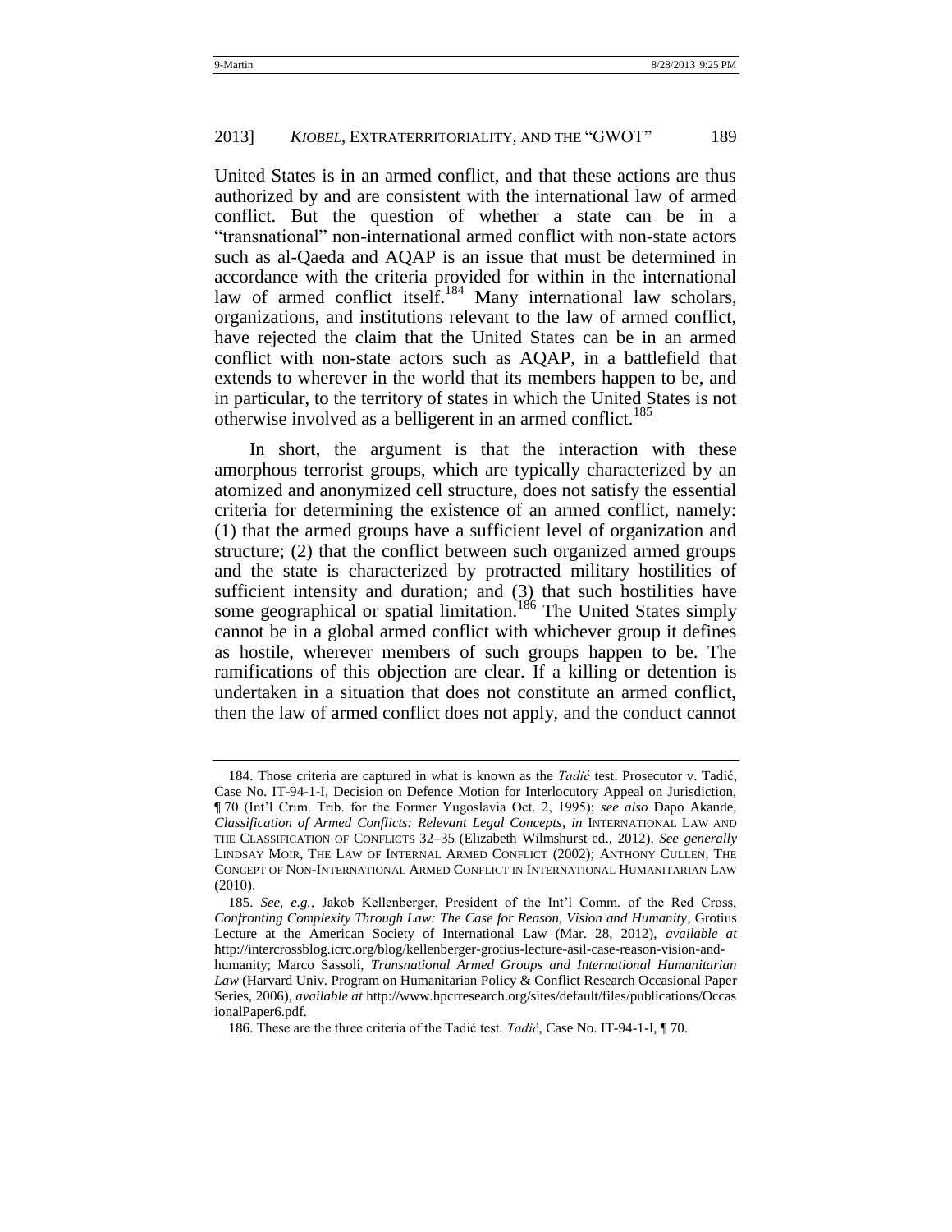United States is in an armed conflict, and that these actions are thus authorized by and are consistent with the international law of armed conflict. But the question of whether a state can be in a "transnational" non-international armed conflict with non-state actors such as al-Qaeda and AQAP is an issue that must be determined in accordance with the criteria provided for within in the international law of armed conflict itself.[184] Many international law scholars, organizations, and institutions relevant to the law of armed conflict, have rejected the claim that the United States can be in an armed conflict with non-state actors such as AQAP, in a battlefield that extends to wherever in the world that its members happen to be, and in particular, to the territory of states in which the United States is not otherwise involved as a belligerent in an armed conflict.[185]

In short, the argument is that the interaction with these amorphous terrorist groups, which are typically characterized by an atomized and anonymized cell structure, does not satisfy the essential criteria for determining the existence of an armed conflict, namely: (1) that the armed groups have a sufficient level of organization and structure; (2) that the conflict between such organized armed groups and the state is characterized by protracted military hostilities of sufficient intensity and duration; and (3) that such hostilities have some geographical or spatial limitation.[186] The United States simply cannot be in a global armed conflict with whichever group it defines as hostile, wherever members of such groups happen to be. The ramifications of this objection are clear. If a killing or detention is undertaken in a situation that does not constitute an armed conflict, then the law of armed conflict does not apply, and the conduct cannot

---

184. Those criteria are captured in what is known as the *Tadić* test. Prosecutor v. Tadić, Case No. IT-94-1-I, Decision on Defence Motion for Interlocutory Appeal on Jurisdiction, ¶ 70 (Int'l Crim. Trib. for the Former Yugoslavia Oct. 2, 1995); *see also* Dapo Akande, *Classification of Armed Conflicts: Relevant Legal Concepts*, *in* INTERNATIONAL LAW AND THE CLASSIFICATION OF CONFLICTS 32–35 (Elizabeth Wilmshurst ed., 2012). *See generally* LINDSAY MOIR, THE LAW OF INTERNAL ARMED CONFLICT (2002); ANTHONY CULLEN, THE CONCEPT OF NON-INTERNATIONAL ARMED CONFLICT IN INTERNATIONAL HUMANITARIAN LAW (2010).

185. *See, e.g.*, Jakob Kellenberger, President of the Int'l Comm. of the Red Cross, *Confronting Complexity Through Law: The Case for Reason, Vision and Humanity*, Grotius Lecture at the American Society of International Law (Mar. 28, 2012), *available at* http://intercrossblog.icrc.org/blog/kellenberger-grotius-lecture-asil-case-reason-vision-and-humanity; Marco Sassoli, *Transnational Armed Groups and International Humanitarian Law* (Harvard Univ. Program on Humanitarian Policy & Conflict Research Occasional Paper Series, 2006), *available at* http://www.hpcrresearch.org/sites/default/files/publications/OccasionalPaper6.pdf.

186. These are the three criteria of the Tadić test. *Tadić*, Case No. IT-94-1-I, ¶ 70.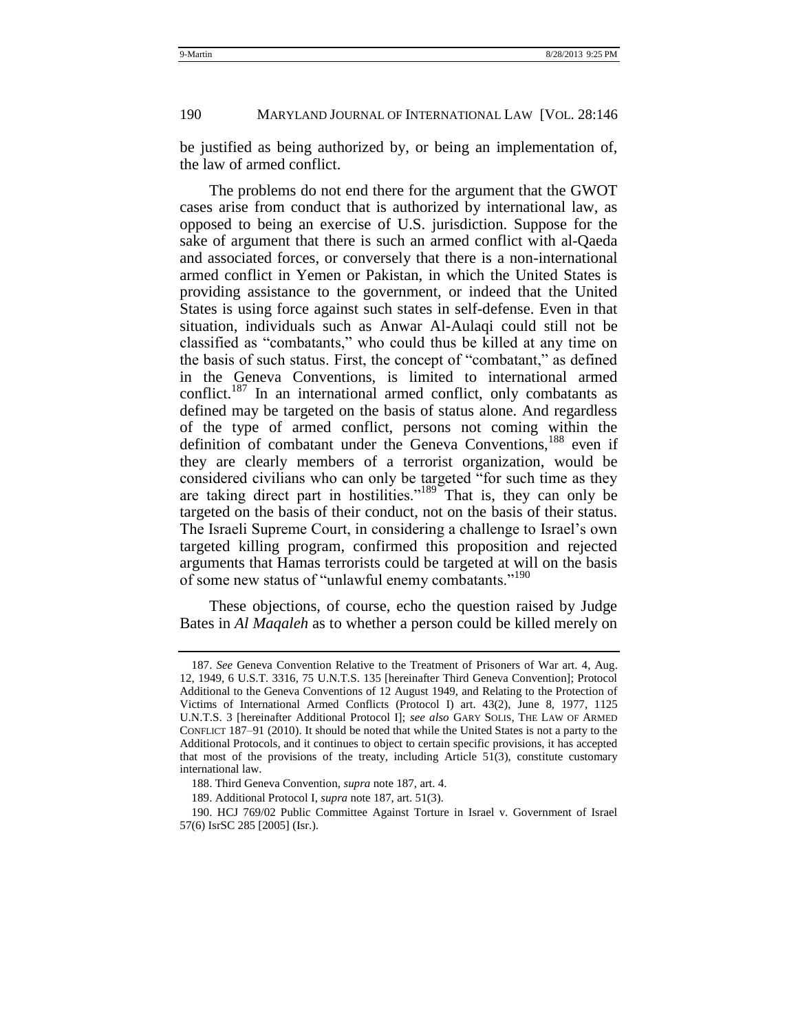be justified as being authorized by, or being an implementation of, the law of armed conflict.

The problems do not end there for the argument that the GWOT cases arise from conduct that is authorized by international law, as opposed to being an exercise of U.S. jurisdiction. Suppose for the sake of argument that there is such an armed conflict with al-Qaeda and associated forces, or conversely that there is a non-international armed conflict in Yemen or Pakistan, in which the United States is providing assistance to the government, or indeed that the United States is using force against such states in self-defense. Even in that situation, individuals such as Anwar Al-Aulaqi could still not be classified as "combatants," who could thus be killed at any time on the basis of such status. First, the concept of "combatant," as defined in the Geneva Conventions, is limited to international armed conflict.[187] In an international armed conflict, only combatants as defined may be targeted on the basis of status alone. And regardless of the type of armed conflict, persons not coming within the definition of combatant under the Geneva Conventions,[188] even if they are clearly members of a terrorist organization, would be considered civilians who can only be targeted "for such time as they are taking direct part in hostilities."[189] That is, they can only be targeted on the basis of their conduct, not on the basis of their status. The Israeli Supreme Court, in considering a challenge to Israel's own targeted killing program, confirmed this proposition and rejected arguments that Hamas terrorists could be targeted at will on the basis of some new status of "unlawful enemy combatants."[190]

These objections, of course, echo the question raised by Judge Bates in *Al Maqaleh* as to whether a person could be killed merely on

---

187. *See* Geneva Convention Relative to the Treatment of Prisoners of War art. 4, Aug. 12, 1949, 6 U.S.T. 3316, 75 U.N.T.S. 135 [hereinafter Third Geneva Convention]; Protocol Additional to the Geneva Conventions of 12 August 1949, and Relating to the Protection of Victims of International Armed Conflicts (Protocol I) art. 43(2), June 8, 1977, 1125 U.N.T.S. 3 [hereinafter Additional Protocol I]; *see also* GARY SOLIS, THE LAW OF ARMED CONFLICT 187–91 (2010). It should be noted that while the United States is not a party to the Additional Protocols, and it continues to object to certain specific provisions, it has accepted that most of the provisions of the treaty, including Article 51(3), constitute customary international law.

188. Third Geneva Convention, *supra* note 187, art. 4.

189. Additional Protocol I, *supra* note 187, art. 51(3).

190. HCJ 769/02 Public Committee Against Torture in Israel v. Government of Israel 57(6) IsrSC 285 [2005] (Isr.).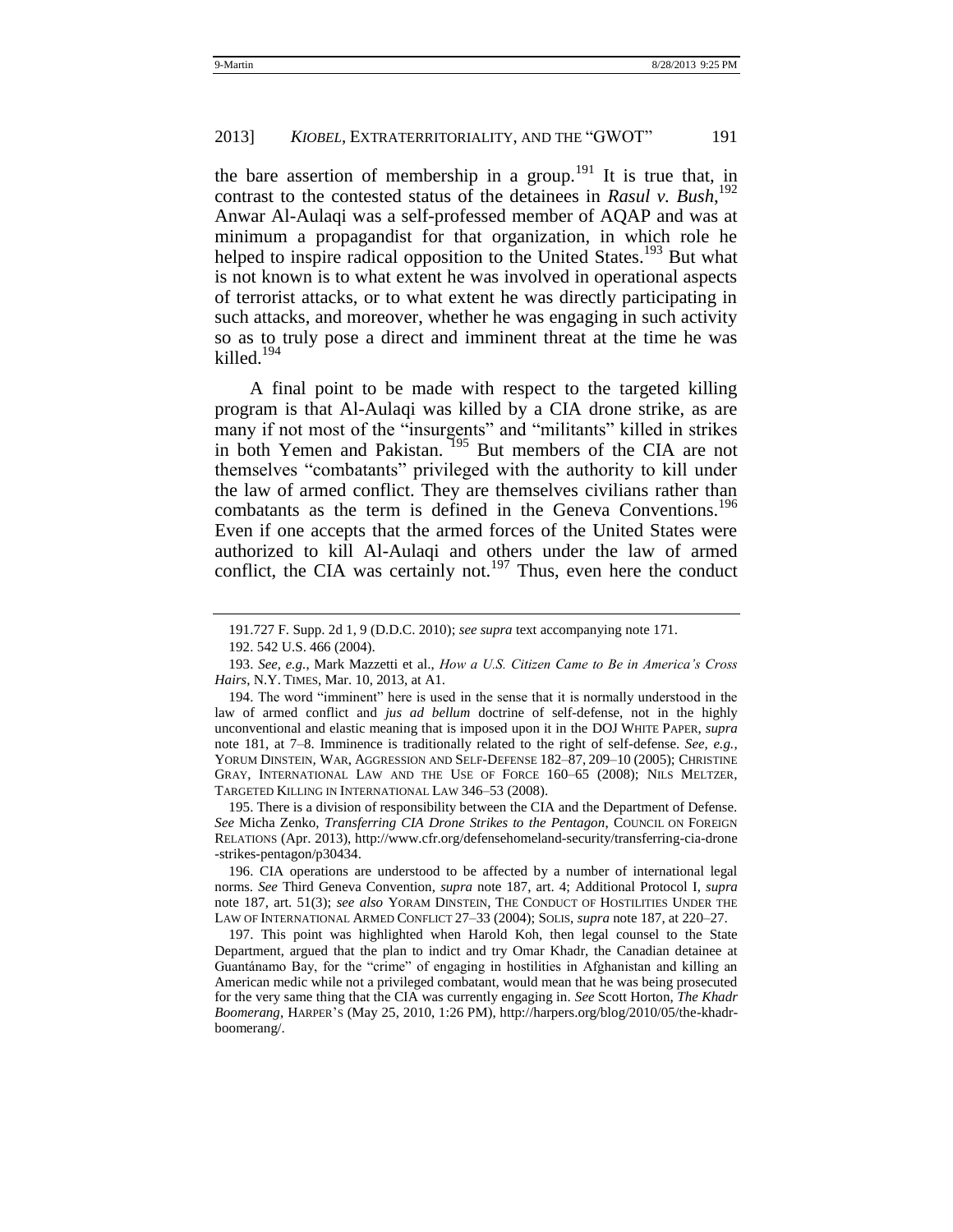the bare assertion of membership in a group.[191] It is true that, in contrast to the contested status of the detainees in *Rasul v. Bush*,[192] Anwar Al-Aulaqi was a self-professed member of AQAP and was at minimum a propagandist for that organization, in which role he helped to inspire radical opposition to the United States.[193] But what is not known is to what extent he was involved in operational aspects of terrorist attacks, or to what extent he was directly participating in such attacks, and moreover, whether he was engaging in such activity so as to truly pose a direct and imminent threat at the time he was killed.[194]

A final point to be made with respect to the targeted killing program is that Al-Aulaqi was killed by a CIA drone strike, as are many if not most of the "insurgents" and "militants" killed in strikes in both Yemen and Pakistan.[195] But members of the CIA are not themselves "combatants" privileged with the authority to kill under the law of armed conflict. They are themselves civilians rather than combatants as the term is defined in the Geneva Conventions.[196] Even if one accepts that the armed forces of the United States were authorized to kill Al-Aulaqi and others under the law of armed conflict, the CIA was certainly not.[197] Thus, even here the conduct

---

191. 727 F. Supp. 2d 1, 9 (D.D.C. 2010); *see supra* text accompanying note 171.

192. 542 U.S. 466 (2004).

193. *See, e.g.*, Mark Mazzetti et al., *How a U.S. Citizen Came to Be in America's Cross Hairs*, N.Y. TIMES, Mar. 10, 2013, at A1.

194. The word "imminent" here is used in the sense that it is normally understood in the law of armed conflict and *jus ad bellum* doctrine of self-defense, not in the highly unconventional and elastic meaning that is imposed upon it in the DOJ WHITE PAPER, *supra* note 181, at 7–8. Imminence is traditionally related to the right of self-defense. *See, e.g.*, YORUM DINSTEIN, WAR, AGGRESSION AND SELF-DEFENSE 182–87, 209–10 (2005); CHRISTINE GRAY, INTERNATIONAL LAW AND THE USE OF FORCE 160–65 (2008); NILS MELTZER, TARGETED KILLING IN INTERNATIONAL LAW 346–53 (2008).

195. There is a division of responsibility between the CIA and the Department of Defense. *See* Micha Zenko, *Transferring CIA Drone Strikes to the Pentagon*, COUNCIL ON FOREIGN RELATIONS (Apr. 2013), http://www.cfr.org/defensehomeland-security/transferring-cia-drone-strikes-pentagon/p30434.

196. CIA operations are understood to be affected by a number of international legal norms. *See* Third Geneva Convention, *supra* note 187, art. 4; Additional Protocol I, *supra* note 187, art. 51(3); *see also* YORAM DINSTEIN, THE CONDUCT OF HOSTILITIES UNDER THE LAW OF INTERNATIONAL ARMED CONFLICT 27–33 (2004); SOLIS, *supra* note 187, at 220–27.

197. This point was highlighted when Harold Koh, then legal counsel to the State Department, argued that the plan to indict and try Omar Khadr, the Canadian detainee at Guantánamo Bay, for the "crime" of engaging in hostilities in Afghanistan and killing an American medic while not a privileged combatant, would mean that he was being prosecuted for the very same thing that the CIA was currently engaging in. *See* Scott Horton, *The Khadr Boomerang*, HARPER'S (May 25, 2010, 1:26 PM), http://harpers.org/blog/2010/05/the-khadr-boomerang/.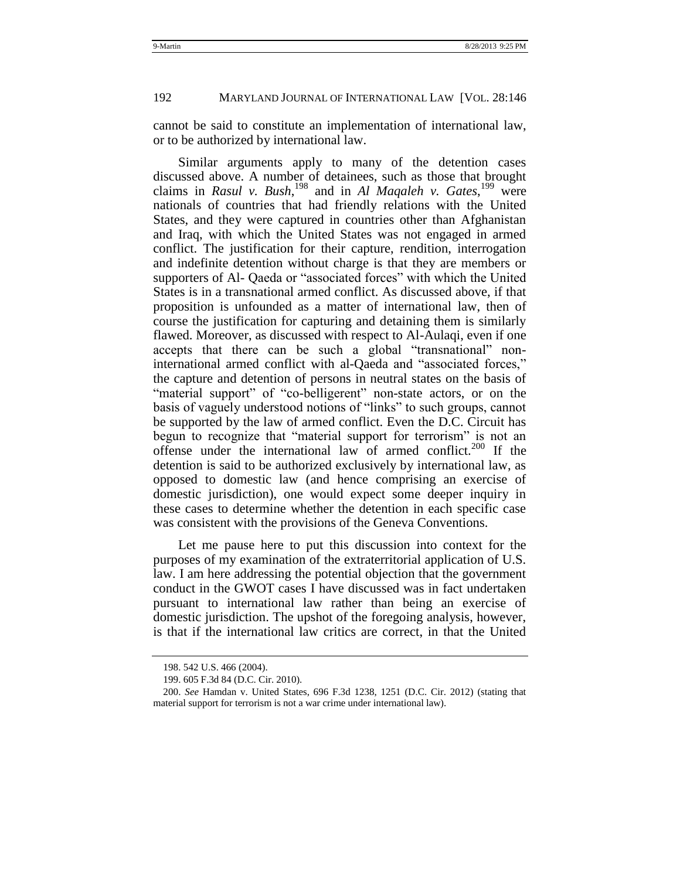cannot be said to constitute an implementation of international law, or to be authorized by international law.

Similar arguments apply to many of the detention cases discussed above. A number of detainees, such as those that brought claims in *Rasul v. Bush*,[198] and in *Al Maqaleh v. Gates*,[199] were nationals of countries that had friendly relations with the United States, and they were captured in countries other than Afghanistan and Iraq, with which the United States was not engaged in armed conflict. The justification for their capture, rendition, interrogation and indefinite detention without charge is that they are members or supporters of Al- Qaeda or "associated forces" with which the United States is in a transnational armed conflict. As discussed above, if that proposition is unfounded as a matter of international law, then of course the justification for capturing and detaining them is similarly flawed. Moreover, as discussed with respect to Al-Aulaqi, even if one accepts that there can be such a global "transnational" non-international armed conflict with al-Qaeda and "associated forces," the capture and detention of persons in neutral states on the basis of "material support" of "co-belligerent" non-state actors, or on the basis of vaguely understood notions of "links" to such groups, cannot be supported by the law of armed conflict. Even the D.C. Circuit has begun to recognize that "material support for terrorism" is not an offense under the international law of armed conflict.[200] If the detention is said to be authorized exclusively by international law, as opposed to domestic law (and hence comprising an exercise of domestic jurisdiction), one would expect some deeper inquiry in these cases to determine whether the detention in each specific case was consistent with the provisions of the Geneva Conventions.

Let me pause here to put this discussion into context for the purposes of my examination of the extraterritorial application of U.S. law. I am here addressing the potential objection that the government conduct in the GWOT cases I have discussed was in fact undertaken pursuant to international law rather than being an exercise of domestic jurisdiction. The upshot of the foregoing analysis, however, is that if the international law critics are correct, in that the United

198. 542 U.S. 466 (2004).

199. 605 F.3d 84 (D.C. Cir. 2010).

200. *See* Hamdan v. United States, 696 F.3d 1238, 1251 (D.C. Cir. 2012) (stating that material support for terrorism is not a war crime under international law).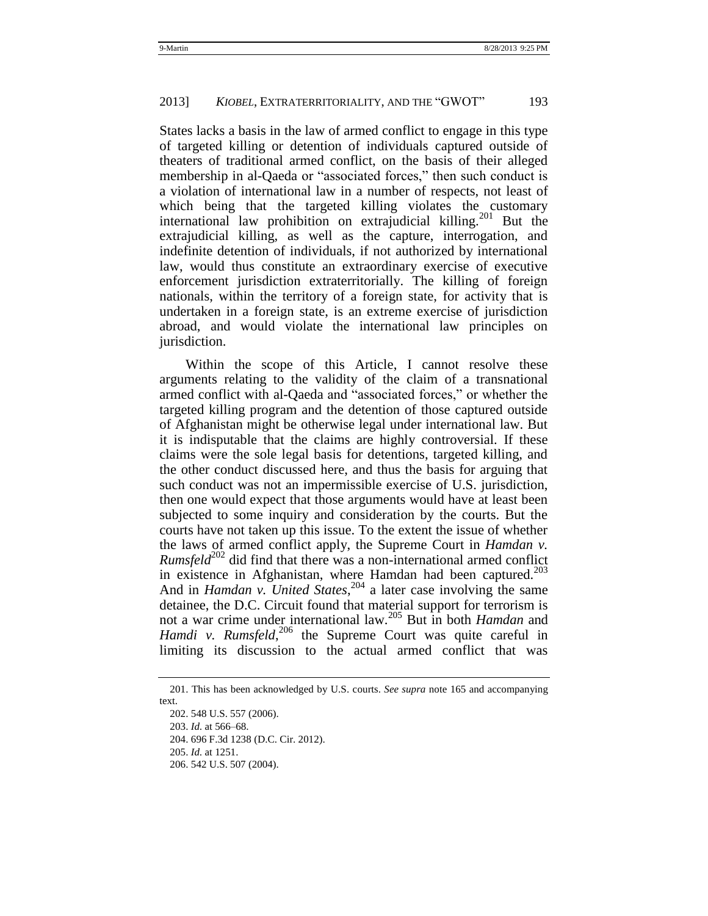States lacks a basis in the law of armed conflict to engage in this type of targeted killing or detention of individuals captured outside of theaters of traditional armed conflict, on the basis of their alleged membership in al-Qaeda or "associated forces," then such conduct is a violation of international law in a number of respects, not least of which being that the targeted killing violates the customary international law prohibition on extrajudicial killing.[201] But the extrajudicial killing, as well as the capture, interrogation, and indefinite detention of individuals, if not authorized by international law, would thus constitute an extraordinary exercise of executive enforcement jurisdiction extraterritorially. The killing of foreign nationals, within the territory of a foreign state, for activity that is undertaken in a foreign state, is an extreme exercise of jurisdiction abroad, and would violate the international law principles on jurisdiction.

Within the scope of this Article, I cannot resolve these arguments relating to the validity of the claim of a transnational armed conflict with al-Qaeda and "associated forces," or whether the targeted killing program and the detention of those captured outside of Afghanistan might be otherwise legal under international law. But it is indisputable that the claims are highly controversial. If these claims were the sole legal basis for detentions, targeted killing, and the other conduct discussed here, and thus the basis for arguing that such conduct was not an impermissible exercise of U.S. jurisdiction, then one would expect that those arguments would have at least been subjected to some inquiry and consideration by the courts. But the courts have not taken up this issue. To the extent the issue of whether the laws of armed conflict apply, the Supreme Court in *Hamdan v. Rumsfeld*[202] did find that there was a non-international armed conflict in existence in Afghanistan, where Hamdan had been captured.[203] And in *Hamdan v. United States*,[204] a later case involving the same detainee, the D.C. Circuit found that material support for terrorism is not a war crime under international law.[205] But in both *Hamdan* and *Hamdi v. Rumsfeld*,[206] the Supreme Court was quite careful in limiting its discussion to the actual armed conflict that was

201. This has been acknowledged by U.S. courts. *See supra* note 165 and accompanying text.

202. 548 U.S. 557 (2006).

203. *Id.* at 566–68.

204. 696 F.3d 1238 (D.C. Cir. 2012).

205. *Id.* at 1251.

206. 542 U.S. 507 (2004).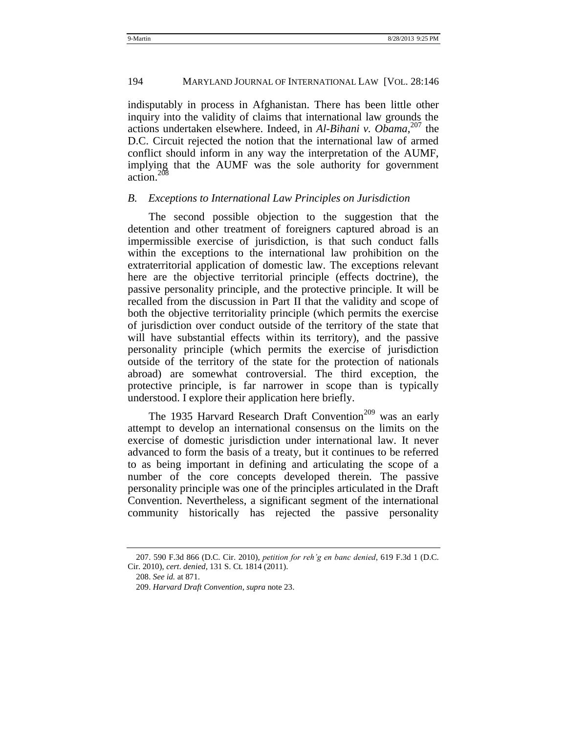indisputably in process in Afghanistan. There has been little other inquiry into the validity of claims that international law grounds the actions undertaken elsewhere. Indeed, in *Al-Bihani v. Obama*,[207] the D.C. Circuit rejected the notion that the international law of armed conflict should inform in any way the interpretation of the AUMF, implying that the AUMF was the sole authority for government action.[208]

### *B. Exceptions to International Law Principles on Jurisdiction*

The second possible objection to the suggestion that the detention and other treatment of foreigners captured abroad is an impermissible exercise of jurisdiction, is that such conduct falls within the exceptions to the international law prohibition on the extraterritorial application of domestic law. The exceptions relevant here are the objective territorial principle (effects doctrine), the passive personality principle, and the protective principle. It will be recalled from the discussion in Part II that the validity and scope of both the objective territoriality principle (which permits the exercise of jurisdiction over conduct outside of the territory of the state that will have substantial effects within its territory), and the passive personality principle (which permits the exercise of jurisdiction outside of the territory of the state for the protection of nationals abroad) are somewhat controversial. The third exception, the protective principle, is far narrower in scope than is typically understood. I explore their application here briefly.

The 1935 Harvard Research Draft Convention[209] was an early attempt to develop an international consensus on the limits on the exercise of domestic jurisdiction under international law. It never advanced to form the basis of a treaty, but it continues to be referred to as being important in defining and articulating the scope of a number of the core concepts developed therein. The passive personality principle was one of the principles articulated in the Draft Convention. Nevertheless, a significant segment of the international community historically has rejected the passive personality

---

207. 590 F.3d 866 (D.C. Cir. 2010), *petition for reh'g en banc denied*, 619 F.3d 1 (D.C. Cir. 2010), *cert. denied*, 131 S. Ct. 1814 (2011).

208. *See id.* at 871.

209. *Harvard Draft Convention*, *supra* note 23.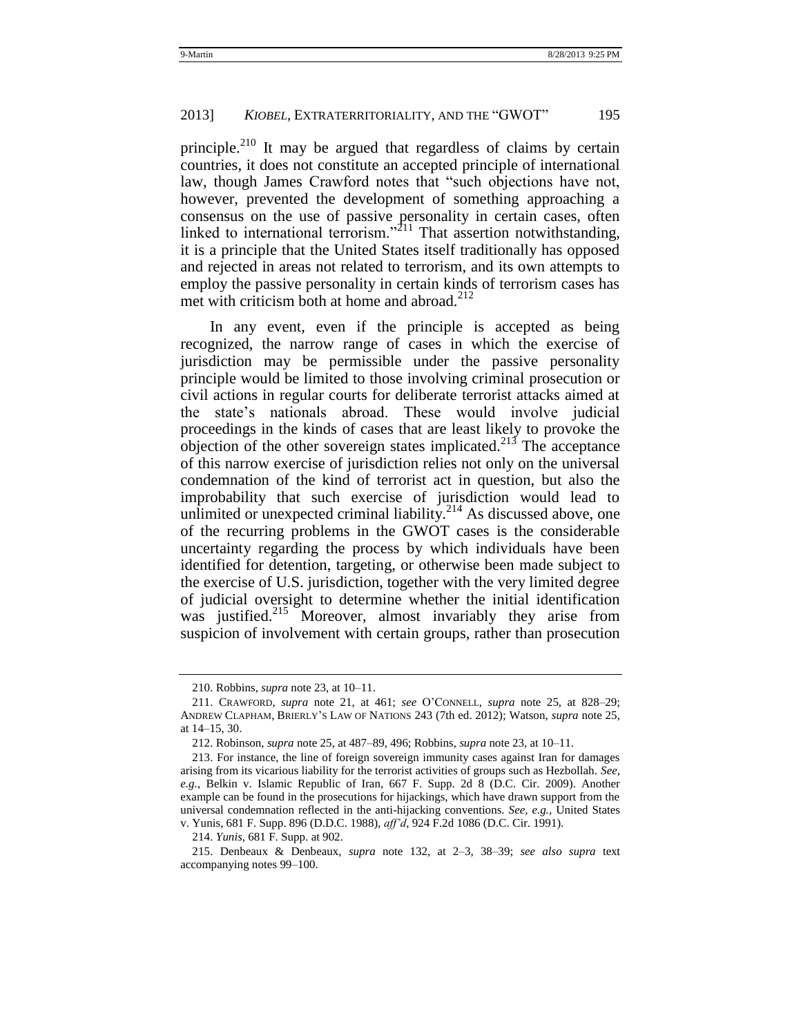principle.[210] It may be argued that regardless of claims by certain countries, it does not constitute an accepted principle of international law, though James Crawford notes that "such objections have not, however, prevented the development of something approaching a consensus on the use of passive personality in certain cases, often linked to international terrorism."[211] That assertion notwithstanding, it is a principle that the United States itself traditionally has opposed and rejected in areas not related to terrorism, and its own attempts to employ the passive personality in certain kinds of terrorism cases has met with criticism both at home and abroad.[212]

In any event, even if the principle is accepted as being recognized, the narrow range of cases in which the exercise of jurisdiction may be permissible under the passive personality principle would be limited to those involving criminal prosecution or civil actions in regular courts for deliberate terrorist attacks aimed at the state's nationals abroad. These would involve judicial proceedings in the kinds of cases that are least likely to provoke the objection of the other sovereign states implicated.[213] The acceptance of this narrow exercise of jurisdiction relies not only on the universal condemnation of the kind of terrorist act in question, but also the improbability that such exercise of jurisdiction would lead to unlimited or unexpected criminal liability.[214] As discussed above, one of the recurring problems in the GWOT cases is the considerable uncertainty regarding the process by which individuals have been identified for detention, targeting, or otherwise been made subject to the exercise of U.S. jurisdiction, together with the very limited degree of judicial oversight to determine whether the initial identification was justified.[215] Moreover, almost invariably they arise from suspicion of involvement with certain groups, rather than prosecution

---

210. Robbins, *supra* note 23, at 10–11.

211. CRAWFORD, *supra* note 21, at 461; *see* O'CONNELL, *supra* note 25, at 828–29; ANDREW CLAPHAM, BRIERLY'S LAW OF NATIONS 243 (7th ed. 2012); Watson, *supra* note 25, at 14–15, 30.

212. Robinson, *supra* note 25, at 487–89, 496; Robbins, *supra* note 23, at 10–11.

213. For instance, the line of foreign sovereign immunity cases against Iran for damages arising from its vicarious liability for the terrorist activities of groups such as Hezbollah. *See, e.g.*, Belkin v. Islamic Republic of Iran, 667 F. Supp. 2d 8 (D.C. Cir. 2009). Another example can be found in the prosecutions for hijackings, which have drawn support from the universal condemnation reflected in the anti-hijacking conventions. *See, e.g.*, United States v. Yunis, 681 F. Supp. 896 (D.D.C. 1988), *aff'd*, 924 F.2d 1086 (D.C. Cir. 1991).

214. *Yunis*, 681 F. Supp. at 902.

215. Denbeaux & Denbeaux, *supra* note 132, at 2–3, 38–39; *see also supra* text accompanying notes 99–100.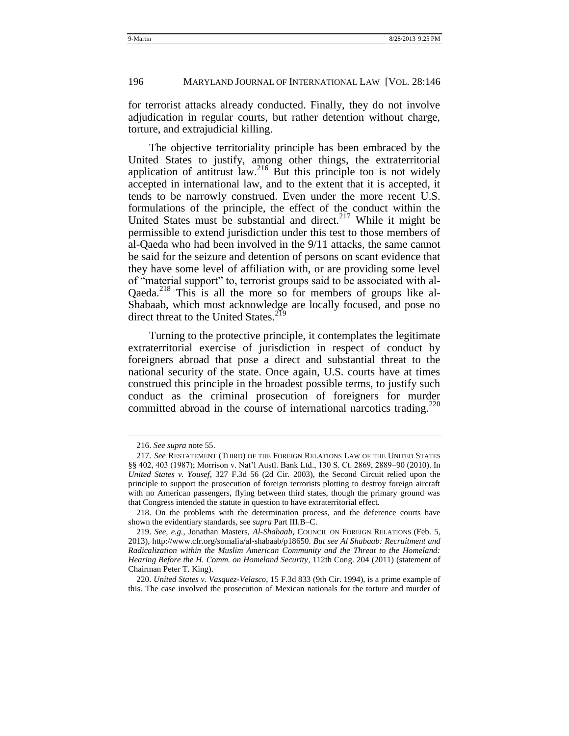for terrorist attacks already conducted. Finally, they do not involve adjudication in regular courts, but rather detention without charge, torture, and extrajudicial killing.

The objective territoriality principle has been embraced by the United States to justify, among other things, the extraterritorial application of antitrust law.[216] But this principle too is not widely accepted in international law, and to the extent that it is accepted, it tends to be narrowly construed. Even under the more recent U.S. formulations of the principle, the effect of the conduct within the United States must be substantial and direct.[217] While it might be permissible to extend jurisdiction under this test to those members of al-Qaeda who had been involved in the 9/11 attacks, the same cannot be said for the seizure and detention of persons on scant evidence that they have some level of affiliation with, or are providing some level of "material support" to, terrorist groups said to be associated with al-Qaeda.[218] This is all the more so for members of groups like al-Shabaab, which most acknowledge are locally focused, and pose no direct threat to the United States.[219]

Turning to the protective principle, it contemplates the legitimate extraterritorial exercise of jurisdiction in respect of conduct by foreigners abroad that pose a direct and substantial threat to the national security of the state. Once again, U.S. courts have at times construed this principle in the broadest possible terms, to justify such conduct as the criminal prosecution of foreigners for murder committed abroad in the course of international narcotics trading.[220]

---

216. *See supra* note 55.

217. *See* RESTATEMENT (THIRD) OF THE FOREIGN RELATIONS LAW OF THE UNITED STATES §§ 402, 403 (1987); Morrison v. Nat'l Austl. Bank Ltd., 130 S. Ct. 2869, 2889–90 (2010). In *United States v. Yousef*, 327 F.3d 56 (2d Cir. 2003), the Second Circuit relied upon the principle to support the prosecution of foreign terrorists plotting to destroy foreign aircraft with no American passengers, flying between third states, though the primary ground was that Congress intended the statute in question to have extraterritorial effect.

218. On the problems with the determination process, and the deference courts have shown the evidentiary standards, see *supra* Part III.B–C.

219. *See, e.g.*, Jonathan Masters, *Al-Shabaab*, COUNCIL ON FOREIGN RELATIONS (Feb. 5, 2013), http://www.cfr.org/somalia/al-shabaab/p18650. *But see Al Shabaab: Recruitment and Radicalization within the Muslim American Community and the Threat to the Homeland: Hearing Before the H. Comm. on Homeland Security*, 112th Cong. 204 (2011) (statement of Chairman Peter T. King).

220. *United States v. Vasquez-Velasco*, 15 F.3d 833 (9th Cir. 1994), is a prime example of this. The case involved the prosecution of Mexican nationals for the torture and murder of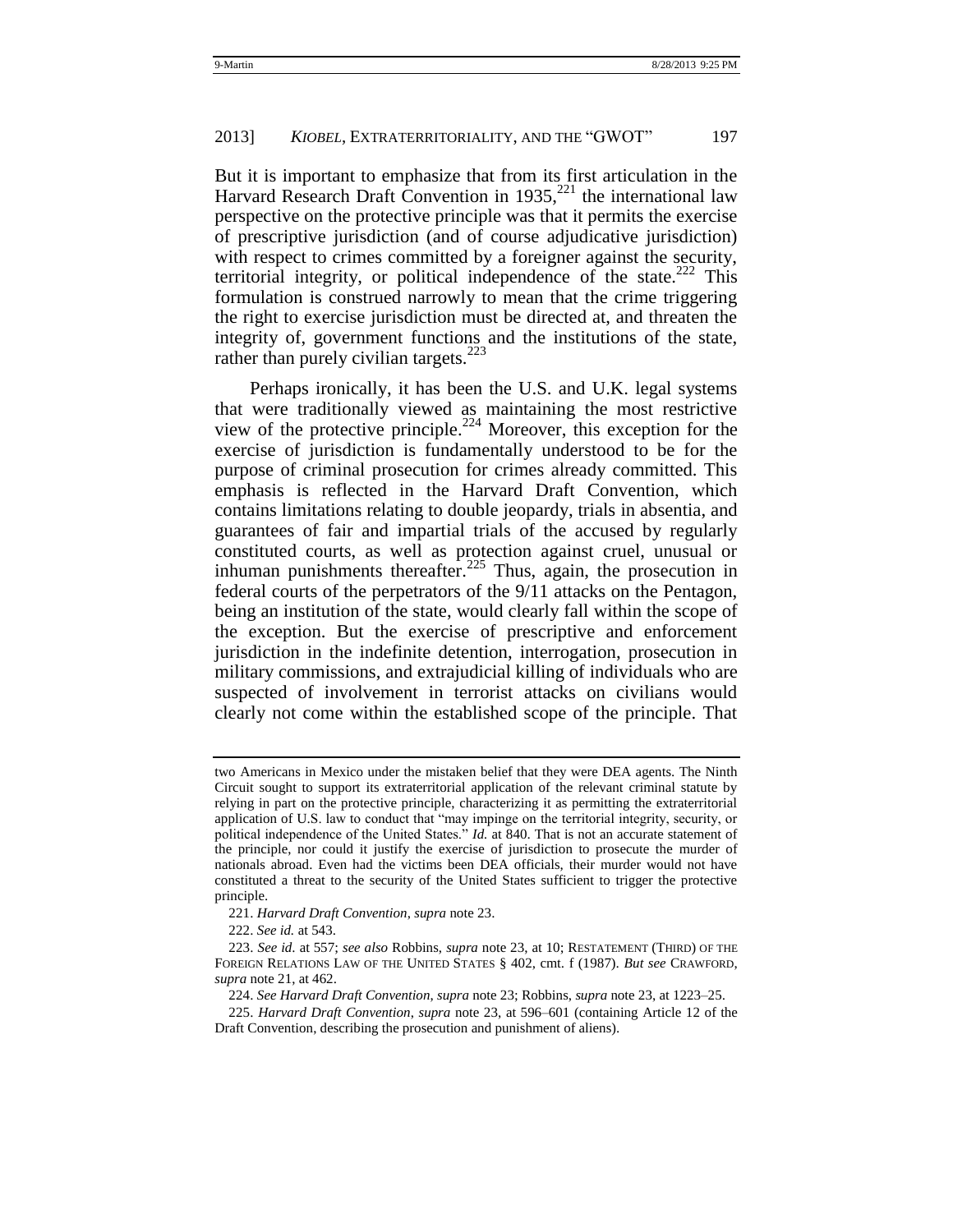But it is important to emphasize that from its first articulation in the Harvard Research Draft Convention in 1935,[221] the international law perspective on the protective principle was that it permits the exercise of prescriptive jurisdiction (and of course adjudicative jurisdiction) with respect to crimes committed by a foreigner against the security, territorial integrity, or political independence of the state.[222] This formulation is construed narrowly to mean that the crime triggering the right to exercise jurisdiction must be directed at, and threaten the integrity of, government functions and the institutions of the state, rather than purely civilian targets.[223]

Perhaps ironically, it has been the U.S. and U.K. legal systems that were traditionally viewed as maintaining the most restrictive view of the protective principle.[224] Moreover, this exception for the exercise of jurisdiction is fundamentally understood to be for the purpose of criminal prosecution for crimes already committed. This emphasis is reflected in the Harvard Draft Convention, which contains limitations relating to double jeopardy, trials in absentia, and guarantees of fair and impartial trials of the accused by regularly constituted courts, as well as protection against cruel, unusual or inhuman punishments thereafter.[225] Thus, again, the prosecution in federal courts of the perpetrators of the 9/11 attacks on the Pentagon, being an institution of the state, would clearly fall within the scope of the exception. But the exercise of prescriptive and enforcement jurisdiction in the indefinite detention, interrogation, prosecution in military commissions, and extrajudicial killing of individuals who are suspected of involvement in terrorist attacks on civilians would clearly not come within the established scope of the principle. That

---

two Americans in Mexico under the mistaken belief that they were DEA agents. The Ninth Circuit sought to support its extraterritorial application of the relevant criminal statute by relying in part on the protective principle, characterizing it as permitting the extraterritorial application of U.S. law to conduct that "may impinge on the territorial integrity, security, or political independence of the United States." *Id.* at 840. That is not an accurate statement of the principle, nor could it justify the exercise of jurisdiction to prosecute the murder of nationals abroad. Even had the victims been DEA officials, their murder would not have constituted a threat to the security of the United States sufficient to trigger the protective principle.

221. *Harvard Draft Convention*, *supra* note 23.

222. *See id.* at 543.

223. *See id.* at 557; *see also* Robbins, *supra* note 23, at 10; RESTATEMENT (THIRD) OF THE FOREIGN RELATIONS LAW OF THE UNITED STATES § 402, cmt. f (1987). *But see* CRAWFORD, *supra* note 21, at 462.

224. *See Harvard Draft Convention*, *supra* note 23; Robbins, *supra* note 23, at 1223–25.

225. *Harvard Draft Convention*, *supra* note 23, at 596–601 (containing Article 12 of the Draft Convention, describing the prosecution and punishment of aliens).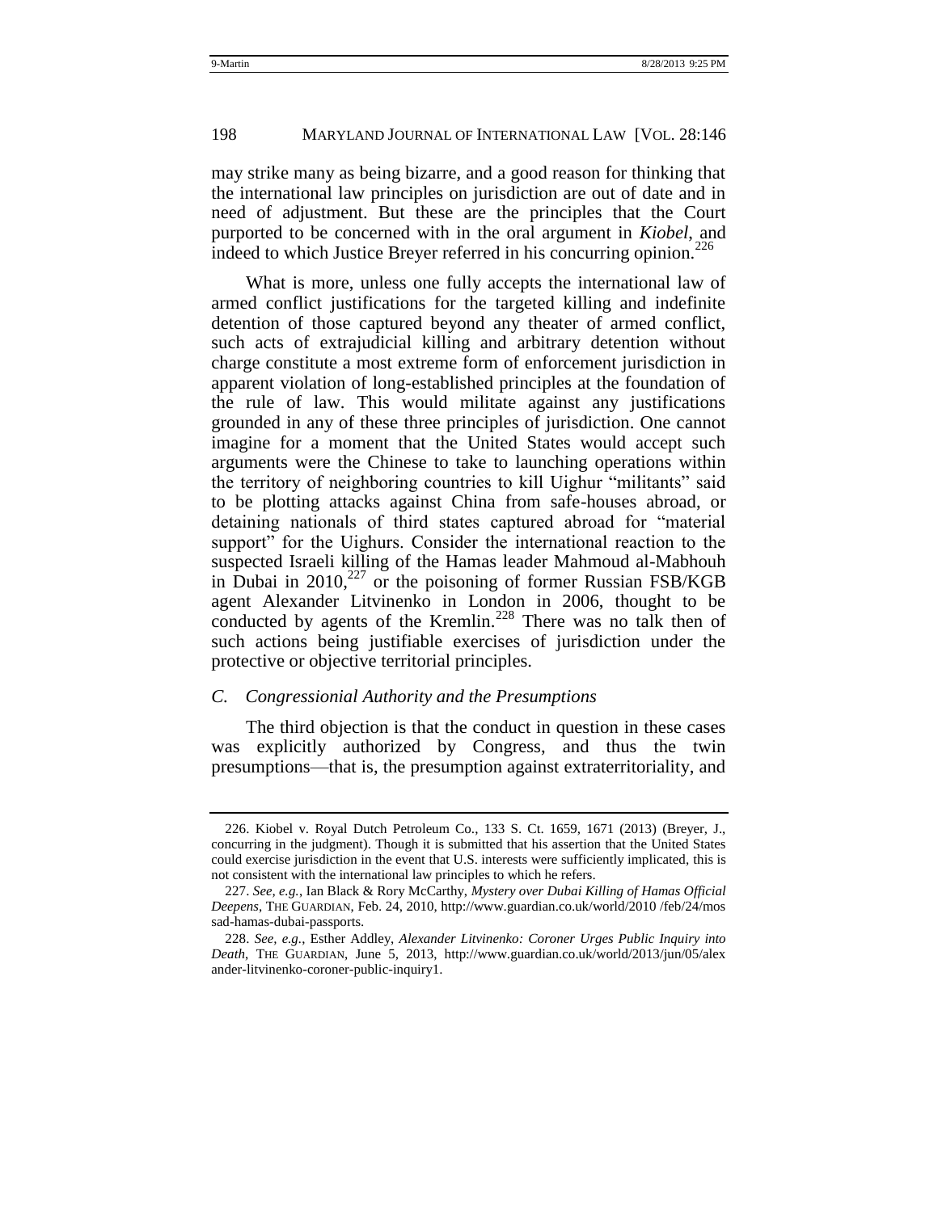may strike many as being bizarre, and a good reason for thinking that the international law principles on jurisdiction are out of date and in need of adjustment. But these are the principles that the Court purported to be concerned with in the oral argument in *Kiobel*, and indeed to which Justice Breyer referred in his concurring opinion.[226]

What is more, unless one fully accepts the international law of armed conflict justifications for the targeted killing and indefinite detention of those captured beyond any theater of armed conflict, such acts of extrajudicial killing and arbitrary detention without charge constitute a most extreme form of enforcement jurisdiction in apparent violation of long-established principles at the foundation of the rule of law. This would militate against any justifications grounded in any of these three principles of jurisdiction. One cannot imagine for a moment that the United States would accept such arguments were the Chinese to take to launching operations within the territory of neighboring countries to kill Uighur "militants" said to be plotting attacks against China from safe-houses abroad, or detaining nationals of third states captured abroad for "material support" for the Uighurs. Consider the international reaction to the suspected Israeli killing of the Hamas leader Mahmoud al-Mabhouh in Dubai in 2010,[227] or the poisoning of former Russian FSB/KGB agent Alexander Litvinenko in London in 2006, thought to be conducted by agents of the Kremlin.[228] There was no talk then of such actions being justifiable exercises of jurisdiction under the protective or objective territorial principles.

### *C. Congressionial Authority and the Presumptions*

The third objection is that the conduct in question in these cases was explicitly authorized by Congress, and thus the twin presumptions—that is, the presumption against extraterritoriality, and

---

226. Kiobel v. Royal Dutch Petroleum Co., 133 S. Ct. 1659, 1671 (2013) (Breyer, J., concurring in the judgment). Though it is submitted that his assertion that the United States could exercise jurisdiction in the event that U.S. interests were sufficiently implicated, this is not consistent with the international law principles to which he refers.

227. *See, e.g.*, Ian Black & Rory McCarthy, *Mystery over Dubai Killing of Hamas Official Deepens*, THE GUARDIAN, Feb. 24, 2010, http://www.guardian.co.uk/world/2010 /feb/24/mossad-hamas-dubai-passports.

228. *See, e.g.*, Esther Addley, *Alexander Litvinenko: Coroner Urges Public Inquiry into Death*, THE GUARDIAN, June 5, 2013, http://www.guardian.co.uk/world/2013/jun/05/alexander-litvinenko-coroner-public-inquiry1.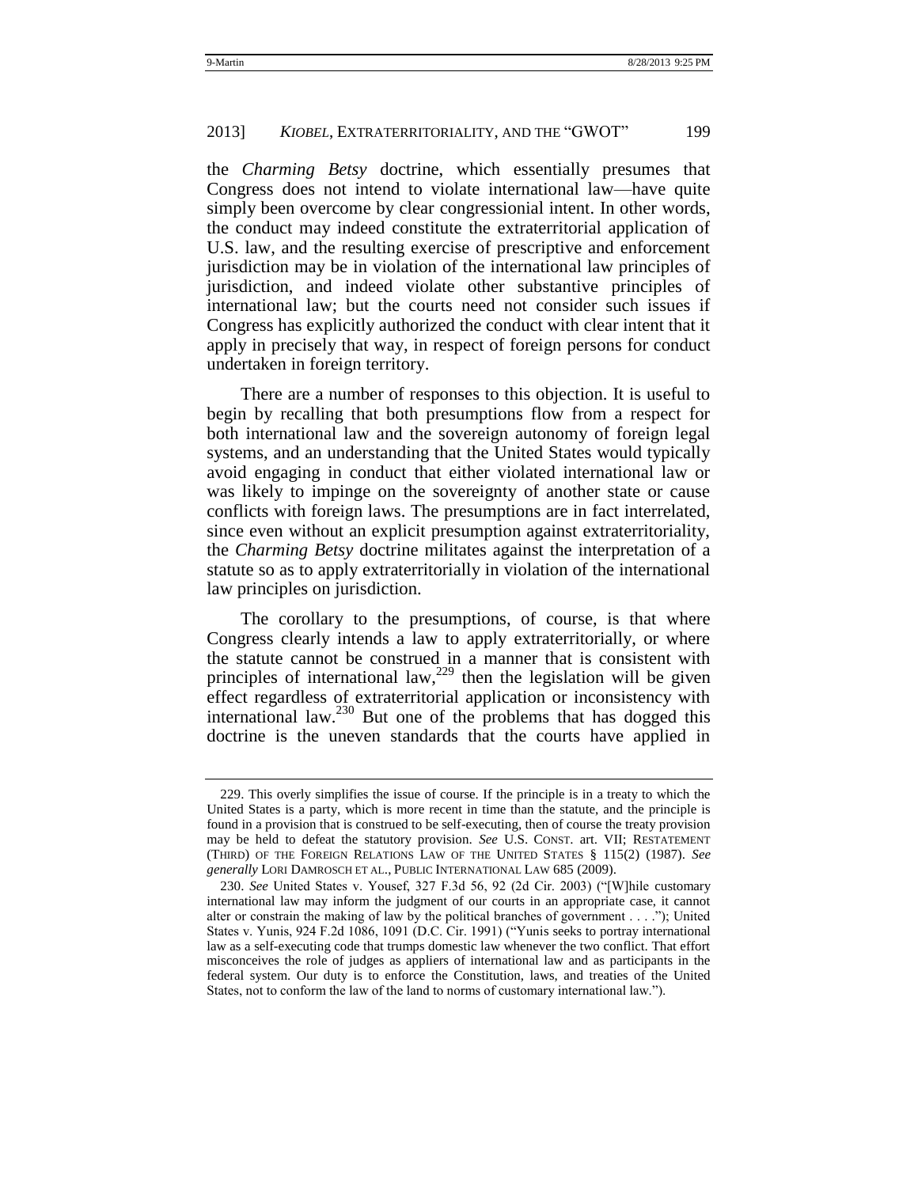the *Charming Betsy* doctrine, which essentially presumes that Congress does not intend to violate international law—have quite simply been overcome by clear congressionial intent. In other words, the conduct may indeed constitute the extraterritorial application of U.S. law, and the resulting exercise of prescriptive and enforcement jurisdiction may be in violation of the international law principles of jurisdiction, and indeed violate other substantive principles of international law; but the courts need not consider such issues if Congress has explicitly authorized the conduct with clear intent that it apply in precisely that way, in respect of foreign persons for conduct undertaken in foreign territory.

There are a number of responses to this objection. It is useful to begin by recalling that both presumptions flow from a respect for both international law and the sovereign autonomy of foreign legal systems, and an understanding that the United States would typically avoid engaging in conduct that either violated international law or was likely to impinge on the sovereignty of another state or cause conflicts with foreign laws. The presumptions are in fact interrelated, since even without an explicit presumption against extraterritoriality, the *Charming Betsy* doctrine militates against the interpretation of a statute so as to apply extraterritorially in violation of the international law principles on jurisdiction.

The corollary to the presumptions, of course, is that where Congress clearly intends a law to apply extraterritorially, or where the statute cannot be construed in a manner that is consistent with principles of international law,[229] then the legislation will be given effect regardless of extraterritorial application or inconsistency with international law.[230] But one of the problems that has dogged this doctrine is the uneven standards that the courts have applied in

---

229. This overly simplifies the issue of course. If the principle is in a treaty to which the United States is a party, which is more recent in time than the statute, and the principle is found in a provision that is construed to be self-executing, then of course the treaty provision may be held to defeat the statutory provision. *See* U.S. CONST. art. VII; RESTATEMENT (THIRD) OF THE FOREIGN RELATIONS LAW OF THE UNITED STATES § 115(2) (1987). *See generally* LORI DAMROSCH ET AL., PUBLIC INTERNATIONAL LAW 685 (2009).

230. *See* United States v. Yousef, 327 F.3d 56, 92 (2d Cir. 2003) ("[W]hile customary international law may inform the judgment of our courts in an appropriate case, it cannot alter or constrain the making of law by the political branches of government . . . ."); United States v. Yunis, 924 F.2d 1086, 1091 (D.C. Cir. 1991) ("Yunis seeks to portray international law as a self-executing code that trumps domestic law whenever the two conflict. That effort misconceives the role of judges as appliers of international law and as participants in the federal system. Our duty is to enforce the Constitution, laws, and treaties of the United States, not to conform the law of the land to norms of customary international law.").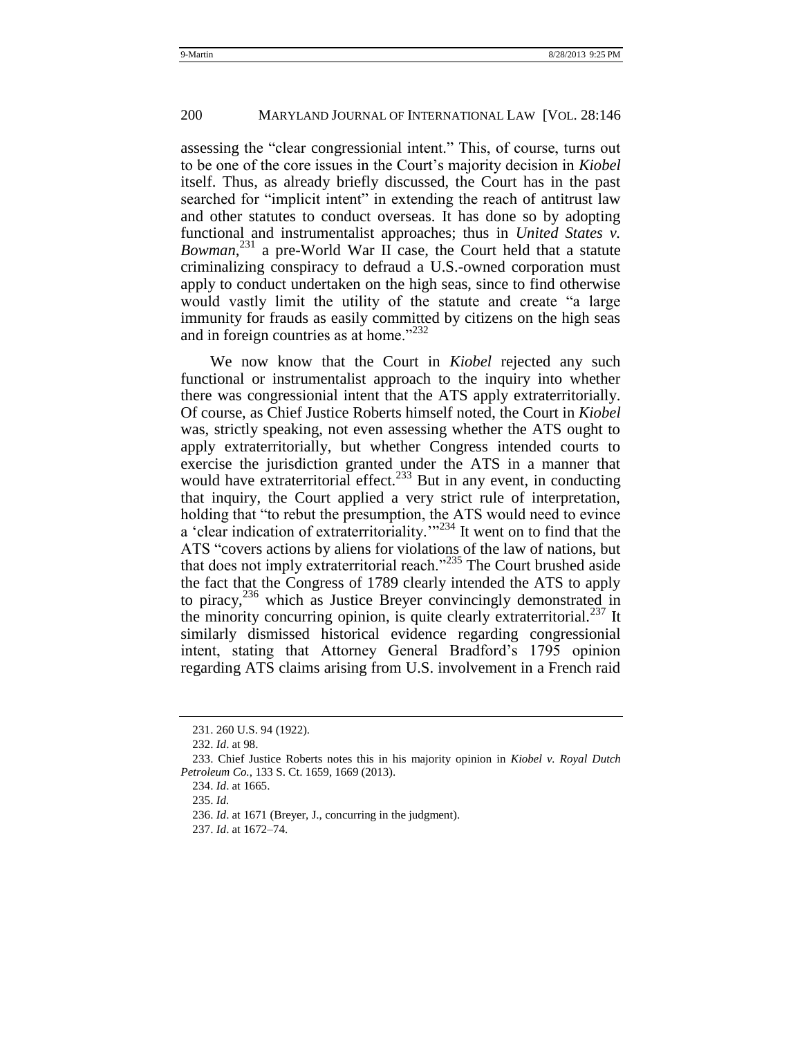assessing the "clear congressionial intent." This, of course, turns out to be one of the core issues in the Court's majority decision in *Kiobel* itself. Thus, as already briefly discussed, the Court has in the past searched for "implicit intent" in extending the reach of antitrust law and other statutes to conduct overseas. It has done so by adopting functional and instrumentalist approaches; thus in *United States v. Bowman*,[231] a pre-World War II case, the Court held that a statute criminalizing conspiracy to defraud a U.S.-owned corporation must apply to conduct undertaken on the high seas, since to find otherwise would vastly limit the utility of the statute and create "a large immunity for frauds as easily committed by citizens on the high seas and in foreign countries as at home."[232]

We now know that the Court in *Kiobel* rejected any such functional or instrumentalist approach to the inquiry into whether there was congressionial intent that the ATS apply extraterritorially. Of course, as Chief Justice Roberts himself noted, the Court in *Kiobel* was, strictly speaking, not even assessing whether the ATS ought to apply extraterritorially, but whether Congress intended courts to exercise the jurisdiction granted under the ATS in a manner that would have extraterritorial effect.[233] But in any event, in conducting that inquiry, the Court applied a very strict rule of interpretation, holding that "to rebut the presumption, the ATS would need to evince a 'clear indication of extraterritoriality.'"[234] It went on to find that the ATS "covers actions by aliens for violations of the law of nations, but that does not imply extraterritorial reach."[235] The Court brushed aside the fact that the Congress of 1789 clearly intended the ATS to apply to piracy,[236] which as Justice Breyer convincingly demonstrated in the minority concurring opinion, is quite clearly extraterritorial.[237] It similarly dismissed historical evidence regarding congressionial intent, stating that Attorney General Bradford's 1795 opinion regarding ATS claims arising from U.S. involvement in a French raid

---

231. 260 U.S. 94 (1922).

232. *Id*. at 98.

233. Chief Justice Roberts notes this in his majority opinion in *Kiobel v. Royal Dutch Petroleum Co.*, 133 S. Ct. 1659, 1669 (2013).

234. *Id*. at 1665.

235. *Id*.

236. *Id*. at 1671 (Breyer, J., concurring in the judgment).

237. *Id*. at 1672–74.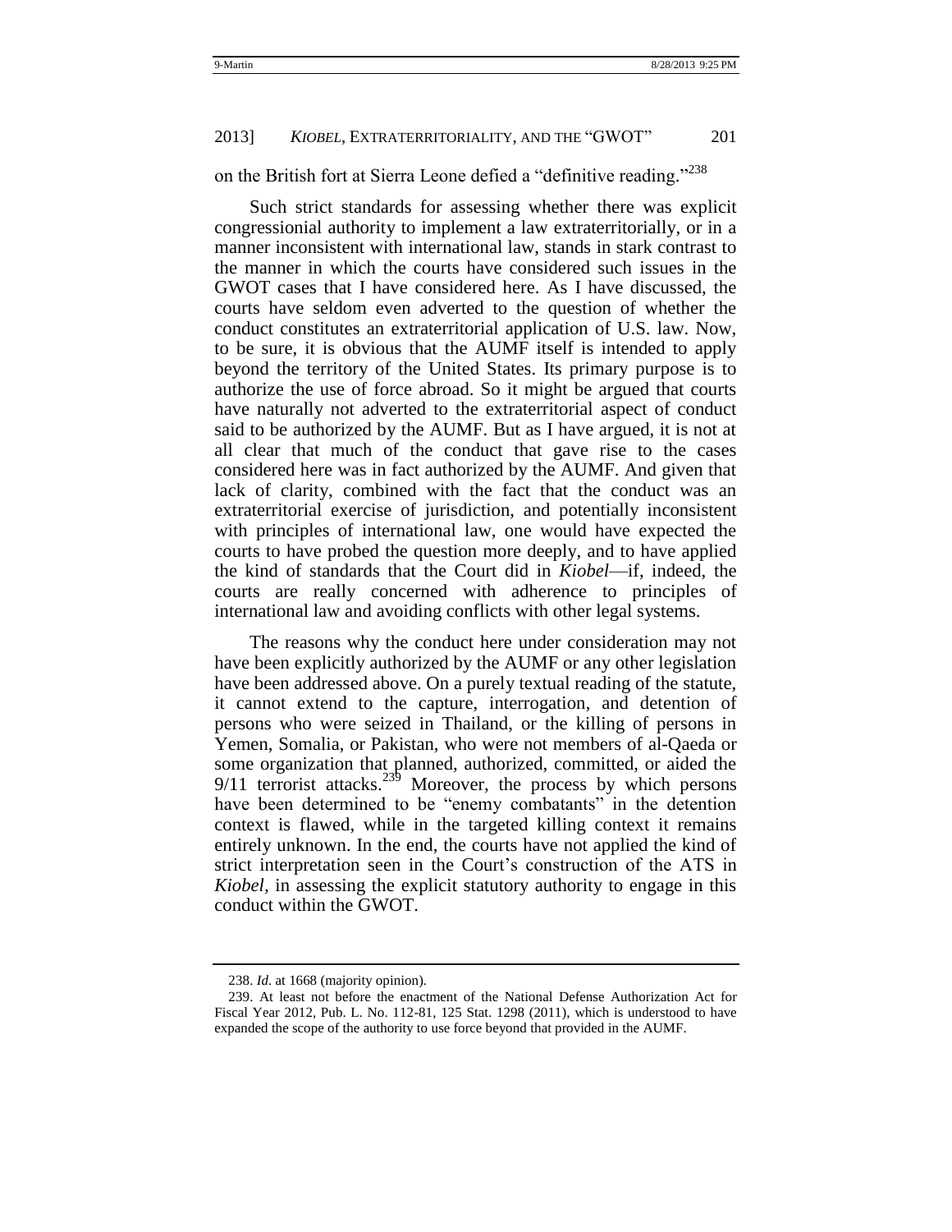on the British fort at Sierra Leone defied a "definitive reading."[238]

Such strict standards for assessing whether there was explicit congressionial authority to implement a law extraterritorially, or in a manner inconsistent with international law, stands in stark contrast to the manner in which the courts have considered such issues in the GWOT cases that I have considered here. As I have discussed, the courts have seldom even adverted to the question of whether the conduct constitutes an extraterritorial application of U.S. law. Now, to be sure, it is obvious that the AUMF itself is intended to apply beyond the territory of the United States. Its primary purpose is to authorize the use of force abroad. So it might be argued that courts have naturally not adverted to the extraterritorial aspect of conduct said to be authorized by the AUMF. But as I have argued, it is not at all clear that much of the conduct that gave rise to the cases considered here was in fact authorized by the AUMF. And given that lack of clarity, combined with the fact that the conduct was an extraterritorial exercise of jurisdiction, and potentially inconsistent with principles of international law, one would have expected the courts to have probed the question more deeply, and to have applied the kind of standards that the Court did in *Kiobel*—if, indeed, the courts are really concerned with adherence to principles of international law and avoiding conflicts with other legal systems.

The reasons why the conduct here under consideration may not have been explicitly authorized by the AUMF or any other legislation have been addressed above. On a purely textual reading of the statute, it cannot extend to the capture, interrogation, and detention of persons who were seized in Thailand, or the killing of persons in Yemen, Somalia, or Pakistan, who were not members of al-Qaeda or some organization that planned, authorized, committed, or aided the 9/11 terrorist attacks.[239] Moreover, the process by which persons have been determined to be "enemy combatants" in the detention context is flawed, while in the targeted killing context it remains entirely unknown. In the end, the courts have not applied the kind of strict interpretation seen in the Court's construction of the ATS in *Kiobel*, in assessing the explicit statutory authority to engage in this conduct within the GWOT.

---

238. *Id.* at 1668 (majority opinion).

239. At least not before the enactment of the National Defense Authorization Act for Fiscal Year 2012, Pub. L. No. 112-81, 125 Stat. 1298 (2011), which is understood to have expanded the scope of the authority to use force beyond that provided in the AUMF.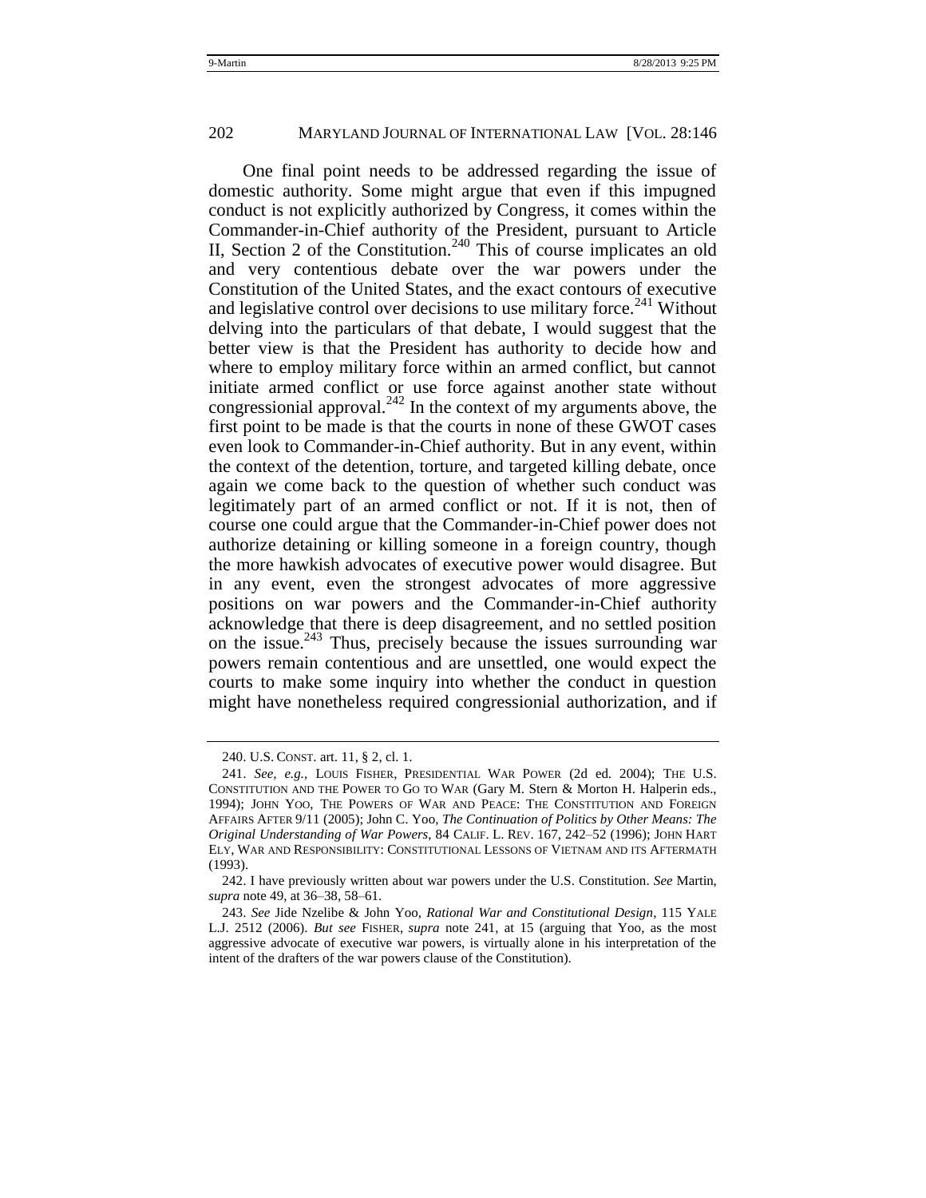One final point needs to be addressed regarding the issue of domestic authority. Some might argue that even if this impugned conduct is not explicitly authorized by Congress, it comes within the Commander-in-Chief authority of the President, pursuant to Article II, Section 2 of the Constitution.[240] This of course implicates an old and very contentious debate over the war powers under the Constitution of the United States, and the exact contours of executive and legislative control over decisions to use military force.[241] Without delving into the particulars of that debate, I would suggest that the better view is that the President has authority to decide how and where to employ military force within an armed conflict, but cannot initiate armed conflict or use force against another state without congressionial approval.[242] In the context of my arguments above, the first point to be made is that the courts in none of these GWOT cases even look to Commander-in-Chief authority. But in any event, within the context of the detention, torture, and targeted killing debate, once again we come back to the question of whether such conduct was legitimately part of an armed conflict or not. If it is not, then of course one could argue that the Commander-in-Chief power does not authorize detaining or killing someone in a foreign country, though the more hawkish advocates of executive power would disagree. But in any event, even the strongest advocates of more aggressive positions on war powers and the Commander-in-Chief authority acknowledge that there is deep disagreement, and no settled position on the issue.[243] Thus, precisely because the issues surrounding war powers remain contentious and are unsettled, one would expect the courts to make some inquiry into whether the conduct in question might have nonetheless required congressionial authorization, and if

---

240. U.S. CONST. art. 11, § 2, cl. 1.

241. *See, e.g.*, LOUIS FISHER, PRESIDENTIAL WAR POWER (2d ed. 2004); THE U.S. CONSTITUTION AND THE POWER TO GO TO WAR (Gary M. Stern & Morton H. Halperin eds., 1994); JOHN YOO, THE POWERS OF WAR AND PEACE: THE CONSTITUTION AND FOREIGN AFFAIRS AFTER 9/11 (2005); John C. Yoo, *The Continuation of Politics by Other Means: The Original Understanding of War Powers*, 84 CALIF. L. REV. 167, 242–52 (1996); JOHN HART ELY, WAR AND RESPONSIBILITY: CONSTITUTIONAL LESSONS OF VIETNAM AND ITS AFTERMATH (1993).

242. I have previously written about war powers under the U.S. Constitution. *See* Martin, *supra* note 49, at 36–38, 58–61.

243. *See* Jide Nzelibe & John Yoo, *Rational War and Constitutional Design*, 115 YALE L.J. 2512 (2006). *But see* FISHER, *supra* note 241, at 15 (arguing that Yoo, as the most aggressive advocate of executive war powers, is virtually alone in his interpretation of the intent of the drafters of the war powers clause of the Constitution).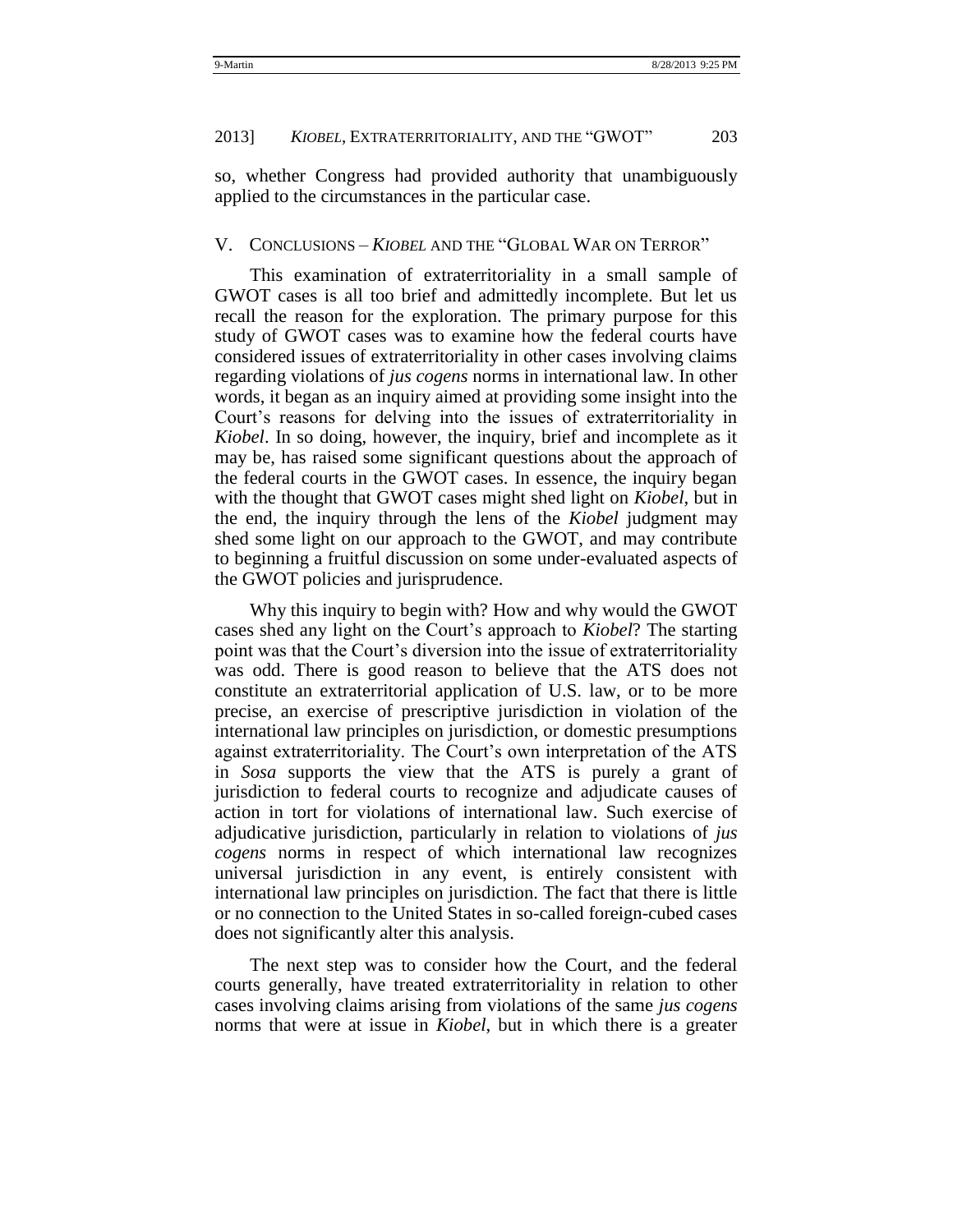so, whether Congress had provided authority that unambiguously applied to the circumstances in the particular case.

## V. CONCLUSIONS – *KIOBEL* AND THE "GLOBAL WAR ON TERROR"

This examination of extraterritoriality in a small sample of GWOT cases is all too brief and admittedly incomplete. But let us recall the reason for the exploration. The primary purpose for this study of GWOT cases was to examine how the federal courts have considered issues of extraterritoriality in other cases involving claims regarding violations of *jus cogens* norms in international law. In other words, it began as an inquiry aimed at providing some insight into the Court's reasons for delving into the issues of extraterritoriality in *Kiobel*. In so doing, however, the inquiry, brief and incomplete as it may be, has raised some significant questions about the approach of the federal courts in the GWOT cases. In essence, the inquiry began with the thought that GWOT cases might shed light on *Kiobel*, but in the end, the inquiry through the lens of the *Kiobel* judgment may shed some light on our approach to the GWOT, and may contribute to beginning a fruitful discussion on some under-evaluated aspects of the GWOT policies and jurisprudence.

Why this inquiry to begin with? How and why would the GWOT cases shed any light on the Court's approach to *Kiobel*? The starting point was that the Court's diversion into the issue of extraterritoriality was odd. There is good reason to believe that the ATS does not constitute an extraterritorial application of U.S. law, or to be more precise, an exercise of prescriptive jurisdiction in violation of the international law principles on jurisdiction, or domestic presumptions against extraterritoriality. The Court's own interpretation of the ATS in *Sosa* supports the view that the ATS is purely a grant of jurisdiction to federal courts to recognize and adjudicate causes of action in tort for violations of international law. Such exercise of adjudicative jurisdiction, particularly in relation to violations of *jus cogens* norms in respect of which international law recognizes universal jurisdiction in any event, is entirely consistent with international law principles on jurisdiction. The fact that there is little or no connection to the United States in so-called foreign-cubed cases does not significantly alter this analysis.

The next step was to consider how the Court, and the federal courts generally, have treated extraterritoriality in relation to other cases involving claims arising from violations of the same *jus cogens* norms that were at issue in *Kiobel*, but in which there is a greater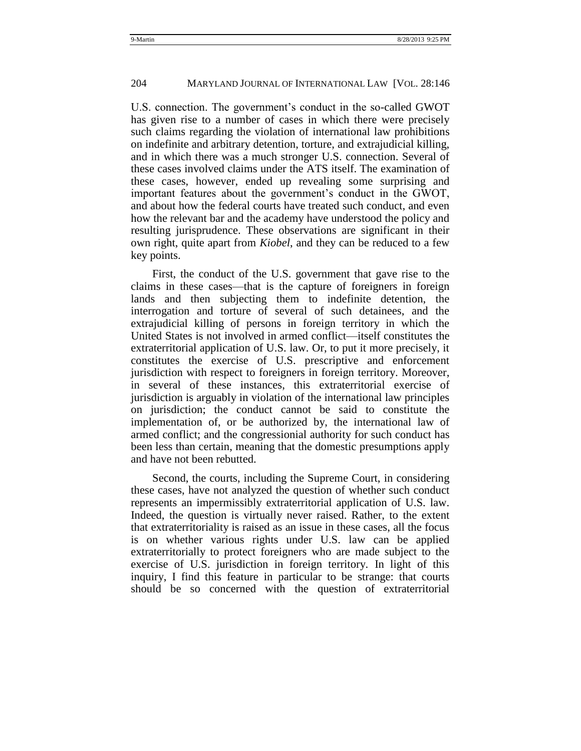U.S. connection. The government's conduct in the so-called GWOT has given rise to a number of cases in which there were precisely such claims regarding the violation of international law prohibitions on indefinite and arbitrary detention, torture, and extrajudicial killing, and in which there was a much stronger U.S. connection. Several of these cases involved claims under the ATS itself. The examination of these cases, however, ended up revealing some surprising and important features about the government's conduct in the GWOT, and about how the federal courts have treated such conduct, and even how the relevant bar and the academy have understood the policy and resulting jurisprudence. These observations are significant in their own right, quite apart from *Kiobel*, and they can be reduced to a few key points.

First, the conduct of the U.S. government that gave rise to the claims in these cases—that is the capture of foreigners in foreign lands and then subjecting them to indefinite detention, the interrogation and torture of several of such detainees, and the extrajudicial killing of persons in foreign territory in which the United States is not involved in armed conflict—itself constitutes the extraterritorial application of U.S. law. Or, to put it more precisely, it constitutes the exercise of U.S. prescriptive and enforcement jurisdiction with respect to foreigners in foreign territory. Moreover, in several of these instances, this extraterritorial exercise of jurisdiction is arguably in violation of the international law principles on jurisdiction; the conduct cannot be said to constitute the implementation of, or be authorized by, the international law of armed conflict; and the congressionial authority for such conduct has been less than certain, meaning that the domestic presumptions apply and have not been rebutted.

Second, the courts, including the Supreme Court, in considering these cases, have not analyzed the question of whether such conduct represents an impermissibly extraterritorial application of U.S. law. Indeed, the question is virtually never raised. Rather, to the extent that extraterritoriality is raised as an issue in these cases, all the focus is on whether various rights under U.S. law can be applied extraterritorially to protect foreigners who are made subject to the exercise of U.S. jurisdiction in foreign territory. In light of this inquiry, I find this feature in particular to be strange: that courts should be so concerned with the question of extraterritorial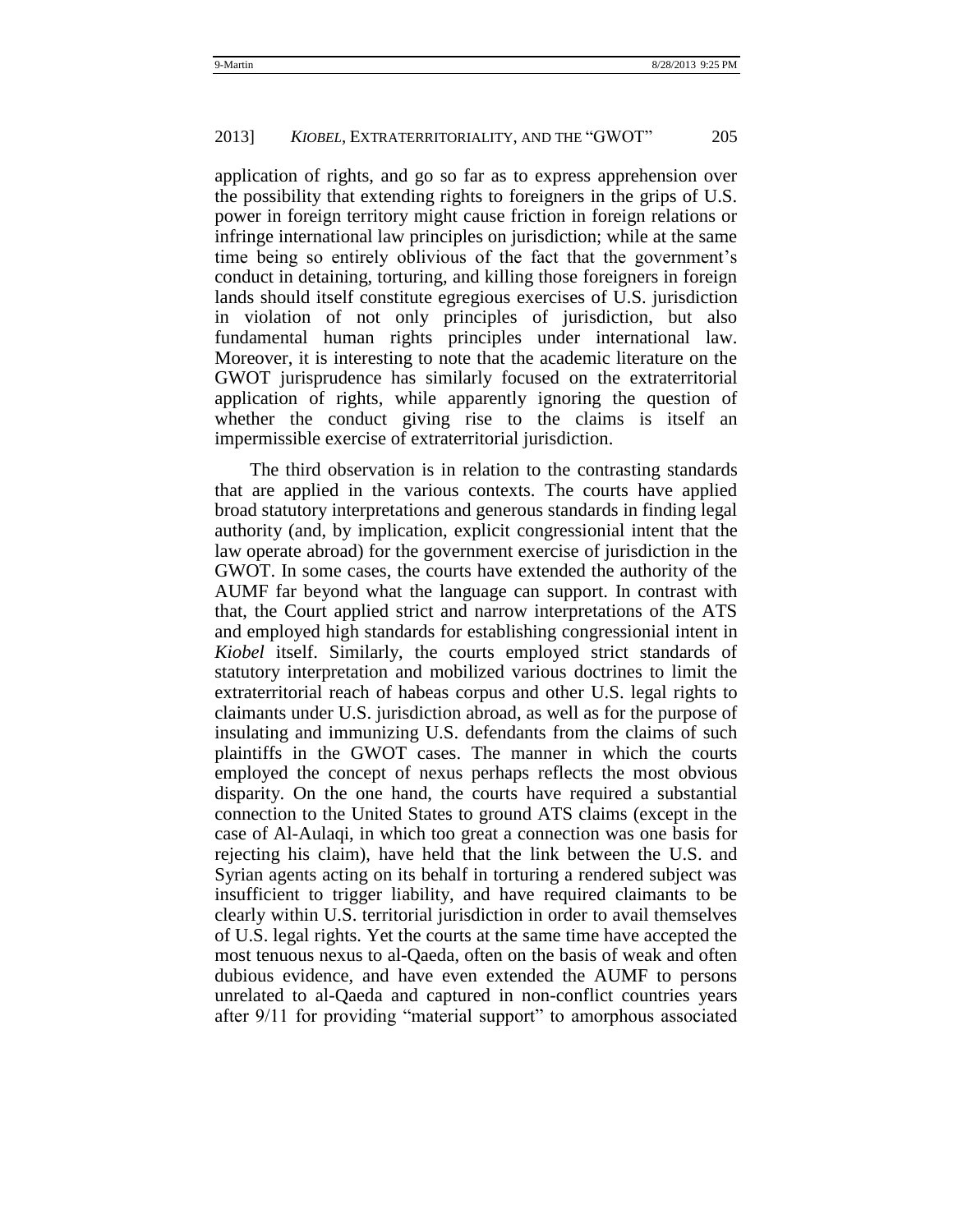application of rights, and go so far as to express apprehension over the possibility that extending rights to foreigners in the grips of U.S. power in foreign territory might cause friction in foreign relations or infringe international law principles on jurisdiction; while at the same time being so entirely oblivious of the fact that the government's conduct in detaining, torturing, and killing those foreigners in foreign lands should itself constitute egregious exercises of U.S. jurisdiction in violation of not only principles of jurisdiction, but also fundamental human rights principles under international law. Moreover, it is interesting to note that the academic literature on the GWOT jurisprudence has similarly focused on the extraterritorial application of rights, while apparently ignoring the question of whether the conduct giving rise to the claims is itself an impermissible exercise of extraterritorial jurisdiction.

The third observation is in relation to the contrasting standards that are applied in the various contexts. The courts have applied broad statutory interpretations and generous standards in finding legal authority (and, by implication, explicit congressionial intent that the law operate abroad) for the government exercise of jurisdiction in the GWOT. In some cases, the courts have extended the authority of the AUMF far beyond what the language can support. In contrast with that, the Court applied strict and narrow interpretations of the ATS and employed high standards for establishing congressionial intent in *Kiobel* itself. Similarly, the courts employed strict standards of statutory interpretation and mobilized various doctrines to limit the extraterritorial reach of habeas corpus and other U.S. legal rights to claimants under U.S. jurisdiction abroad, as well as for the purpose of insulating and immunizing U.S. defendants from the claims of such plaintiffs in the GWOT cases. The manner in which the courts employed the concept of nexus perhaps reflects the most obvious disparity. On the one hand, the courts have required a substantial connection to the United States to ground ATS claims (except in the case of Al-Aulaqi, in which too great a connection was one basis for rejecting his claim), have held that the link between the U.S. and Syrian agents acting on its behalf in torturing a rendered subject was insufficient to trigger liability, and have required claimants to be clearly within U.S. territorial jurisdiction in order to avail themselves of U.S. legal rights. Yet the courts at the same time have accepted the most tenuous nexus to al-Qaeda, often on the basis of weak and often dubious evidence, and have even extended the AUMF to persons unrelated to al-Qaeda and captured in non-conflict countries years after 9/11 for providing "material support" to amorphous associated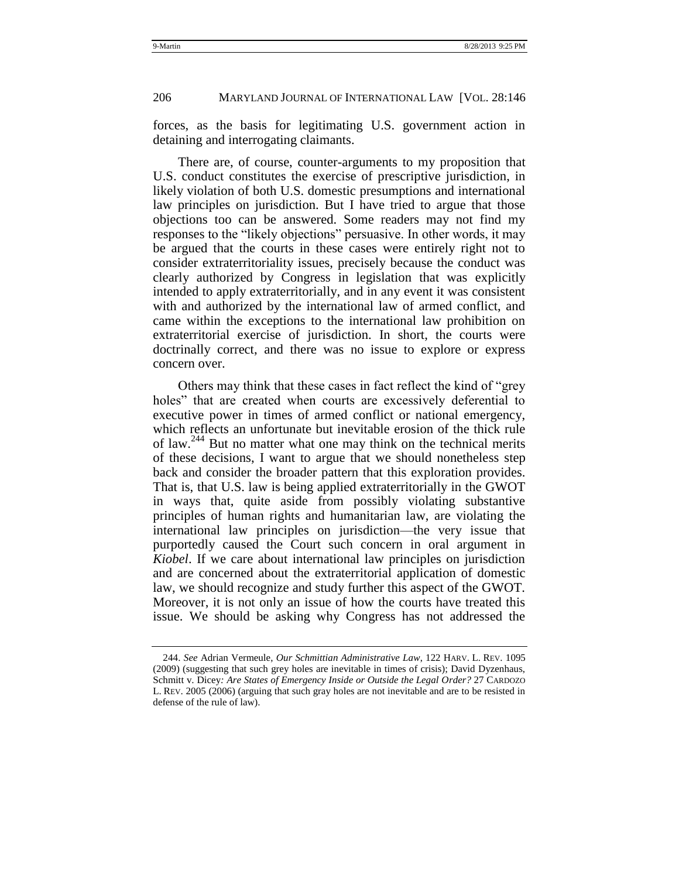forces, as the basis for legitimating U.S. government action in detaining and interrogating claimants.

There are, of course, counter-arguments to my proposition that U.S. conduct constitutes the exercise of prescriptive jurisdiction, in likely violation of both U.S. domestic presumptions and international law principles on jurisdiction. But I have tried to argue that those objections too can be answered. Some readers may not find my responses to the "likely objections" persuasive. In other words, it may be argued that the courts in these cases were entirely right not to consider extraterritoriality issues, precisely because the conduct was clearly authorized by Congress in legislation that was explicitly intended to apply extraterritorially, and in any event it was consistent with and authorized by the international law of armed conflict, and came within the exceptions to the international law prohibition on extraterritorial exercise of jurisdiction. In short, the courts were doctrinally correct, and there was no issue to explore or express concern over.

Others may think that these cases in fact reflect the kind of "grey holes" that are created when courts are excessively deferential to executive power in times of armed conflict or national emergency, which reflects an unfortunate but inevitable erosion of the thick rule of law.[244] But no matter what one may think on the technical merits of these decisions, I want to argue that we should nonetheless step back and consider the broader pattern that this exploration provides. That is, that U.S. law is being applied extraterritorially in the GWOT in ways that, quite aside from possibly violating substantive principles of human rights and humanitarian law, are violating the international law principles on jurisdiction—the very issue that purportedly caused the Court such concern in oral argument in *Kiobel*. If we care about international law principles on jurisdiction and are concerned about the extraterritorial application of domestic law, we should recognize and study further this aspect of the GWOT. Moreover, it is not only an issue of how the courts have treated this issue. We should be asking why Congress has not addressed the

---

244. *See* Adrian Vermeule, *Our Schmittian Administrative Law*, 122 HARV. L. REV. 1095 (2009) (suggesting that such grey holes are inevitable in times of crisis); David Dyzenhaus, Schmitt v. Dicey*: Are States of Emergency Inside or Outside the Legal Order?* 27 CARDOZO L. REV. 2005 (2006) (arguing that such gray holes are not inevitable and are to be resisted in defense of the rule of law).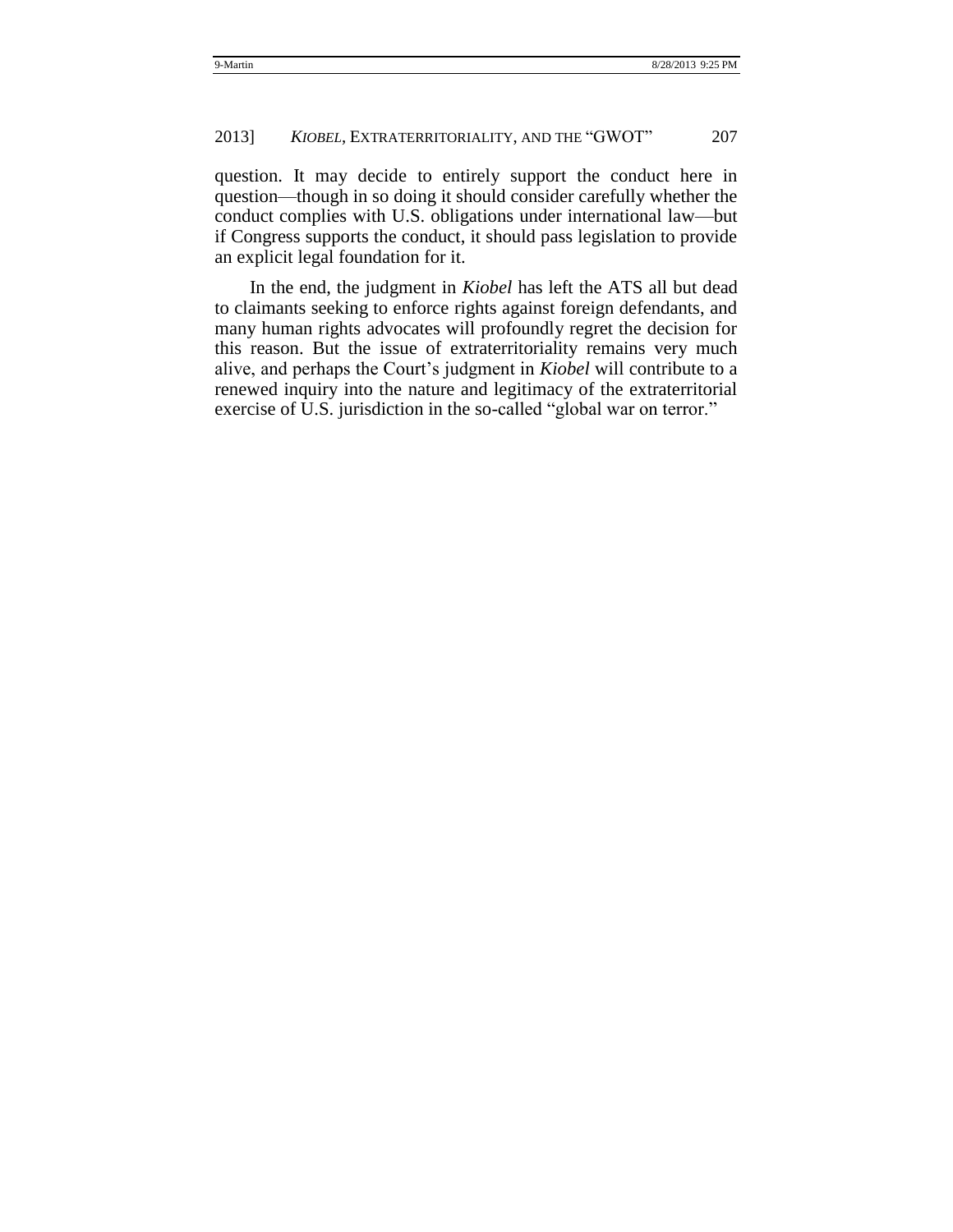question. It may decide to entirely support the conduct here in question—though in so doing it should consider carefully whether the conduct complies with U.S. obligations under international law—but if Congress supports the conduct, it should pass legislation to provide an explicit legal foundation for it.

In the end, the judgment in *Kiobel* has left the ATS all but dead to claimants seeking to enforce rights against foreign defendants, and many human rights advocates will profoundly regret the decision for this reason. But the issue of extraterritoriality remains very much alive, and perhaps the Court's judgment in *Kiobel* will contribute to a renewed inquiry into the nature and legitimacy of the extraterritorial exercise of U.S. jurisdiction in the so-called "global war on terror."